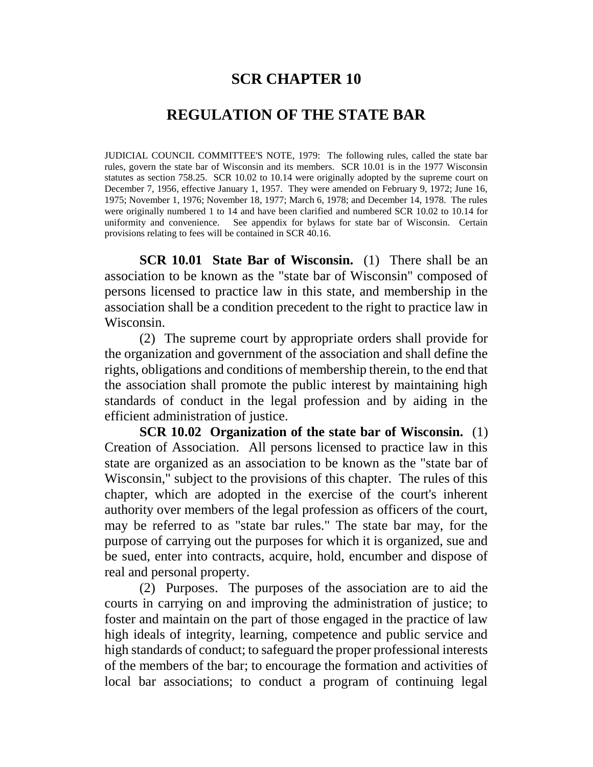# SCR CHAPTER 10

# REGULATION OF THE STATE BAR

JUDICIAL COUNCIL COMMITTEE'S NOTE, 1979: The following rules, called the state bar rules, govern the state bar of Wisconsin and its members. SCR 10.01 is in the 1977 Wisconsin statutes as section 758.25. SCR 10.02 to 10.14 were originally adopted by the supreme court on December 7, 1956, effective January 1, 1957. They were amended on February 9, 1972; June 16, 1975; November 1, 1976; November 18, 1977; March 6, 1978; and December 14, 1978. The rules were originally numbered 1 to 14 and have been clarified and numbered SCR 10.02 to 10.14 for uniformity and convenience. See appendix for bylaws for state bar of Wisconsin. Certain provisions relating to fees will be contained in SCR 40.16.

**SCR 10.01 State Bar of Wisconsin.** (1) There shall be an association to be known as the "state bar of Wisconsin" composed of persons licensed to practice law in this state, and membership in the association shall be a condition precedent to the right to practice law in Wisconsin.

(2) The supreme court by appropriate orders shall provide for the organization and government of the association and shall define the rights, obligations and conditions of membership therein, to the end that the association shall promote the public interest by maintaining high standards of conduct in the legal profession and by aiding in the efficient administration of justice.

**SCR 10.02 Organization of the state bar of Wisconsin.** (1) Creation of Association. All persons licensed to practice law in this state are organized as an association to be known as the "state bar of Wisconsin," subject to the provisions of this chapter. The rules of this chapter, which are adopted in the exercise of the court's inherent authority over members of the legal profession as officers of the court, may be referred to as "state bar rules." The state bar may, for the purpose of carrying out the purposes for which it is organized, sue and be sued, enter into contracts, acquire, hold, encumber and dispose of real and personal property.

(2) Purposes. The purposes of the association are to aid the courts in carrying on and improving the administration of justice; to foster and maintain on the part of those engaged in the practice of law high ideals of integrity, learning, competence and public service and high standards of conduct; to safeguard the proper professional interests of the members of the bar; to encourage the formation and activities of local bar associations; to conduct a program of continuing legal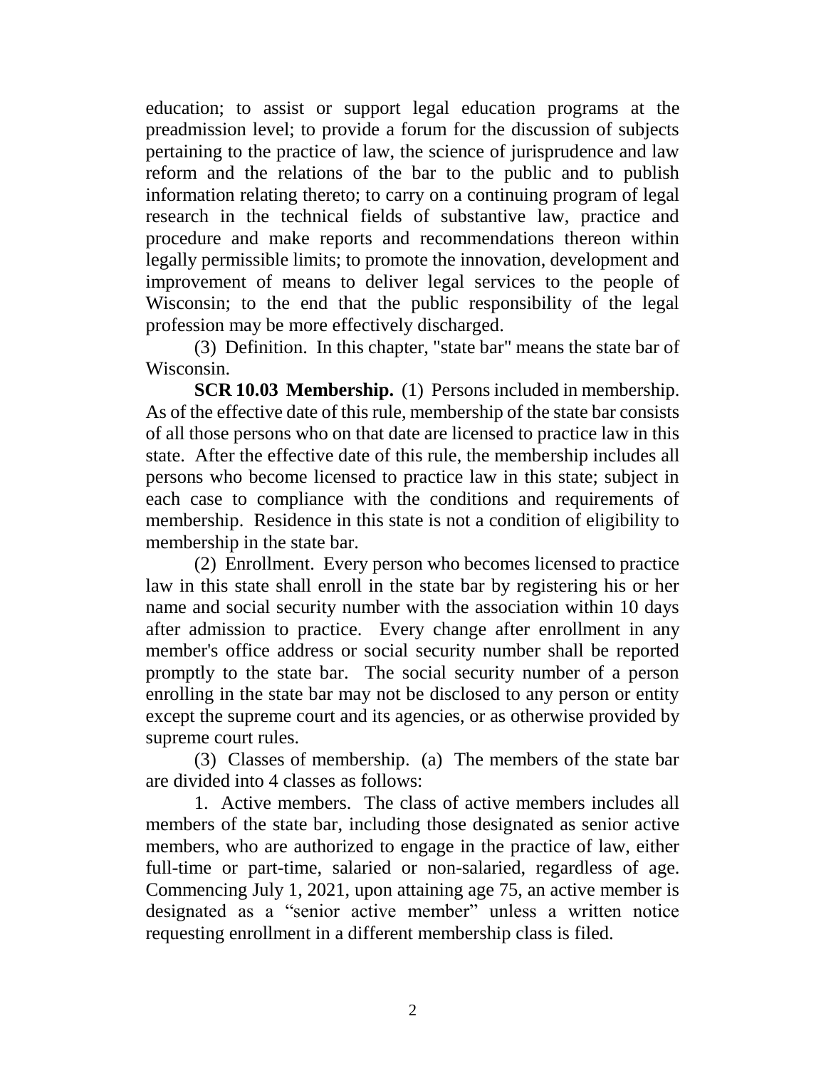education; to assist or support legal education programs at the preadmission level; to provide a forum for the discussion of subjects pertaining to the practice of law, the science of jurisprudence and law reform and the relations of the bar to the public and to publish information relating thereto; to carry on a continuing program of legal research in the technical fields of substantive law, practice and procedure and make reports and recommendations thereon within legally permissible limits; to promote the innovation, development and improvement of means to deliver legal services to the people of Wisconsin; to the end that the public responsibility of the legal profession may be more effectively discharged.

(3) Definition. In this chapter, "state bar" means the state bar of Wisconsin.

**SCR 10.03 Membership.** (1) Persons included in membership. As of the effective date of this rule, membership of the state bar consists of all those persons who on that date are licensed to practice law in this state. After the effective date of this rule, the membership includes all persons who become licensed to practice law in this state; subject in each case to compliance with the conditions and requirements of membership. Residence in this state is not a condition of eligibility to membership in the state bar.

(2) Enrollment. Every person who becomes licensed to practice law in this state shall enroll in the state bar by registering his or her name and social security number with the association within 10 days after admission to practice. Every change after enrollment in any member's office address or social security number shall be reported promptly to the state bar. The social security number of a person enrolling in the state bar may not be disclosed to any person or entity except the supreme court and its agencies, or as otherwise provided by supreme court rules.

(3) Classes of membership. (a) The members of the state bar are divided into 4 classes as follows:

1. Active members. The class of active members includes all members of the state bar, including those designated as senior active members, who are authorized to engage in the practice of law, either full-time or part-time, salaried or non-salaried, regardless of age. Commencing July 1, 2021, upon attaining age 75, an active member is designated as a "senior active member" unless a written notice requesting enrollment in a different membership class is filed.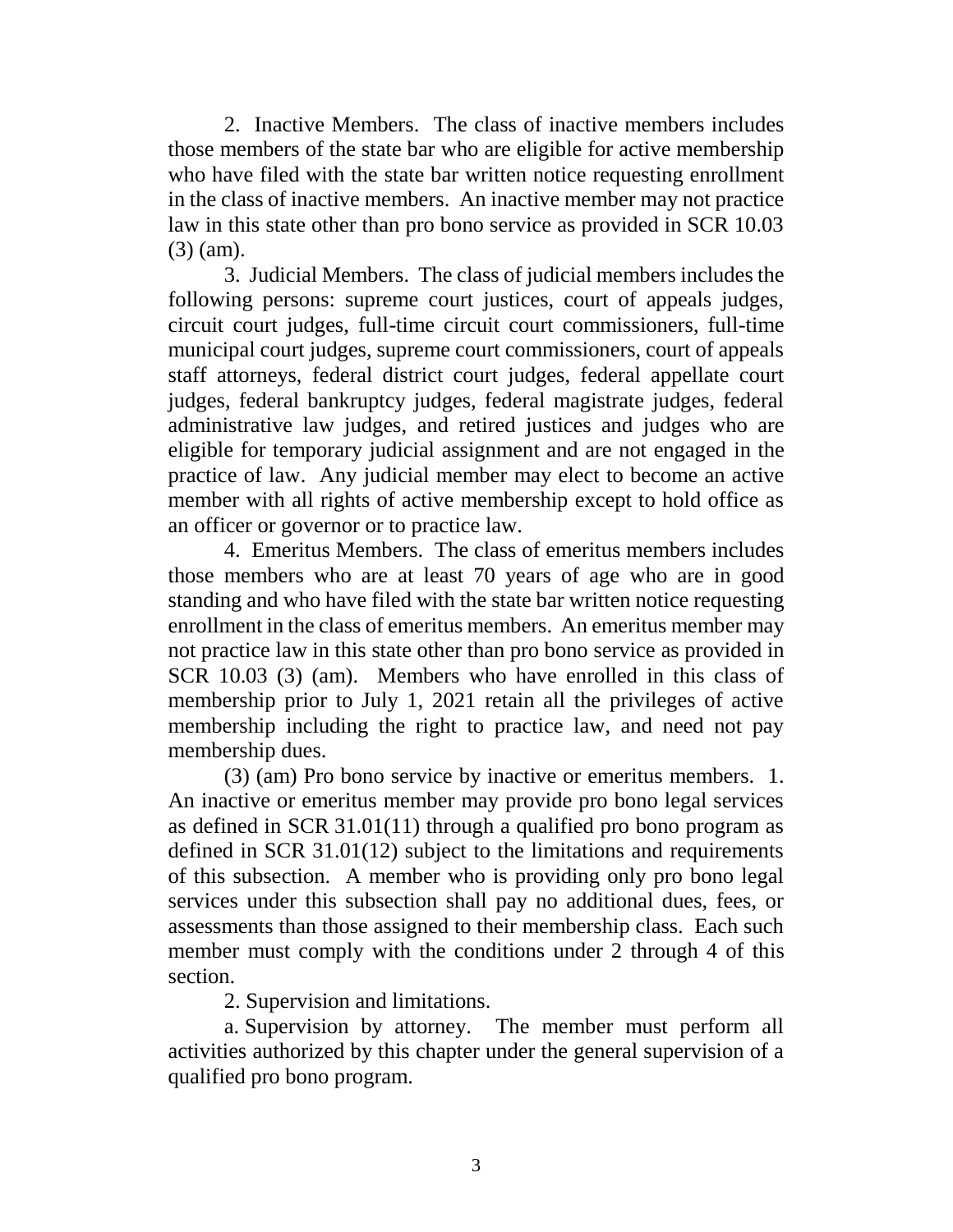2. Inactive Members. The class of inactive members includes those members of the state bar who are eligible for active membership who have filed with the state bar written notice requesting enrollment in the class of inactive members. An inactive member may not practice law in this state other than pro bono service as provided in SCR 10.03 (3) (am).

3. Judicial Members. The class of judicial members includes the following persons: supreme court justices, court of appeals judges, circuit court judges, full-time circuit court commissioners, full-time municipal court judges, supreme court commissioners, court of appeals staff attorneys, federal district court judges, federal appellate court judges, federal bankruptcy judges, federal magistrate judges, federal administrative law judges, and retired justices and judges who are eligible for temporary judicial assignment and are not engaged in the practice of law. Any judicial member may elect to become an active member with all rights of active membership except to hold office as an officer or governor or to practice law.

4. Emeritus Members. The class of emeritus members includes those members who are at least 70 years of age who are in good standing and who have filed with the state bar written notice requesting enrollment in the class of emeritus members. An emeritus member may not practice law in this state other than pro bono service as provided in SCR 10.03 (3) (am). Members who have enrolled in this class of membership prior to July 1, 2021 retain all the privileges of active membership including the right to practice law, and need not pay membership dues.

(3) (am) Pro bono service by inactive or emeritus members. 1. An inactive or emeritus member may provide pro bono legal services as defined in SCR 31.01(11) through a qualified pro bono program as defined in SCR 31.01(12) subject to the limitations and requirements of this subsection. A member who is providing only pro bono legal services under this subsection shall pay no additional dues, fees, or assessments than those assigned to their membership class. Each such member must comply with the conditions under 2 through 4 of this section.

2. Supervision and limitations.

a. Supervision by attorney. The member must perform all activities authorized by this chapter under the general supervision of a qualified pro bono program.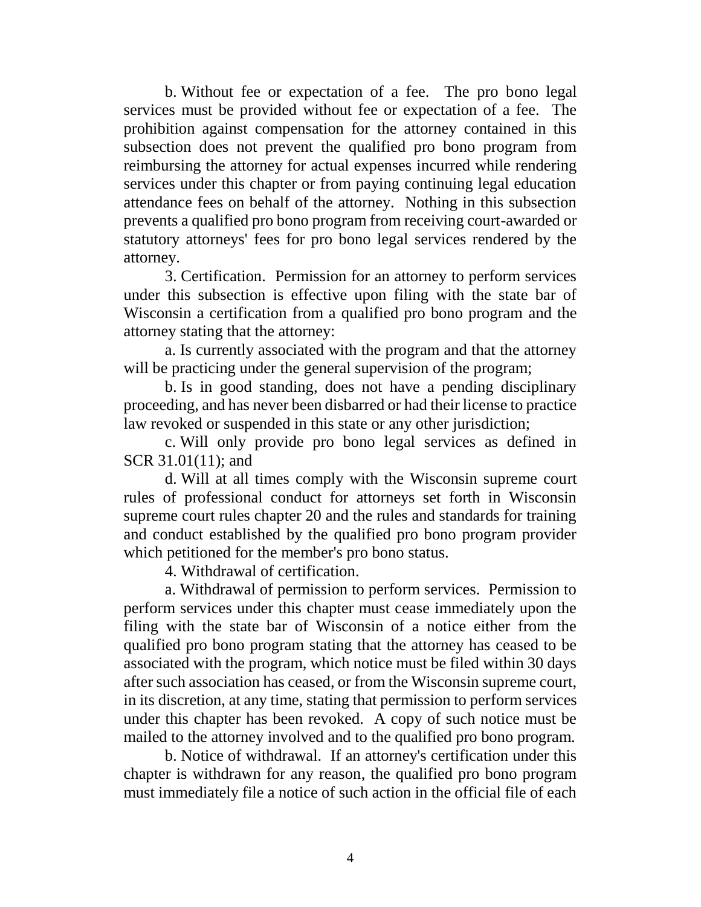b. Without fee or expectation of a fee. The pro bono legal services must be provided without fee or expectation of a fee. The prohibition against compensation for the attorney contained in this subsection does not prevent the qualified pro bono program from reimbursing the attorney for actual expenses incurred while rendering services under this chapter or from paying continuing legal education attendance fees on behalf of the attorney. Nothing in this subsection prevents a qualified pro bono program from receiving court-awarded or statutory attorneys' fees for pro bono legal services rendered by the attorney.

3. Certification. Permission for an attorney to perform services under this subsection is effective upon filing with the state bar of Wisconsin a certification from a qualified pro bono program and the attorney stating that the attorney:

a. Is currently associated with the program and that the attorney will be practicing under the general supervision of the program;

b. Is in good standing, does not have a pending disciplinary proceeding, and has never been disbarred or had their license to practice law revoked or suspended in this state or any other jurisdiction;

c. Will only provide pro bono legal services as defined in SCR 31.01(11); and

d. Will at all times comply with the Wisconsin supreme court rules of professional conduct for attorneys set forth in Wisconsin supreme court rules chapter 20 and the rules and standards for training and conduct established by the qualified pro bono program provider which petitioned for the member's pro bono status.

4. Withdrawal of certification.

a. Withdrawal of permission to perform services. Permission to perform services under this chapter must cease immediately upon the filing with the state bar of Wisconsin of a notice either from the qualified pro bono program stating that the attorney has ceased to be associated with the program, which notice must be filed within 30 days after such association has ceased, or from the Wisconsin supreme court, in its discretion, at any time, stating that permission to perform services under this chapter has been revoked. A copy of such notice must be mailed to the attorney involved and to the qualified pro bono program.

b. Notice of withdrawal. If an attorney's certification under this chapter is withdrawn for any reason, the qualified pro bono program must immediately file a notice of such action in the official file of each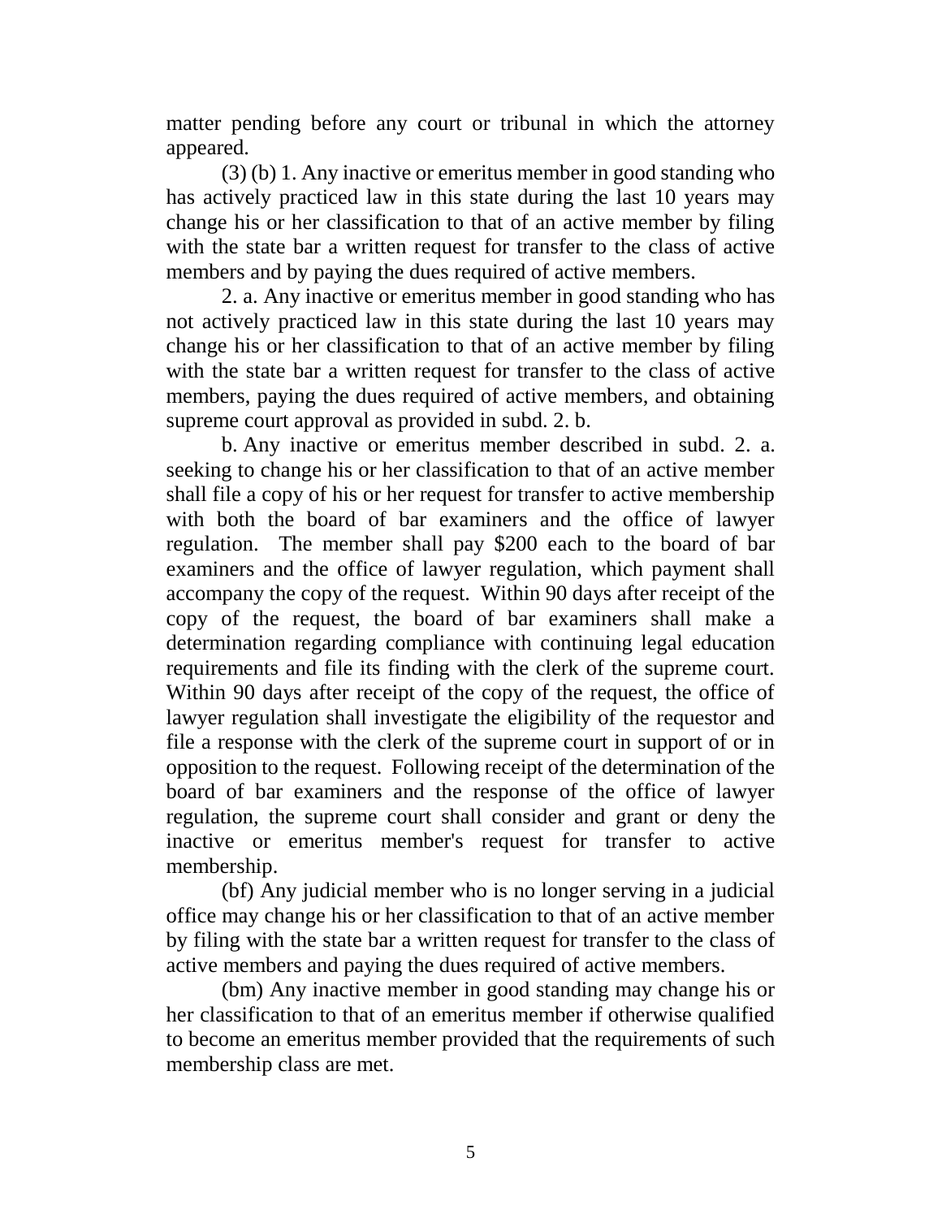matter pending before any court or tribunal in which the attorney appeared.

(3) (b) 1. Any inactive or emeritus member in good standing who has actively practiced law in this state during the last 10 years may change his or her classification to that of an active member by filing with the state bar a written request for transfer to the class of active members and by paying the dues required of active members.

2. a. Any inactive or emeritus member in good standing who has not actively practiced law in this state during the last 10 years may change his or her classification to that of an active member by filing with the state bar a written request for transfer to the class of active members, paying the dues required of active members, and obtaining supreme court approval as provided in subd. 2. b.

b. Any inactive or emeritus member described in subd. 2. a. seeking to change his or her classification to that of an active member shall file a copy of his or her request for transfer to active membership with both the board of bar examiners and the office of lawyer regulation. The member shall pay $200 each to the board of bar examiners and the office of lawyer regulation, which payment shall accompany the copy of the request. Within 90 days after receipt of the copy of the request, the board of bar examiners shall make a determination regarding compliance with continuing legal education requirements and file its finding with the clerk of the supreme court. Within 90 days after receipt of the copy of the request, the office of lawyer regulation shall investigate the eligibility of the requestor and file a response with the clerk of the supreme court in support of or in opposition to the request. Following receipt of the determination of the board of bar examiners and the response of the office of lawyer regulation, the supreme court shall consider and grant or deny the inactive or emeritus member's request for transfer to active membership.

(bf) Any judicial member who is no longer serving in a judicial office may change his or her classification to that of an active member by filing with the state bar a written request for transfer to the class of active members and paying the dues required of active members.

(bm) Any inactive member in good standing may change his or her classification to that of an emeritus member if otherwise qualified to become an emeritus member provided that the requirements of such membership class are met.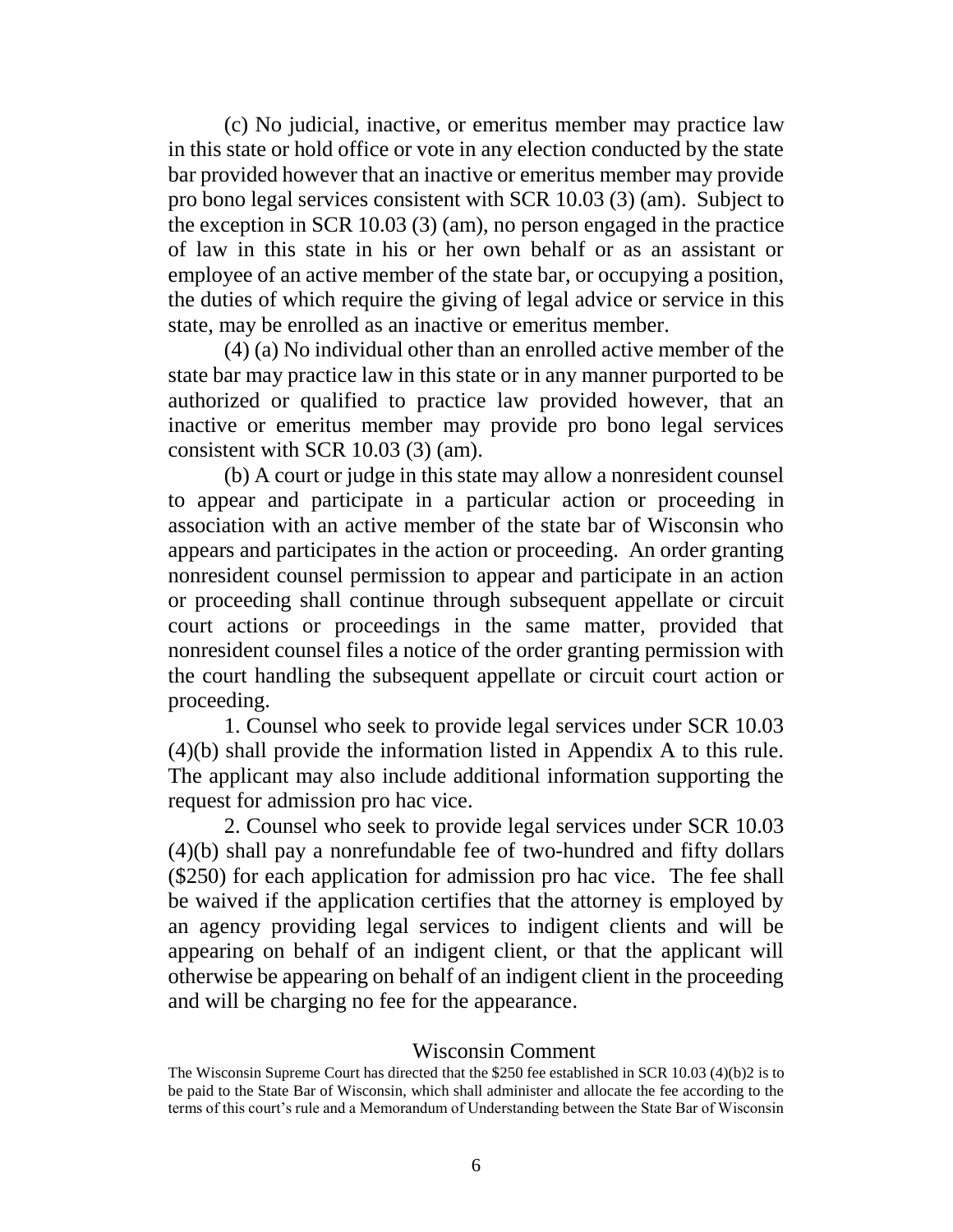(c) No judicial, inactive, or emeritus member may practice law in this state or hold office or vote in any election conducted by the state bar provided however that an inactive or emeritus member may provide pro bono legal services consistent with SCR 10.03 (3) (am). Subject to the exception in SCR 10.03 (3) (am), no person engaged in the practice of law in this state in his or her own behalf or as an assistant or employee of an active member of the state bar, or occupying a position, the duties of which require the giving of legal advice or service in this state, may be enrolled as an inactive or emeritus member.

(4) (a) No individual other than an enrolled active member of the state bar may practice law in this state or in any manner purported to be authorized or qualified to practice law provided however, that an inactive or emeritus member may provide pro bono legal services consistent with SCR 10.03 (3) (am).

(b) A court or judge in this state may allow a nonresident counsel to appear and participate in a particular action or proceeding in association with an active member of the state bar of Wisconsin who appears and participates in the action or proceeding. An order granting nonresident counsel permission to appear and participate in an action or proceeding shall continue through subsequent appellate or circuit court actions or proceedings in the same matter, provided that nonresident counsel files a notice of the order granting permission with the court handling the subsequent appellate or circuit court action or proceeding.

1. Counsel who seek to provide legal services under SCR 10.03 (4)(b) shall provide the information listed in Appendix A to this rule. The applicant may also include additional information supporting the request for admission pro hac vice.

2. Counsel who seek to provide legal services under SCR 10.03 (4)(b) shall pay a nonrefundable fee of two-hundred and fifty dollars ($250) for each application for admission pro hac vice. The fee shall be waived if the application certifies that the attorney is employed by an agency providing legal services to indigent clients and will be appearing on behalf of an indigent client, or that the applicant will otherwise be appearing on behalf of an indigent client in the proceeding and will be charging no fee for the appearance.

## Wisconsin Comment

The Wisconsin Supreme Court has directed that the $250 fee established in SCR 10.03 (4)(b)2 is to be paid to the State Bar of Wisconsin, which shall administer and allocate the fee according to the terms of this court's rule and a Memorandum of Understanding between the State Bar of Wisconsin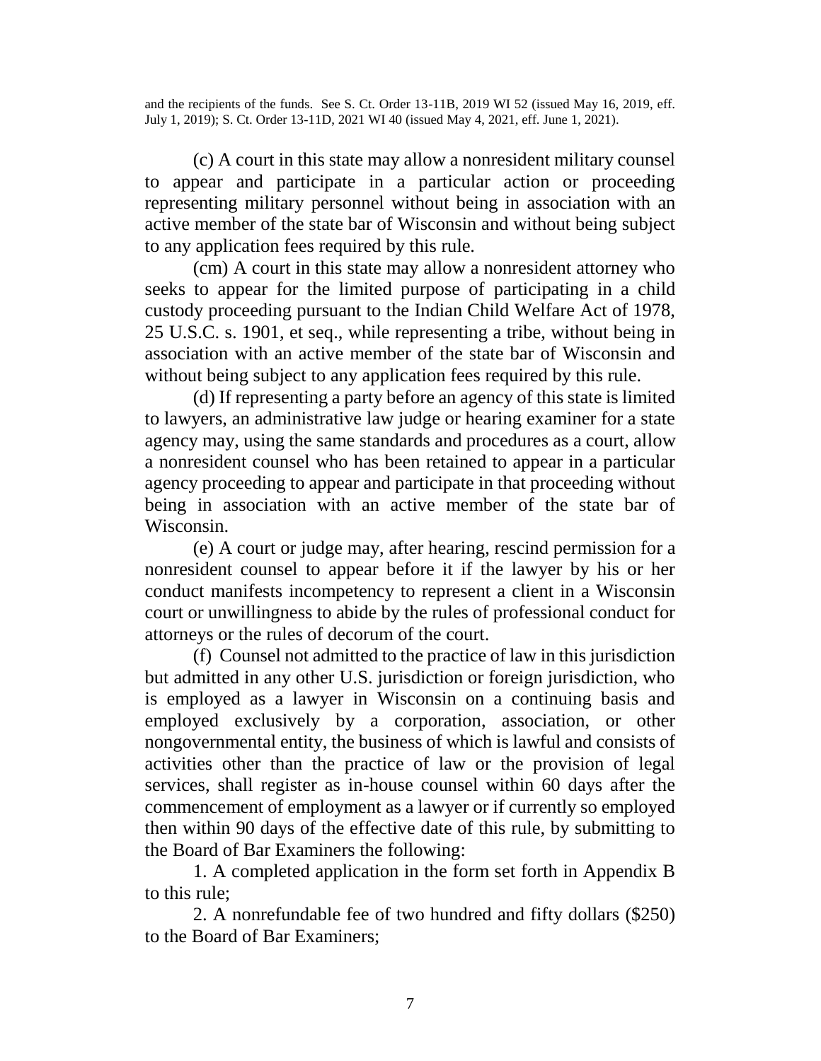and the recipients of the funds. See S. Ct. Order 13-11B, 2019 WI 52 (issued May 16, 2019, eff. July 1, 2019); S. Ct. Order 13-11D, 2021 WI 40 (issued May 4, 2021, eff. June 1, 2021).

(c) A court in this state may allow a nonresident military counsel to appear and participate in a particular action or proceeding representing military personnel without being in association with an active member of the state bar of Wisconsin and without being subject to any application fees required by this rule.

(cm) A court in this state may allow a nonresident attorney who seeks to appear for the limited purpose of participating in a child custody proceeding pursuant to the Indian Child Welfare Act of 1978, 25 U.S.C. s. 1901, et seq., while representing a tribe, without being in association with an active member of the state bar of Wisconsin and without being subject to any application fees required by this rule.

(d) If representing a party before an agency of this state is limited to lawyers, an administrative law judge or hearing examiner for a state agency may, using the same standards and procedures as a court, allow a nonresident counsel who has been retained to appear in a particular agency proceeding to appear and participate in that proceeding without being in association with an active member of the state bar of Wisconsin.

(e) A court or judge may, after hearing, rescind permission for a nonresident counsel to appear before it if the lawyer by his or her conduct manifests incompetency to represent a client in a Wisconsin court or unwillingness to abide by the rules of professional conduct for attorneys or the rules of decorum of the court.

(f) Counsel not admitted to the practice of law in this jurisdiction but admitted in any other U.S. jurisdiction or foreign jurisdiction, who is employed as a lawyer in Wisconsin on a continuing basis and employed exclusively by a corporation, association, or other nongovernmental entity, the business of which is lawful and consists of activities other than the practice of law or the provision of legal services, shall register as in-house counsel within 60 days after the commencement of employment as a lawyer or if currently so employed then within 90 days of the effective date of this rule, by submitting to the Board of Bar Examiners the following:

1. A completed application in the form set forth in Appendix B to this rule;

2. A nonrefundable fee of two hundred and fifty dollars ($250) to the Board of Bar Examiners;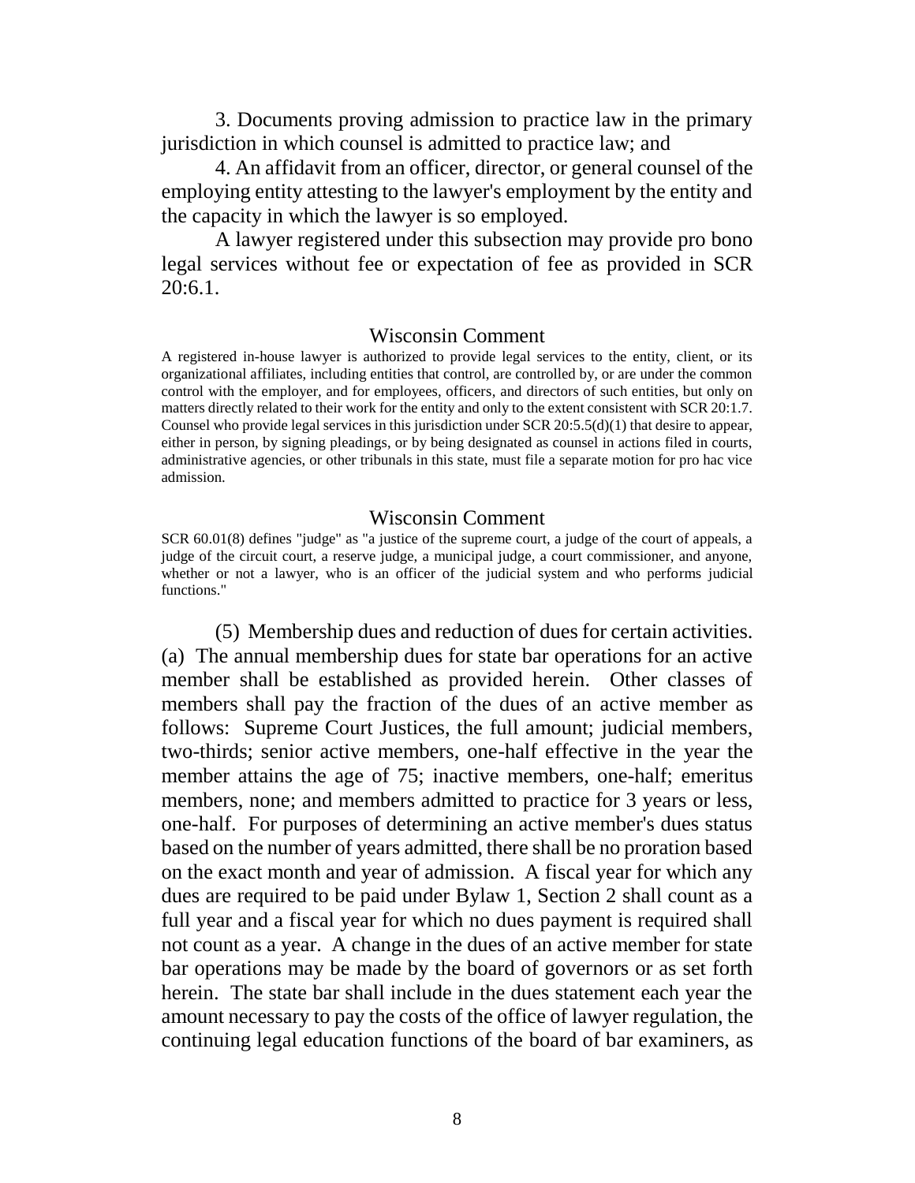3. Documents proving admission to practice law in the primary jurisdiction in which counsel is admitted to practice law; and

4. An affidavit from an officer, director, or general counsel of the employing entity attesting to the lawyer's employment by the entity and the capacity in which the lawyer is so employed.

A lawyer registered under this subsection may provide pro bono legal services without fee or expectation of fee as provided in SCR 20:6.1.

## Wisconsin Comment

A registered in-house lawyer is authorized to provide legal services to the entity, client, or its organizational affiliates, including entities that control, are controlled by, or are under the common control with the employer, and for employees, officers, and directors of such entities, but only on matters directly related to their work for the entity and only to the extent consistent with SCR 20:1.7. Counsel who provide legal services in this jurisdiction under SCR 20:5.5(d)(1) that desire to appear, either in person, by signing pleadings, or by being designated as counsel in actions filed in courts, administrative agencies, or other tribunals in this state, must file a separate motion for pro hac vice admission.

## Wisconsin Comment

SCR 60.01(8) defines "judge" as "a justice of the supreme court, a judge of the court of appeals, a judge of the circuit court, a reserve judge, a municipal judge, a court commissioner, and anyone, whether or not a lawyer, who is an officer of the judicial system and who performs judicial functions."

(5) Membership dues and reduction of dues for certain activities. (a) The annual membership dues for state bar operations for an active member shall be established as provided herein. Other classes of members shall pay the fraction of the dues of an active member as follows: Supreme Court Justices, the full amount; judicial members, two-thirds; senior active members, one-half effective in the year the member attains the age of 75; inactive members, one-half; emeritus members, none; and members admitted to practice for 3 years or less, one-half. For purposes of determining an active member's dues status based on the number of years admitted, there shall be no proration based on the exact month and year of admission. A fiscal year for which any dues are required to be paid under Bylaw 1, Section 2 shall count as a full year and a fiscal year for which no dues payment is required shall not count as a year. A change in the dues of an active member for state bar operations may be made by the board of governors or as set forth herein. The state bar shall include in the dues statement each year the amount necessary to pay the costs of the office of lawyer regulation, the continuing legal education functions of the board of bar examiners, as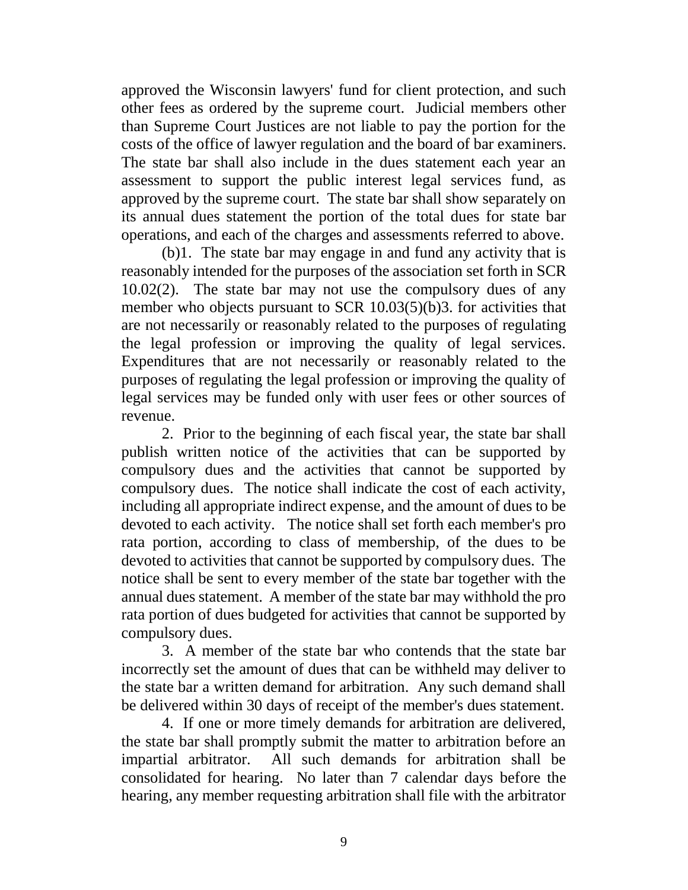approved the Wisconsin lawyers' fund for client protection, and such other fees as ordered by the supreme court. Judicial members other than Supreme Court Justices are not liable to pay the portion for the costs of the office of lawyer regulation and the board of bar examiners. The state bar shall also include in the dues statement each year an assessment to support the public interest legal services fund, as approved by the supreme court. The state bar shall show separately on its annual dues statement the portion of the total dues for state bar operations, and each of the charges and assessments referred to above.

(b)1. The state bar may engage in and fund any activity that is reasonably intended for the purposes of the association set forth in SCR 10.02(2). The state bar may not use the compulsory dues of any member who objects pursuant to SCR 10.03(5)(b)3. for activities that are not necessarily or reasonably related to the purposes of regulating the legal profession or improving the quality of legal services. Expenditures that are not necessarily or reasonably related to the purposes of regulating the legal profession or improving the quality of legal services may be funded only with user fees or other sources of revenue.

2. Prior to the beginning of each fiscal year, the state bar shall publish written notice of the activities that can be supported by compulsory dues and the activities that cannot be supported by compulsory dues. The notice shall indicate the cost of each activity, including all appropriate indirect expense, and the amount of dues to be devoted to each activity. The notice shall set forth each member's pro rata portion, according to class of membership, of the dues to be devoted to activities that cannot be supported by compulsory dues. The notice shall be sent to every member of the state bar together with the annual dues statement. A member of the state bar may withhold the pro rata portion of dues budgeted for activities that cannot be supported by compulsory dues.

3. A member of the state bar who contends that the state bar incorrectly set the amount of dues that can be withheld may deliver to the state bar a written demand for arbitration. Any such demand shall be delivered within 30 days of receipt of the member's dues statement.

4. If one or more timely demands for arbitration are delivered, the state bar shall promptly submit the matter to arbitration before an impartial arbitrator. All such demands for arbitration shall be consolidated for hearing. No later than 7 calendar days before the hearing, any member requesting arbitration shall file with the arbitrator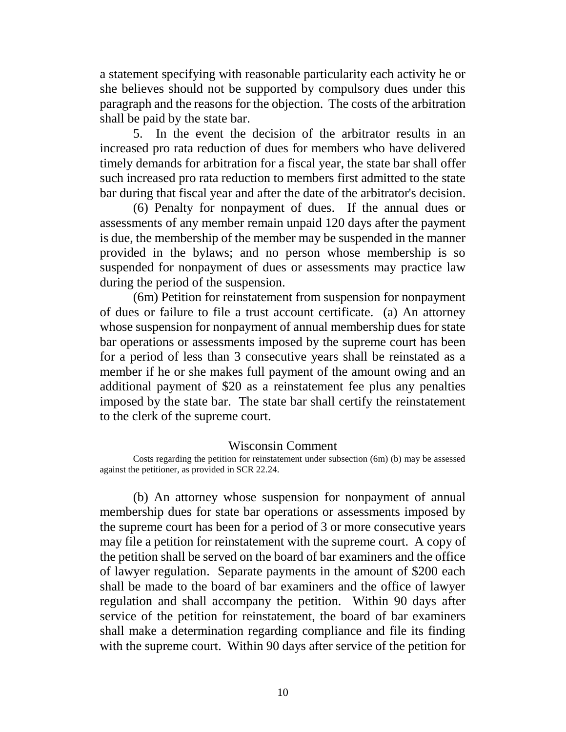a statement specifying with reasonable particularity each activity he or she believes should not be supported by compulsory dues under this paragraph and the reasons for the objection. The costs of the arbitration shall be paid by the state bar.

5. In the event the decision of the arbitrator results in an increased pro rata reduction of dues for members who have delivered timely demands for arbitration for a fiscal year, the state bar shall offer such increased pro rata reduction to members first admitted to the state bar during that fiscal year and after the date of the arbitrator's decision.

(6) Penalty for nonpayment of dues. If the annual dues or assessments of any member remain unpaid 120 days after the payment is due, the membership of the member may be suspended in the manner provided in the bylaws; and no person whose membership is so suspended for nonpayment of dues or assessments may practice law during the period of the suspension.

(6m) Petition for reinstatement from suspension for nonpayment of dues or failure to file a trust account certificate. (a) An attorney whose suspension for nonpayment of annual membership dues for state bar operations or assessments imposed by the supreme court has been for a period of less than 3 consecutive years shall be reinstated as a member if he or she makes full payment of the amount owing and an additional payment of $20 as a reinstatement fee plus any penalties imposed by the state bar. The state bar shall certify the reinstatement to the clerk of the supreme court.

Wisconsin Comment

Costs regarding the petition for reinstatement under subsection (6m) (b) may be assessed against the petitioner, as provided in SCR 22.24.

(b) An attorney whose suspension for nonpayment of annual membership dues for state bar operations or assessments imposed by the supreme court has been for a period of 3 or more consecutive years may file a petition for reinstatement with the supreme court. A copy of the petition shall be served on the board of bar examiners and the office of lawyer regulation. Separate payments in the amount of $200 each shall be made to the board of bar examiners and the office of lawyer regulation and shall accompany the petition. Within 90 days after service of the petition for reinstatement, the board of bar examiners shall make a determination regarding compliance and file its finding with the supreme court. Within 90 days after service of the petition for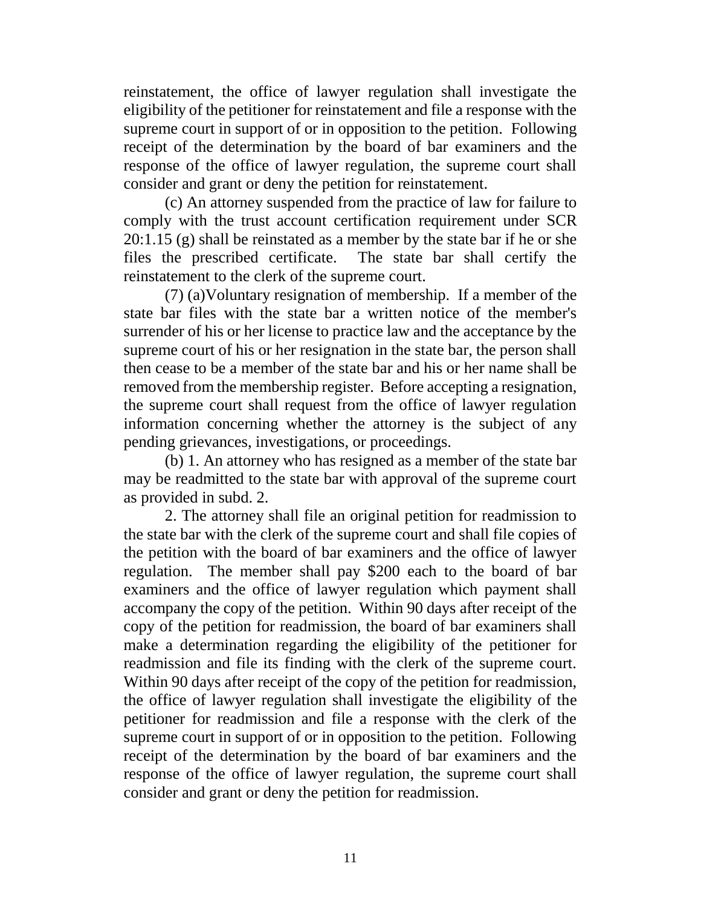reinstatement, the office of lawyer regulation shall investigate the eligibility of the petitioner for reinstatement and file a response with the supreme court in support of or in opposition to the petition. Following receipt of the determination by the board of bar examiners and the response of the office of lawyer regulation, the supreme court shall consider and grant or deny the petition for reinstatement.

(c) An attorney suspended from the practice of law for failure to comply with the trust account certification requirement under SCR 20:1.15 (g) shall be reinstated as a member by the state bar if he or she files the prescribed certificate. The state bar shall certify the reinstatement to the clerk of the supreme court.

(7) (a)Voluntary resignation of membership. If a member of the state bar files with the state bar a written notice of the member's surrender of his or her license to practice law and the acceptance by the supreme court of his or her resignation in the state bar, the person shall then cease to be a member of the state bar and his or her name shall be removed from the membership register. Before accepting a resignation, the supreme court shall request from the office of lawyer regulation information concerning whether the attorney is the subject of any pending grievances, investigations, or proceedings.

(b) 1. An attorney who has resigned as a member of the state bar may be readmitted to the state bar with approval of the supreme court as provided in subd. 2.

2. The attorney shall file an original petition for readmission to the state bar with the clerk of the supreme court and shall file copies of the petition with the board of bar examiners and the office of lawyer regulation. The member shall pay $200 each to the board of bar examiners and the office of lawyer regulation which payment shall accompany the copy of the petition. Within 90 days after receipt of the copy of the petition for readmission, the board of bar examiners shall make a determination regarding the eligibility of the petitioner for readmission and file its finding with the clerk of the supreme court. Within 90 days after receipt of the copy of the petition for readmission, the office of lawyer regulation shall investigate the eligibility of the petitioner for readmission and file a response with the clerk of the supreme court in support of or in opposition to the petition. Following receipt of the determination by the board of bar examiners and the response of the office of lawyer regulation, the supreme court shall consider and grant or deny the petition for readmission.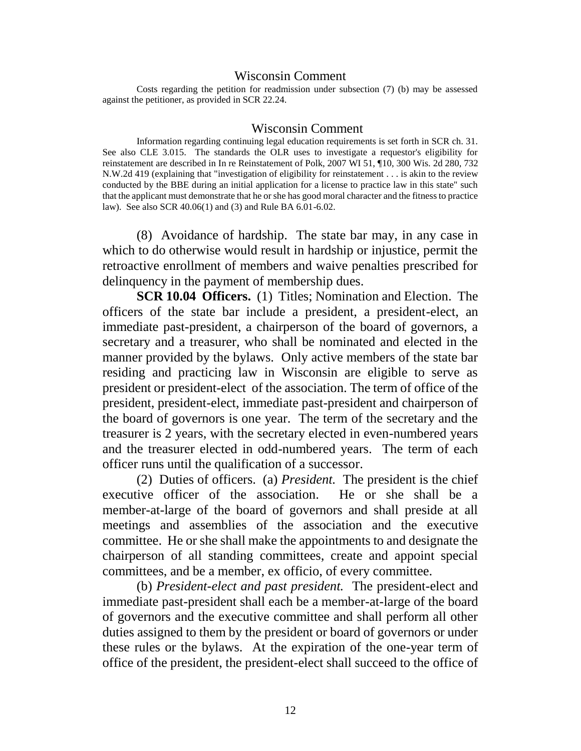### Wisconsin Comment

Costs regarding the petition for readmission under subsection (7) (b) may be assessed against the petitioner, as provided in SCR 22.24.

### Wisconsin Comment

Information regarding continuing legal education requirements is set forth in SCR ch. 31. See also CLE 3.015. The standards the OLR uses to investigate a requestor's eligibility for reinstatement are described in In re Reinstatement of Polk, 2007 WI 51, ¶10, 300 Wis. 2d 280, 732 N.W.2d 419 (explaining that "investigation of eligibility for reinstatement . . . is akin to the review conducted by the BBE during an initial application for a license to practice law in this state" such that the applicant must demonstrate that he or she has good moral character and the fitness to practice law). See also SCR 40.06(1) and (3) and Rule BA 6.01-6.02.

(8) Avoidance of hardship. The state bar may, in any case in which to do otherwise would result in hardship or injustice, permit the retroactive enrollment of members and waive penalties prescribed for delinquency in the payment of membership dues.

**SCR 10.04 Officers.** (1) Titles; Nomination and Election. The officers of the state bar include a president, a president-elect, an immediate past-president, a chairperson of the board of governors, a secretary and a treasurer, who shall be nominated and elected in the manner provided by the bylaws. Only active members of the state bar residing and practicing law in Wisconsin are eligible to serve as president or president-elect of the association. The term of office of the president, president-elect, immediate past-president and chairperson of the board of governors is one year. The term of the secretary and the treasurer is 2 years, with the secretary elected in even-numbered years and the treasurer elected in odd-numbered years. The term of each officer runs until the qualification of a successor.

(2) Duties of officers. (a) *President.* The president is the chief executive officer of the association. He or she shall be a member-at-large of the board of governors and shall preside at all meetings and assemblies of the association and the executive committee. He or she shall make the appointments to and designate the chairperson of all standing committees, create and appoint special committees, and be a member, ex officio, of every committee.

(b) *President-elect and past president.* The president-elect and immediate past-president shall each be a member-at-large of the board of governors and the executive committee and shall perform all other duties assigned to them by the president or board of governors or under these rules or the bylaws. At the expiration of the one-year term of office of the president, the president-elect shall succeed to the office of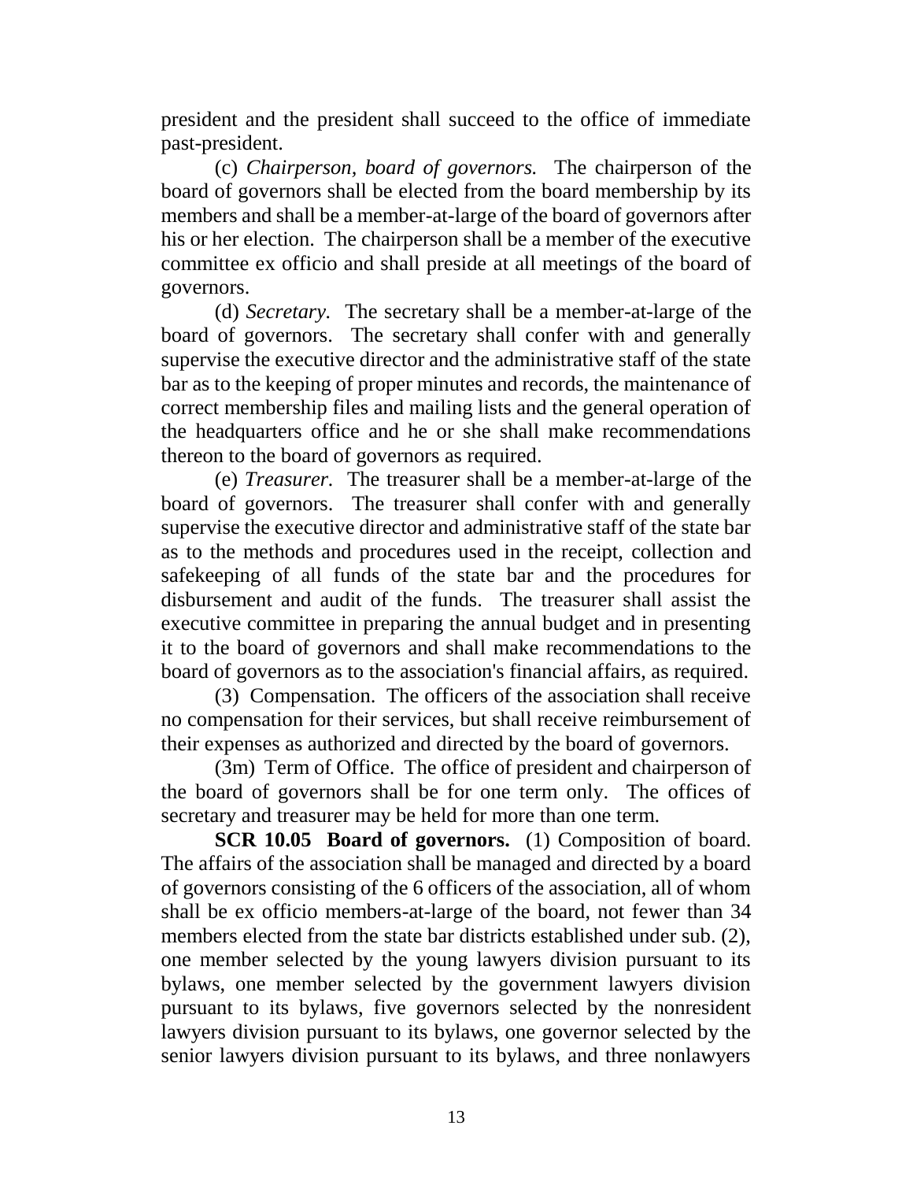president and the president shall succeed to the office of immediate past-president.

(c) *Chairperson, board of governors.* The chairperson of the board of governors shall be elected from the board membership by its members and shall be a member-at-large of the board of governors after his or her election. The chairperson shall be a member of the executive committee ex officio and shall preside at all meetings of the board of governors.

(d) *Secretary.* The secretary shall be a member-at-large of the board of governors. The secretary shall confer with and generally supervise the executive director and the administrative staff of the state bar as to the keeping of proper minutes and records, the maintenance of correct membership files and mailing lists and the general operation of the headquarters office and he or she shall make recommendations thereon to the board of governors as required.

(e) *Treasurer.* The treasurer shall be a member-at-large of the board of governors. The treasurer shall confer with and generally supervise the executive director and administrative staff of the state bar as to the methods and procedures used in the receipt, collection and safekeeping of all funds of the state bar and the procedures for disbursement and audit of the funds. The treasurer shall assist the executive committee in preparing the annual budget and in presenting it to the board of governors and shall make recommendations to the board of governors as to the association's financial affairs, as required.

(3) Compensation. The officers of the association shall receive no compensation for their services, but shall receive reimbursement of their expenses as authorized and directed by the board of governors.

(3m) Term of Office. The office of president and chairperson of the board of governors shall be for one term only. The offices of secretary and treasurer may be held for more than one term.

**SCR 10.05 Board of governors.** (1) Composition of board. The affairs of the association shall be managed and directed by a board of governors consisting of the 6 officers of the association, all of whom shall be ex officio members-at-large of the board, not fewer than 34 members elected from the state bar districts established under sub. (2), one member selected by the young lawyers division pursuant to its bylaws, one member selected by the government lawyers division pursuant to its bylaws, five governors selected by the nonresident lawyers division pursuant to its bylaws, one governor selected by the senior lawyers division pursuant to its bylaws, and three nonlawyers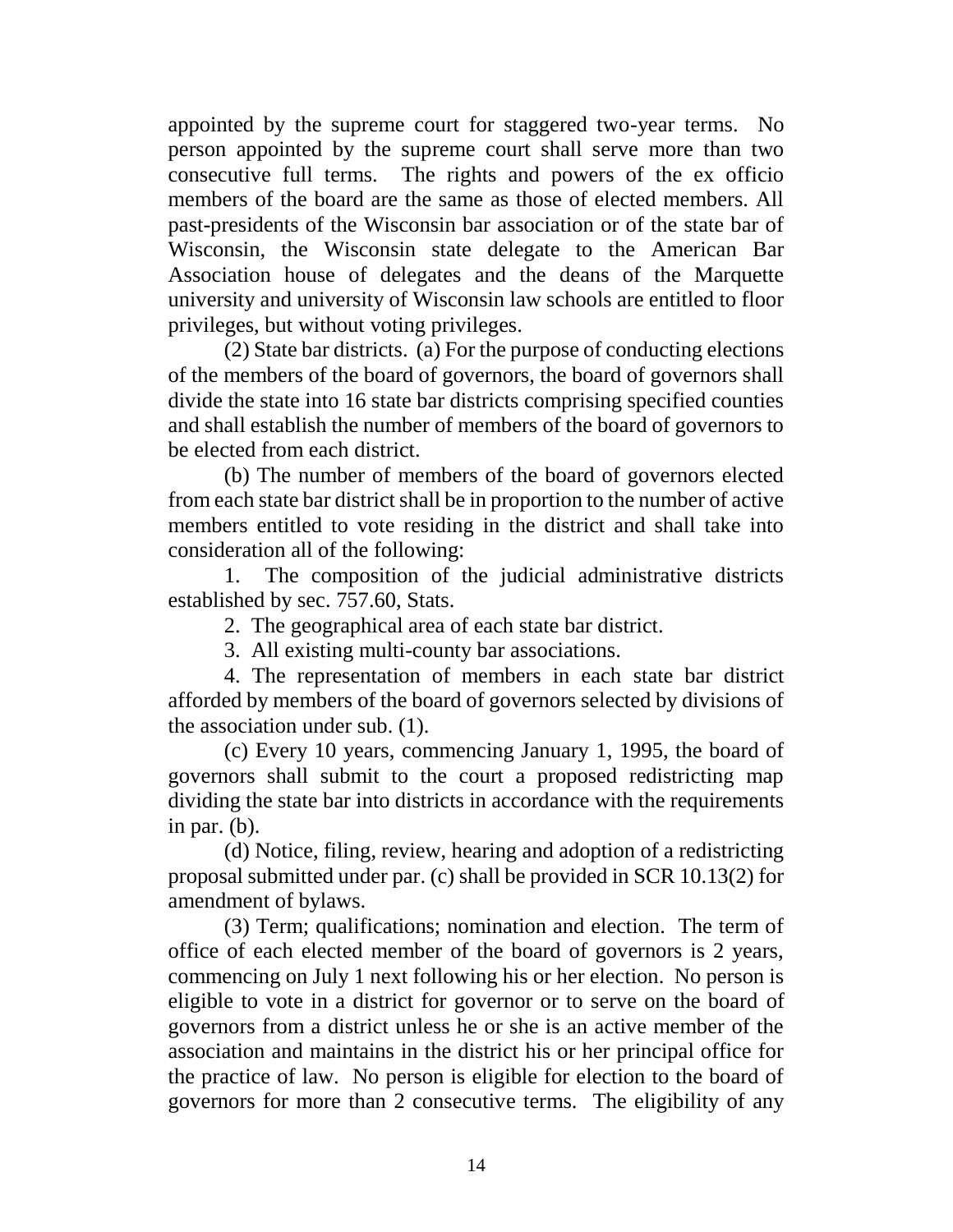appointed by the supreme court for staggered two-year terms. No person appointed by the supreme court shall serve more than two consecutive full terms. The rights and powers of the ex officio members of the board are the same as those of elected members. All past-presidents of the Wisconsin bar association or of the state bar of Wisconsin, the Wisconsin state delegate to the American Bar Association house of delegates and the deans of the Marquette university and university of Wisconsin law schools are entitled to floor privileges, but without voting privileges.

(2) State bar districts. (a) For the purpose of conducting elections of the members of the board of governors, the board of governors shall divide the state into 16 state bar districts comprising specified counties and shall establish the number of members of the board of governors to be elected from each district.

(b) The number of members of the board of governors elected from each state bar district shall be in proportion to the number of active members entitled to vote residing in the district and shall take into consideration all of the following:

1. The composition of the judicial administrative districts established by sec. 757.60, Stats.

2. The geographical area of each state bar district.

3. All existing multi-county bar associations.

4. The representation of members in each state bar district afforded by members of the board of governors selected by divisions of the association under sub. (1).

(c) Every 10 years, commencing January 1, 1995, the board of governors shall submit to the court a proposed redistricting map dividing the state bar into districts in accordance with the requirements in par. (b).

(d) Notice, filing, review, hearing and adoption of a redistricting proposal submitted under par. (c) shall be provided in SCR 10.13(2) for amendment of bylaws.

(3) Term; qualifications; nomination and election. The term of office of each elected member of the board of governors is 2 years, commencing on July 1 next following his or her election. No person is eligible to vote in a district for governor or to serve on the board of governors from a district unless he or she is an active member of the association and maintains in the district his or her principal office for the practice of law. No person is eligible for election to the board of governors for more than 2 consecutive terms. The eligibility of any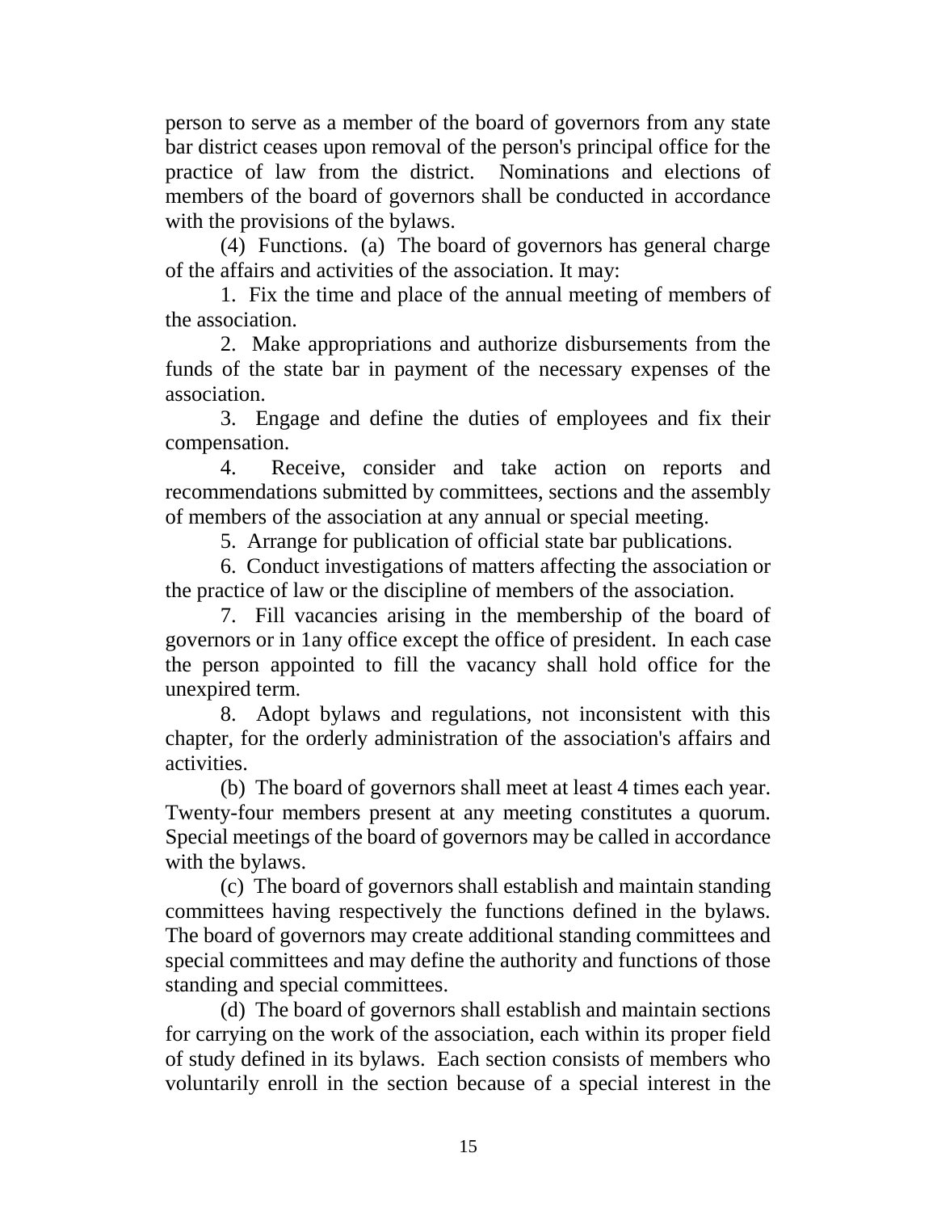person to serve as a member of the board of governors from any state bar district ceases upon removal of the person's principal office for the practice of law from the district. Nominations and elections of members of the board of governors shall be conducted in accordance with the provisions of the bylaws.

(4) Functions. (a) The board of governors has general charge of the affairs and activities of the association. It may:

1. Fix the time and place of the annual meeting of members of the association.

2. Make appropriations and authorize disbursements from the funds of the state bar in payment of the necessary expenses of the association.

3. Engage and define the duties of employees and fix their compensation.

4. Receive, consider and take action on reports and recommendations submitted by committees, sections and the assembly of members of the association at any annual or special meeting.

5. Arrange for publication of official state bar publications.

6. Conduct investigations of matters affecting the association or the practice of law or the discipline of members of the association.

7. Fill vacancies arising in the membership of the board of governors or in 1any office except the office of president. In each case the person appointed to fill the vacancy shall hold office for the unexpired term.

8. Adopt bylaws and regulations, not inconsistent with this chapter, for the orderly administration of the association's affairs and activities.

(b) The board of governors shall meet at least 4 times each year. Twenty-four members present at any meeting constitutes a quorum. Special meetings of the board of governors may be called in accordance with the bylaws.

(c) The board of governors shall establish and maintain standing committees having respectively the functions defined in the bylaws. The board of governors may create additional standing committees and special committees and may define the authority and functions of those standing and special committees.

(d) The board of governors shall establish and maintain sections for carrying on the work of the association, each within its proper field of study defined in its bylaws. Each section consists of members who voluntarily enroll in the section because of a special interest in the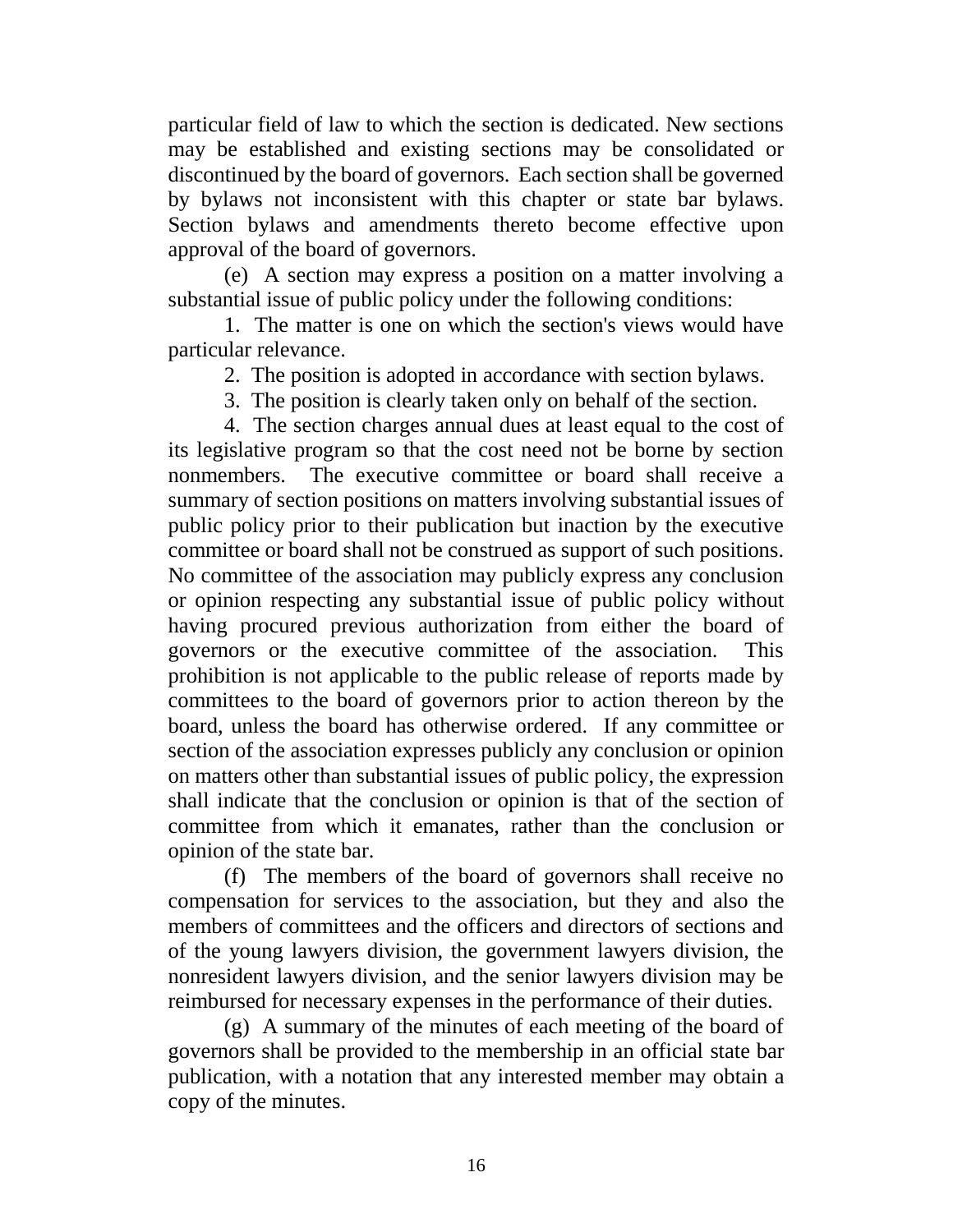particular field of law to which the section is dedicated. New sections may be established and existing sections may be consolidated or discontinued by the board of governors. Each section shall be governed by bylaws not inconsistent with this chapter or state bar bylaws. Section bylaws and amendments thereto become effective upon approval of the board of governors.

(e) A section may express a position on a matter involving a substantial issue of public policy under the following conditions:

1. The matter is one on which the section's views would have particular relevance.

2. The position is adopted in accordance with section bylaws.

3. The position is clearly taken only on behalf of the section.

4. The section charges annual dues at least equal to the cost of its legislative program so that the cost need not be borne by section nonmembers. The executive committee or board shall receive a summary of section positions on matters involving substantial issues of public policy prior to their publication but inaction by the executive committee or board shall not be construed as support of such positions. No committee of the association may publicly express any conclusion or opinion respecting any substantial issue of public policy without having procured previous authorization from either the board of governors or the executive committee of the association. This prohibition is not applicable to the public release of reports made by committees to the board of governors prior to action thereon by the board, unless the board has otherwise ordered. If any committee or section of the association expresses publicly any conclusion or opinion on matters other than substantial issues of public policy, the expression shall indicate that the conclusion or opinion is that of the section of committee from which it emanates, rather than the conclusion or opinion of the state bar.

(f) The members of the board of governors shall receive no compensation for services to the association, but they and also the members of committees and the officers and directors of sections and of the young lawyers division, the government lawyers division, the nonresident lawyers division, and the senior lawyers division may be reimbursed for necessary expenses in the performance of their duties.

(g) A summary of the minutes of each meeting of the board of governors shall be provided to the membership in an official state bar publication, with a notation that any interested member may obtain a copy of the minutes.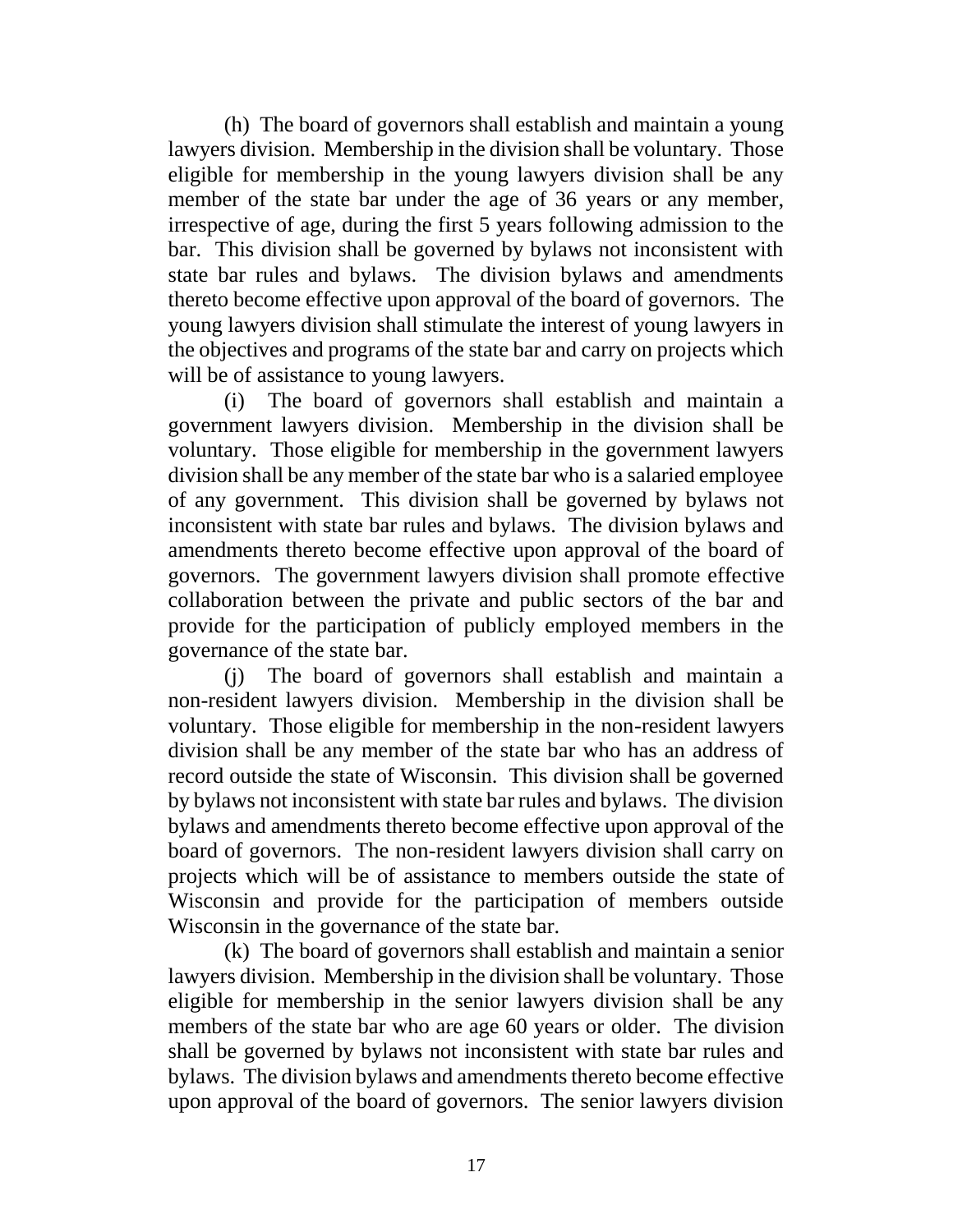(h) The board of governors shall establish and maintain a young lawyers division. Membership in the division shall be voluntary. Those eligible for membership in the young lawyers division shall be any member of the state bar under the age of 36 years or any member, irrespective of age, during the first 5 years following admission to the bar. This division shall be governed by bylaws not inconsistent with state bar rules and bylaws. The division bylaws and amendments thereto become effective upon approval of the board of governors. The young lawyers division shall stimulate the interest of young lawyers in the objectives and programs of the state bar and carry on projects which will be of assistance to young lawyers.

(i) The board of governors shall establish and maintain a government lawyers division. Membership in the division shall be voluntary. Those eligible for membership in the government lawyers division shall be any member of the state bar who is a salaried employee of any government. This division shall be governed by bylaws not inconsistent with state bar rules and bylaws. The division bylaws and amendments thereto become effective upon approval of the board of governors. The government lawyers division shall promote effective collaboration between the private and public sectors of the bar and provide for the participation of publicly employed members in the governance of the state bar.

(j) The board of governors shall establish and maintain a non-resident lawyers division. Membership in the division shall be voluntary. Those eligible for membership in the non-resident lawyers division shall be any member of the state bar who has an address of record outside the state of Wisconsin. This division shall be governed by bylaws not inconsistent with state bar rules and bylaws. The division bylaws and amendments thereto become effective upon approval of the board of governors. The non-resident lawyers division shall carry on projects which will be of assistance to members outside the state of Wisconsin and provide for the participation of members outside Wisconsin in the governance of the state bar.

(k) The board of governors shall establish and maintain a senior lawyers division. Membership in the division shall be voluntary. Those eligible for membership in the senior lawyers division shall be any members of the state bar who are age 60 years or older. The division shall be governed by bylaws not inconsistent with state bar rules and bylaws. The division bylaws and amendments thereto become effective upon approval of the board of governors. The senior lawyers division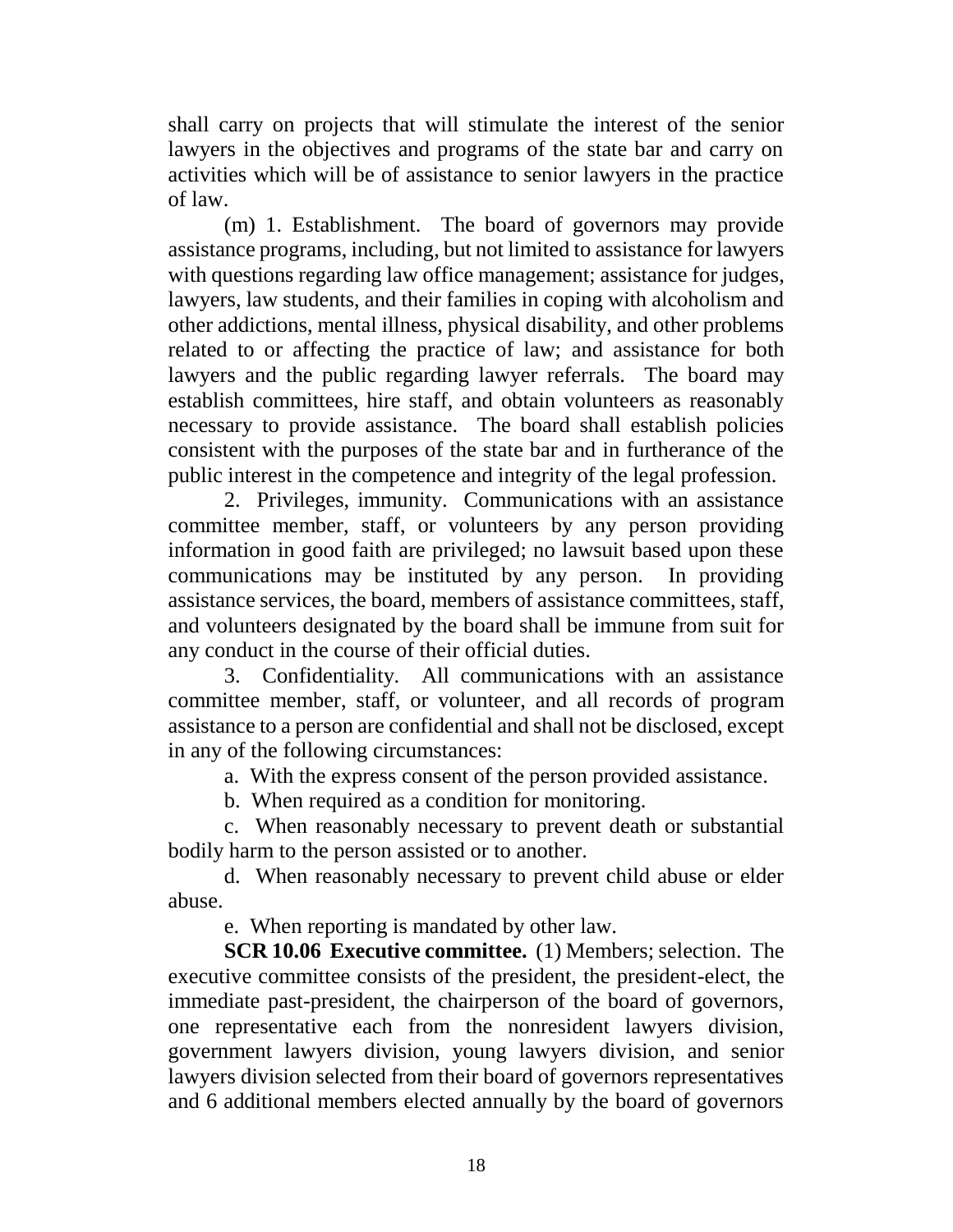shall carry on projects that will stimulate the interest of the senior lawyers in the objectives and programs of the state bar and carry on activities which will be of assistance to senior lawyers in the practice of law.

(m) 1. Establishment. The board of governors may provide assistance programs, including, but not limited to assistance for lawyers with questions regarding law office management; assistance for judges, lawyers, law students, and their families in coping with alcoholism and other addictions, mental illness, physical disability, and other problems related to or affecting the practice of law; and assistance for both lawyers and the public regarding lawyer referrals. The board may establish committees, hire staff, and obtain volunteers as reasonably necessary to provide assistance. The board shall establish policies consistent with the purposes of the state bar and in furtherance of the public interest in the competence and integrity of the legal profession.

2. Privileges, immunity. Communications with an assistance committee member, staff, or volunteers by any person providing information in good faith are privileged; no lawsuit based upon these communications may be instituted by any person. In providing assistance services, the board, members of assistance committees, staff, and volunteers designated by the board shall be immune from suit for any conduct in the course of their official duties.

3. Confidentiality. All communications with an assistance committee member, staff, or volunteer, and all records of program assistance to a person are confidential and shall not be disclosed, except in any of the following circumstances:

a. With the express consent of the person provided assistance.

b. When required as a condition for monitoring.

c. When reasonably necessary to prevent death or substantial bodily harm to the person assisted or to another.

d. When reasonably necessary to prevent child abuse or elder abuse.

e. When reporting is mandated by other law.

**SCR 10.06 Executive committee.** (1) Members; selection. The executive committee consists of the president, the president-elect, the immediate past-president, the chairperson of the board of governors, one representative each from the nonresident lawyers division, government lawyers division, young lawyers division, and senior lawyers division selected from their board of governors representatives and 6 additional members elected annually by the board of governors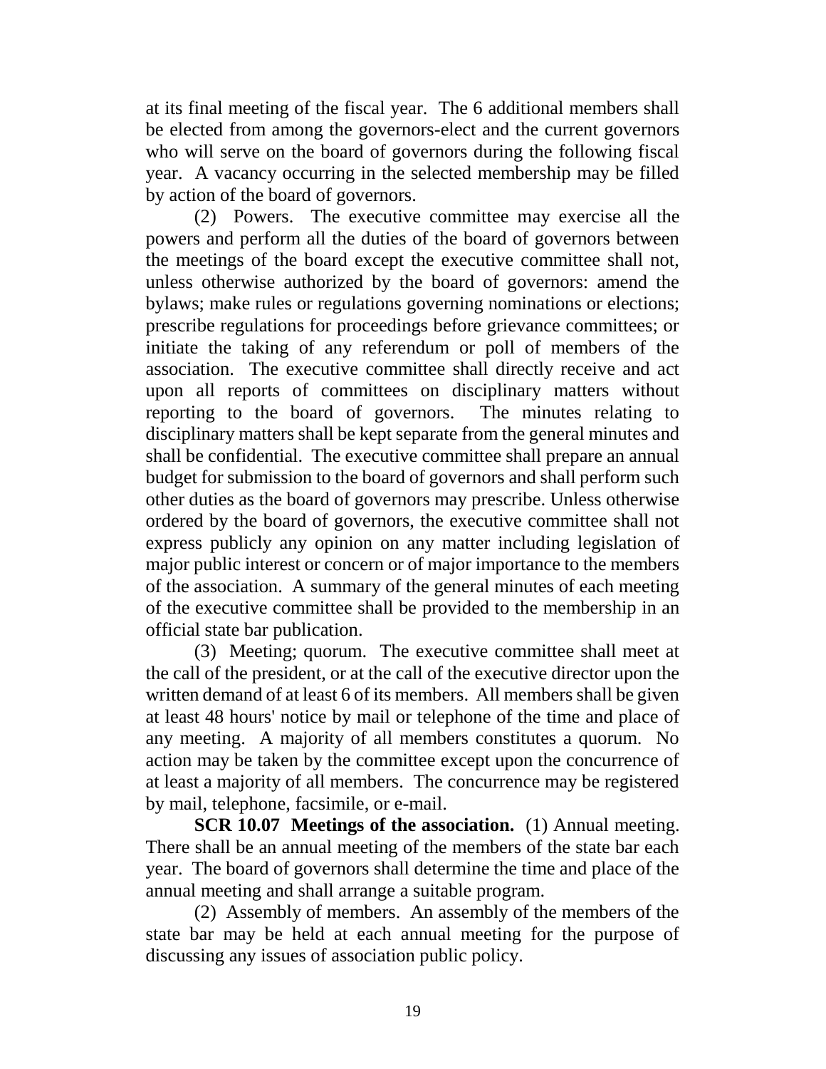at its final meeting of the fiscal year. The 6 additional members shall be elected from among the governors-elect and the current governors who will serve on the board of governors during the following fiscal year. A vacancy occurring in the selected membership may be filled by action of the board of governors.

(2) Powers. The executive committee may exercise all the powers and perform all the duties of the board of governors between the meetings of the board except the executive committee shall not, unless otherwise authorized by the board of governors: amend the bylaws; make rules or regulations governing nominations or elections; prescribe regulations for proceedings before grievance committees; or initiate the taking of any referendum or poll of members of the association. The executive committee shall directly receive and act upon all reports of committees on disciplinary matters without reporting to the board of governors. The minutes relating to disciplinary matters shall be kept separate from the general minutes and shall be confidential. The executive committee shall prepare an annual budget for submission to the board of governors and shall perform such other duties as the board of governors may prescribe. Unless otherwise ordered by the board of governors, the executive committee shall not express publicly any opinion on any matter including legislation of major public interest or concern or of major importance to the members of the association. A summary of the general minutes of each meeting of the executive committee shall be provided to the membership in an official state bar publication.

(3) Meeting; quorum. The executive committee shall meet at the call of the president, or at the call of the executive director upon the written demand of at least 6 of its members. All members shall be given at least 48 hours' notice by mail or telephone of the time and place of any meeting. A majority of all members constitutes a quorum. No action may be taken by the committee except upon the concurrence of at least a majority of all members. The concurrence may be registered by mail, telephone, facsimile, or e-mail.

**SCR 10.07 Meetings of the association.** (1) Annual meeting. There shall be an annual meeting of the members of the state bar each year. The board of governors shall determine the time and place of the annual meeting and shall arrange a suitable program.

(2) Assembly of members. An assembly of the members of the state bar may be held at each annual meeting for the purpose of discussing any issues of association public policy.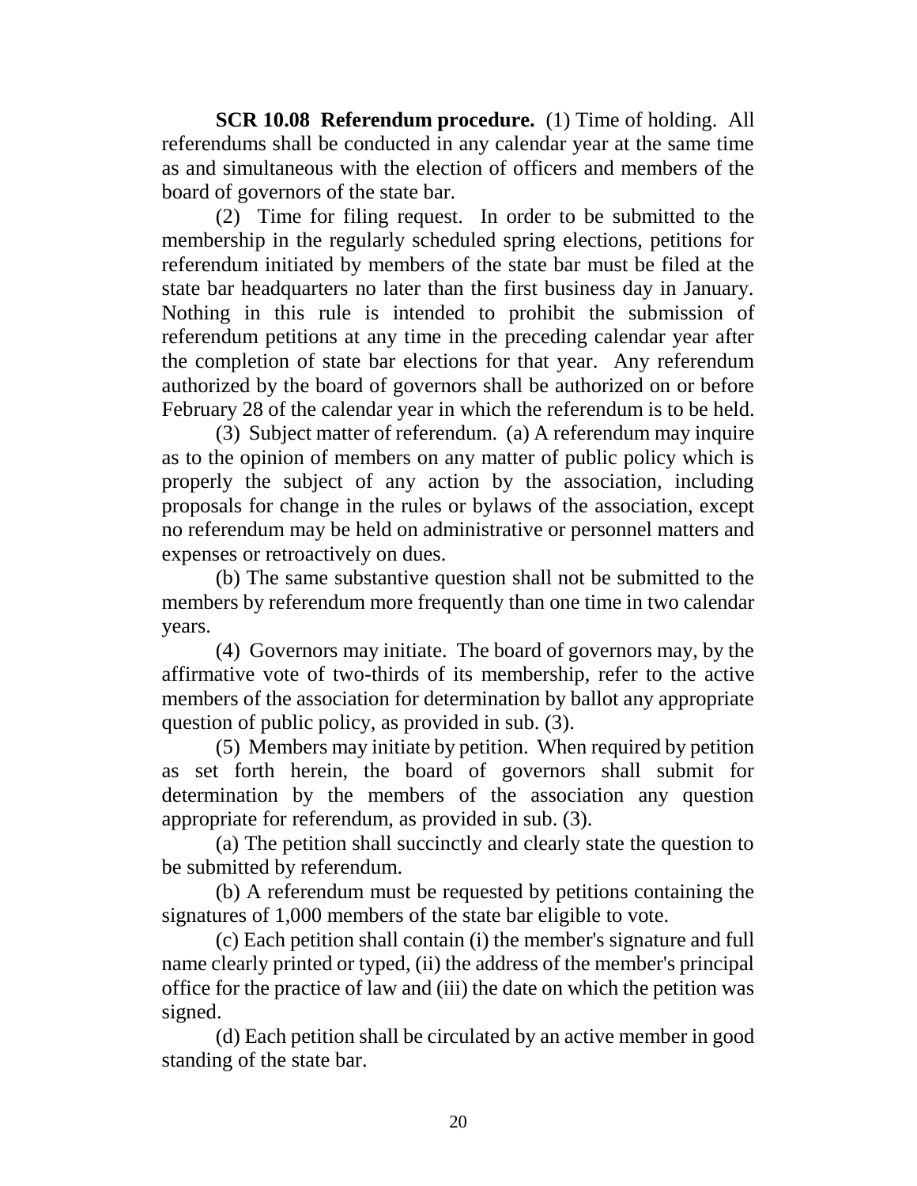**SCR 10.08 Referendum procedure.** (1) Time of holding. All referendums shall be conducted in any calendar year at the same time as and simultaneous with the election of officers and members of the board of governors of the state bar.

(2) Time for filing request. In order to be submitted to the membership in the regularly scheduled spring elections, petitions for referendum initiated by members of the state bar must be filed at the state bar headquarters no later than the first business day in January. Nothing in this rule is intended to prohibit the submission of referendum petitions at any time in the preceding calendar year after the completion of state bar elections for that year. Any referendum authorized by the board of governors shall be authorized on or before February 28 of the calendar year in which the referendum is to be held.

(3) Subject matter of referendum. (a) A referendum may inquire as to the opinion of members on any matter of public policy which is properly the subject of any action by the association, including proposals for change in the rules or bylaws of the association, except no referendum may be held on administrative or personnel matters and expenses or retroactively on dues.

(b) The same substantive question shall not be submitted to the members by referendum more frequently than one time in two calendar years.

(4) Governors may initiate. The board of governors may, by the affirmative vote of two-thirds of its membership, refer to the active members of the association for determination by ballot any appropriate question of public policy, as provided in sub. (3).

(5) Members may initiate by petition. When required by petition as set forth herein, the board of governors shall submit for determination by the members of the association any question appropriate for referendum, as provided in sub. (3).

(a) The petition shall succinctly and clearly state the question to be submitted by referendum.

(b) A referendum must be requested by petitions containing the signatures of 1,000 members of the state bar eligible to vote.

(c) Each petition shall contain (i) the member's signature and full name clearly printed or typed, (ii) the address of the member's principal office for the practice of law and (iii) the date on which the petition was signed.

(d) Each petition shall be circulated by an active member in good standing of the state bar.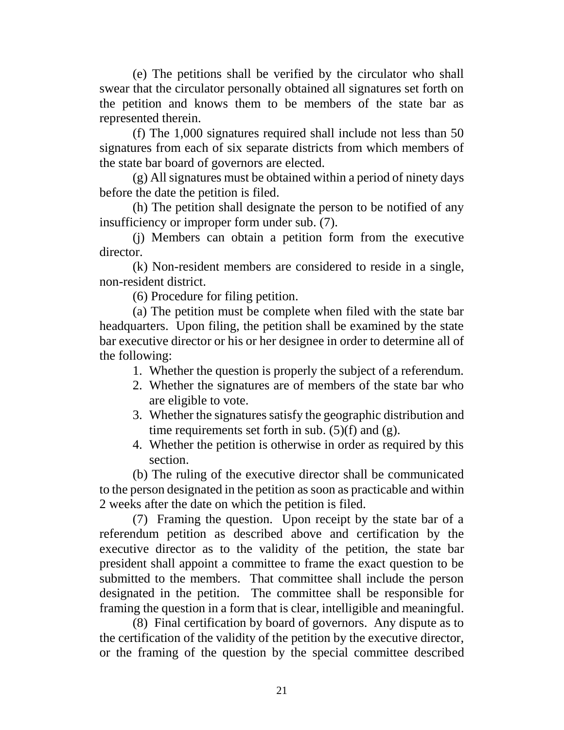(e) The petitions shall be verified by the circulator who shall swear that the circulator personally obtained all signatures set forth on the petition and knows them to be members of the state bar as represented therein.

(f) The 1,000 signatures required shall include not less than 50 signatures from each of six separate districts from which members of the state bar board of governors are elected.

(g) All signatures must be obtained within a period of ninety days before the date the petition is filed.

(h) The petition shall designate the person to be notified of any insufficiency or improper form under sub. (7).

(j) Members can obtain a petition form from the executive director.

(k) Non-resident members are considered to reside in a single, non-resident district.

(6) Procedure for filing petition.

(a) The petition must be complete when filed with the state bar headquarters. Upon filing, the petition shall be examined by the state bar executive director or his or her designee in order to determine all of the following:

1. Whether the question is properly the subject of a referendum.
2. Whether the signatures are of members of the state bar who are eligible to vote.
3. Whether the signatures satisfy the geographic distribution and time requirements set forth in sub. (5)(f) and (g).
4. Whether the petition is otherwise in order as required by this section.

(b) The ruling of the executive director shall be communicated to the person designated in the petition as soon as practicable and within 2 weeks after the date on which the petition is filed.

(7) Framing the question. Upon receipt by the state bar of a referendum petition as described above and certification by the executive director as to the validity of the petition, the state bar president shall appoint a committee to frame the exact question to be submitted to the members. That committee shall include the person designated in the petition. The committee shall be responsible for framing the question in a form that is clear, intelligible and meaningful.

(8) Final certification by board of governors. Any dispute as to the certification of the validity of the petition by the executive director, or the framing of the question by the special committee described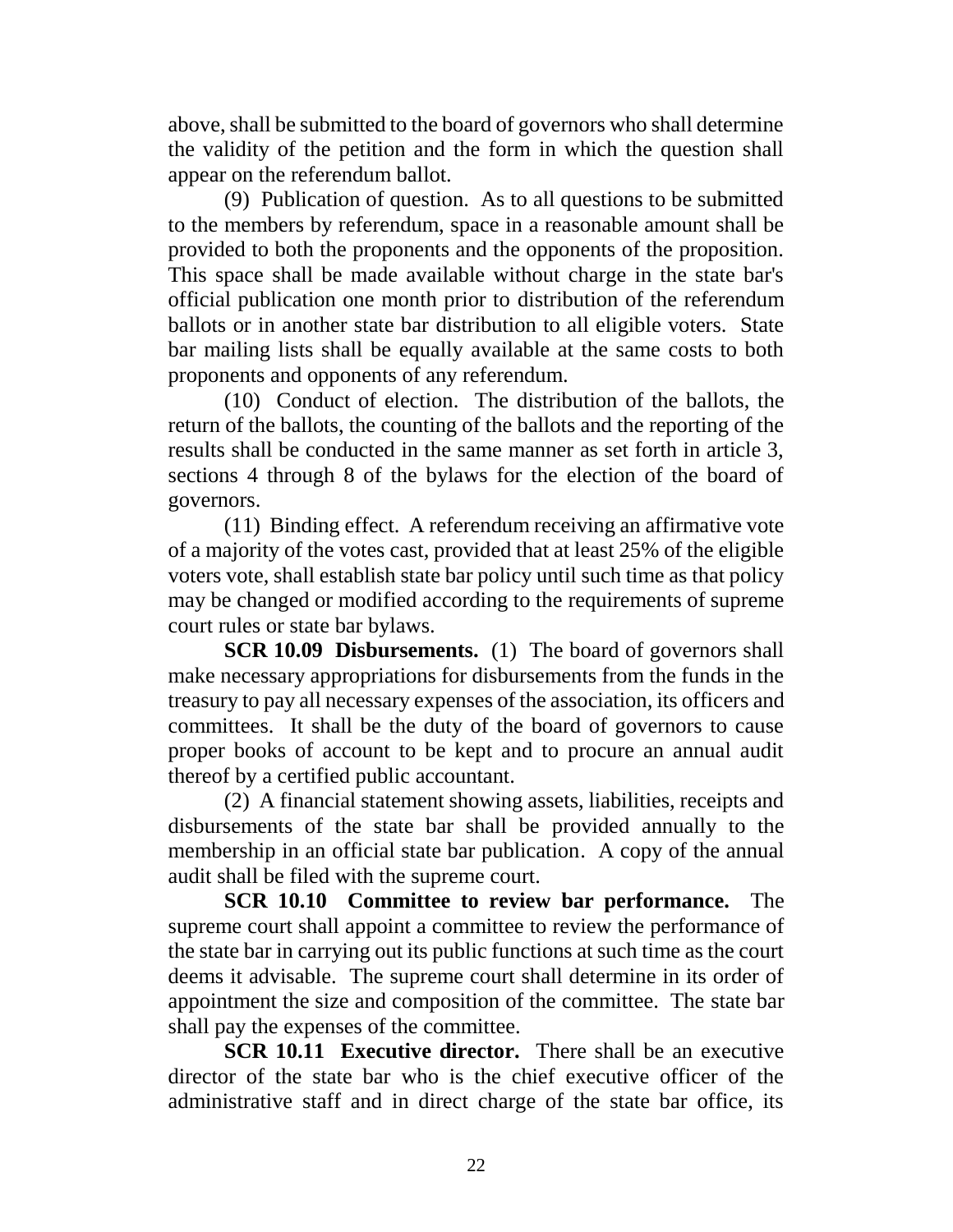above, shall be submitted to the board of governors who shall determine the validity of the petition and the form in which the question shall appear on the referendum ballot.

(9) Publication of question. As to all questions to be submitted to the members by referendum, space in a reasonable amount shall be provided to both the proponents and the opponents of the proposition. This space shall be made available without charge in the state bar's official publication one month prior to distribution of the referendum ballots or in another state bar distribution to all eligible voters. State bar mailing lists shall be equally available at the same costs to both proponents and opponents of any referendum.

(10) Conduct of election. The distribution of the ballots, the return of the ballots, the counting of the ballots and the reporting of the results shall be conducted in the same manner as set forth in article 3, sections 4 through 8 of the bylaws for the election of the board of governors.

(11) Binding effect. A referendum receiving an affirmative vote of a majority of the votes cast, provided that at least 25% of the eligible voters vote, shall establish state bar policy until such time as that policy may be changed or modified according to the requirements of supreme court rules or state bar bylaws.

**SCR 10.09 Disbursements.** (1) The board of governors shall make necessary appropriations for disbursements from the funds in the treasury to pay all necessary expenses of the association, its officers and committees. It shall be the duty of the board of governors to cause proper books of account to be kept and to procure an annual audit thereof by a certified public accountant.

(2) A financial statement showing assets, liabilities, receipts and disbursements of the state bar shall be provided annually to the membership in an official state bar publication. A copy of the annual audit shall be filed with the supreme court.

**SCR 10.10 Committee to review bar performance.** The supreme court shall appoint a committee to review the performance of the state bar in carrying out its public functions at such time as the court deems it advisable. The supreme court shall determine in its order of appointment the size and composition of the committee. The state bar shall pay the expenses of the committee.

**SCR 10.11 Executive director.** There shall be an executive director of the state bar who is the chief executive officer of the administrative staff and in direct charge of the state bar office, its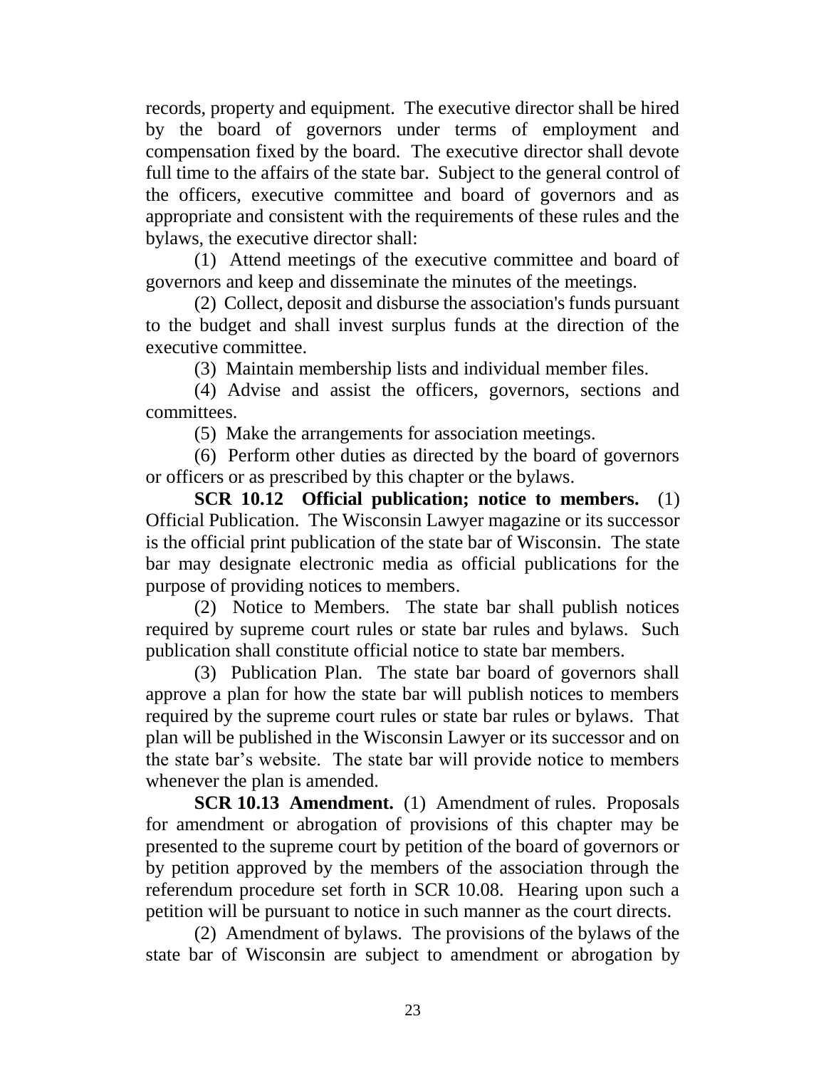records, property and equipment. The executive director shall be hired by the board of governors under terms of employment and compensation fixed by the board. The executive director shall devote full time to the affairs of the state bar. Subject to the general control of the officers, executive committee and board of governors and as appropriate and consistent with the requirements of these rules and the bylaws, the executive director shall:

(1) Attend meetings of the executive committee and board of governors and keep and disseminate the minutes of the meetings.

(2) Collect, deposit and disburse the association's funds pursuant to the budget and shall invest surplus funds at the direction of the executive committee.

(3) Maintain membership lists and individual member files.

(4) Advise and assist the officers, governors, sections and committees.

(5) Make the arrangements for association meetings.

(6) Perform other duties as directed by the board of governors or officers or as prescribed by this chapter or the bylaws.

**SCR 10.12 Official publication; notice to members.** (1) Official Publication. The Wisconsin Lawyer magazine or its successor is the official print publication of the state bar of Wisconsin. The state bar may designate electronic media as official publications for the purpose of providing notices to members.

(2) Notice to Members. The state bar shall publish notices required by supreme court rules or state bar rules and bylaws. Such publication shall constitute official notice to state bar members.

(3) Publication Plan. The state bar board of governors shall approve a plan for how the state bar will publish notices to members required by the supreme court rules or state bar rules or bylaws. That plan will be published in the Wisconsin Lawyer or its successor and on the state bar's website. The state bar will provide notice to members whenever the plan is amended.

**SCR 10.13 Amendment.** (1) Amendment of rules. Proposals for amendment or abrogation of provisions of this chapter may be presented to the supreme court by petition of the board of governors or by petition approved by the members of the association through the referendum procedure set forth in SCR 10.08. Hearing upon such a petition will be pursuant to notice in such manner as the court directs.

(2) Amendment of bylaws. The provisions of the bylaws of the state bar of Wisconsin are subject to amendment or abrogation by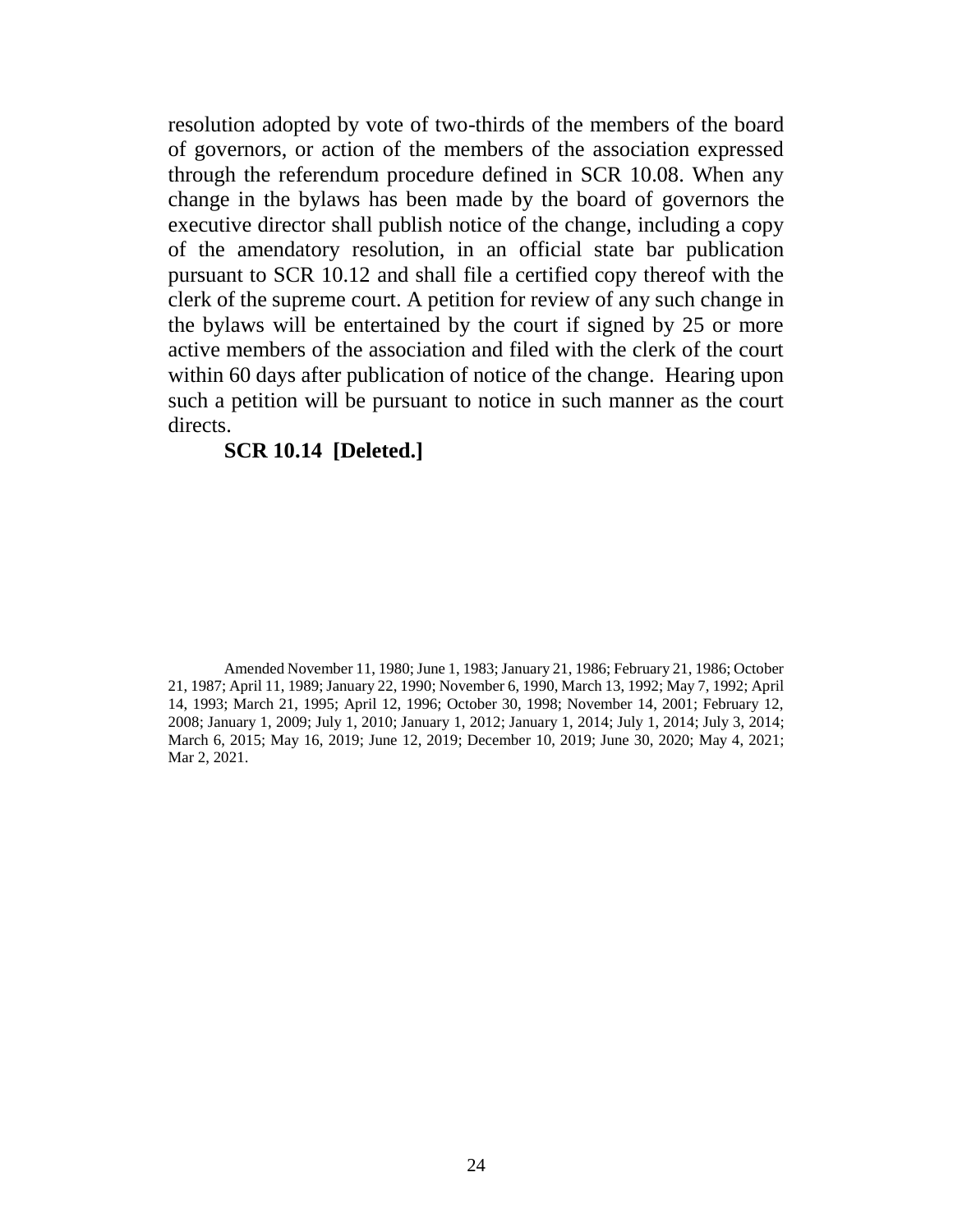resolution adopted by vote of two-thirds of the members of the board of governors, or action of the members of the association expressed through the referendum procedure defined in SCR 10.08. When any change in the bylaws has been made by the board of governors the executive director shall publish notice of the change, including a copy of the amendatory resolution, in an official state bar publication pursuant to SCR 10.12 and shall file a certified copy thereof with the clerk of the supreme court. A petition for review of any such change in the bylaws will be entertained by the court if signed by 25 or more active members of the association and filed with the clerk of the court within 60 days after publication of notice of the change. Hearing upon such a petition will be pursuant to notice in such manner as the court directs.

**SCR 10.14 [Deleted.]**

Amended November 11, 1980; June 1, 1983; January 21, 1986; February 21, 1986; October 21, 1987; April 11, 1989; January 22, 1990; November 6, 1990, March 13, 1992; May 7, 1992; April 14, 1993; March 21, 1995; April 12, 1996; October 30, 1998; November 14, 2001; February 12, 2008; January 1, 2009; July 1, 2010; January 1, 2012; January 1, 2014; July 1, 2014; July 3, 2014; March 6, 2015; May 16, 2019; June 12, 2019; December 10, 2019; June 30, 2020; May 4, 2021; Mar 2, 2021.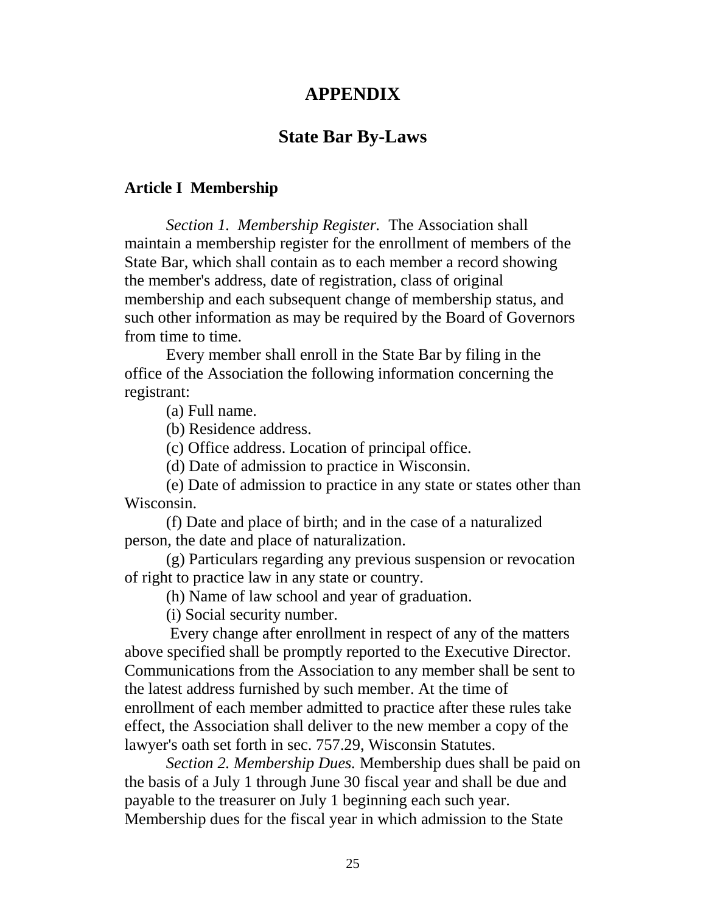# APPENDIX

## State Bar By-Laws

### Article I Membership

*Section 1. Membership Register.* The Association shall maintain a membership register for the enrollment of members of the State Bar, which shall contain as to each member a record showing the member's address, date of registration, class of original membership and each subsequent change of membership status, and such other information as may be required by the Board of Governors from time to time.

Every member shall enroll in the State Bar by filing in the office of the Association the following information concerning the registrant:

(a) Full name.

(b) Residence address.

(c) Office address. Location of principal office.

(d) Date of admission to practice in Wisconsin.

(e) Date of admission to practice in any state or states other than Wisconsin.

(f) Date and place of birth; and in the case of a naturalized person, the date and place of naturalization.

(g) Particulars regarding any previous suspension or revocation of right to practice law in any state or country.

(h) Name of law school and year of graduation.

(i) Social security number.

Every change after enrollment in respect of any of the matters above specified shall be promptly reported to the Executive Director. Communications from the Association to any member shall be sent to the latest address furnished by such member. At the time of enrollment of each member admitted to practice after these rules take effect, the Association shall deliver to the new member a copy of the lawyer's oath set forth in sec. 757.29, Wisconsin Statutes.

*Section 2. Membership Dues.* Membership dues shall be paid on the basis of a July 1 through June 30 fiscal year and shall be due and payable to the treasurer on July 1 beginning each such year. Membership dues for the fiscal year in which admission to the State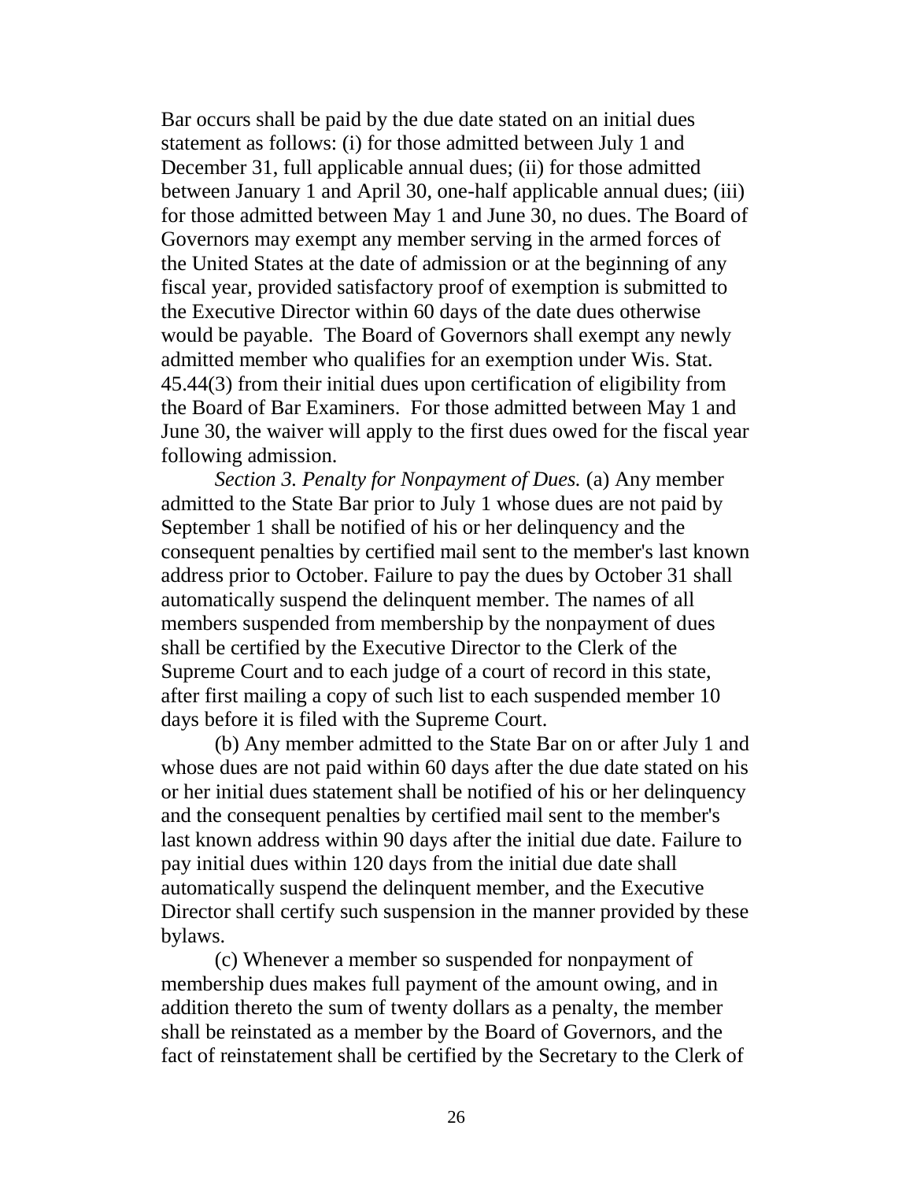Bar occurs shall be paid by the due date stated on an initial dues statement as follows: (i) for those admitted between July 1 and December 31, full applicable annual dues; (ii) for those admitted between January 1 and April 30, one-half applicable annual dues; (iii) for those admitted between May 1 and June 30, no dues. The Board of Governors may exempt any member serving in the armed forces of the United States at the date of admission or at the beginning of any fiscal year, provided satisfactory proof of exemption is submitted to the Executive Director within 60 days of the date dues otherwise would be payable. The Board of Governors shall exempt any newly admitted member who qualifies for an exemption under Wis. Stat. 45.44(3) from their initial dues upon certification of eligibility from the Board of Bar Examiners. For those admitted between May 1 and June 30, the waiver will apply to the first dues owed for the fiscal year following admission.

*Section 3. Penalty for Nonpayment of Dues.* (a) Any member admitted to the State Bar prior to July 1 whose dues are not paid by September 1 shall be notified of his or her delinquency and the consequent penalties by certified mail sent to the member's last known address prior to October. Failure to pay the dues by October 31 shall automatically suspend the delinquent member. The names of all members suspended from membership by the nonpayment of dues shall be certified by the Executive Director to the Clerk of the Supreme Court and to each judge of a court of record in this state, after first mailing a copy of such list to each suspended member 10 days before it is filed with the Supreme Court.

(b) Any member admitted to the State Bar on or after July 1 and whose dues are not paid within 60 days after the due date stated on his or her initial dues statement shall be notified of his or her delinquency and the consequent penalties by certified mail sent to the member's last known address within 90 days after the initial due date. Failure to pay initial dues within 120 days from the initial due date shall automatically suspend the delinquent member, and the Executive Director shall certify such suspension in the manner provided by these bylaws.

(c) Whenever a member so suspended for nonpayment of membership dues makes full payment of the amount owing, and in addition thereto the sum of twenty dollars as a penalty, the member shall be reinstated as a member by the Board of Governors, and the fact of reinstatement shall be certified by the Secretary to the Clerk of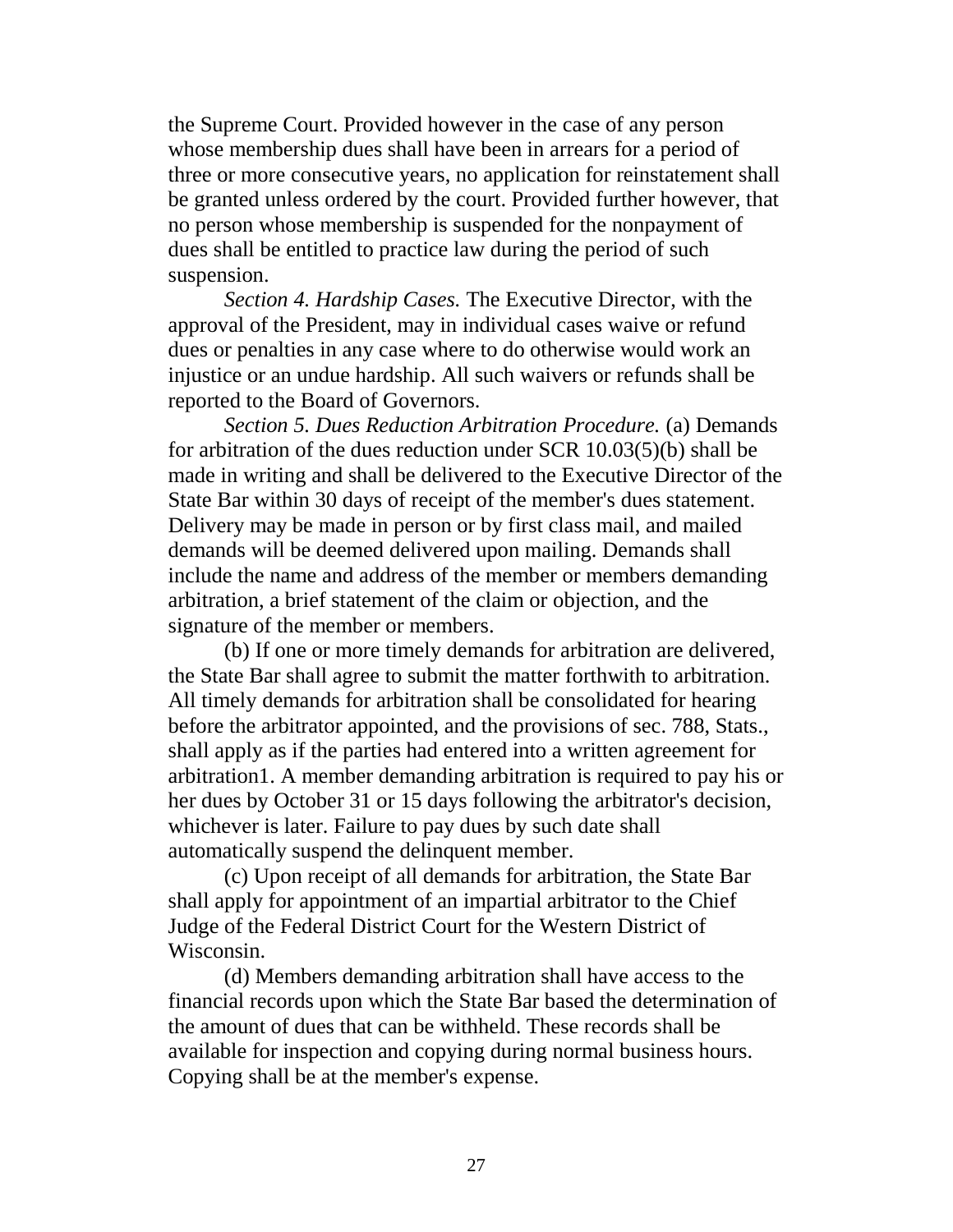the Supreme Court. Provided however in the case of any person whose membership dues shall have been in arrears for a period of three or more consecutive years, no application for reinstatement shall be granted unless ordered by the court. Provided further however, that no person whose membership is suspended for the nonpayment of dues shall be entitled to practice law during the period of such suspension.

*Section 4. Hardship Cases.* The Executive Director, with the approval of the President, may in individual cases waive or refund dues or penalties in any case where to do otherwise would work an injustice or an undue hardship. All such waivers or refunds shall be reported to the Board of Governors.

*Section 5. Dues Reduction Arbitration Procedure.* (a) Demands for arbitration of the dues reduction under SCR 10.03(5)(b) shall be made in writing and shall be delivered to the Executive Director of the State Bar within 30 days of receipt of the member's dues statement. Delivery may be made in person or by first class mail, and mailed demands will be deemed delivered upon mailing. Demands shall include the name and address of the member or members demanding arbitration, a brief statement of the claim or objection, and the signature of the member or members.

(b) If one or more timely demands for arbitration are delivered, the State Bar shall agree to submit the matter forthwith to arbitration. All timely demands for arbitration shall be consolidated for hearing before the arbitrator appointed, and the provisions of sec. 788, Stats., shall apply as if the parties had entered into a written agreement for arbitration[1]. A member demanding arbitration is required to pay his or her dues by October 31 or 15 days following the arbitrator's decision, whichever is later. Failure to pay dues by such date shall automatically suspend the delinquent member.

(c) Upon receipt of all demands for arbitration, the State Bar shall apply for appointment of an impartial arbitrator to the Chief Judge of the Federal District Court for the Western District of Wisconsin.

(d) Members demanding arbitration shall have access to the financial records upon which the State Bar based the determination of the amount of dues that can be withheld. These records shall be available for inspection and copying during normal business hours. Copying shall be at the member's expense.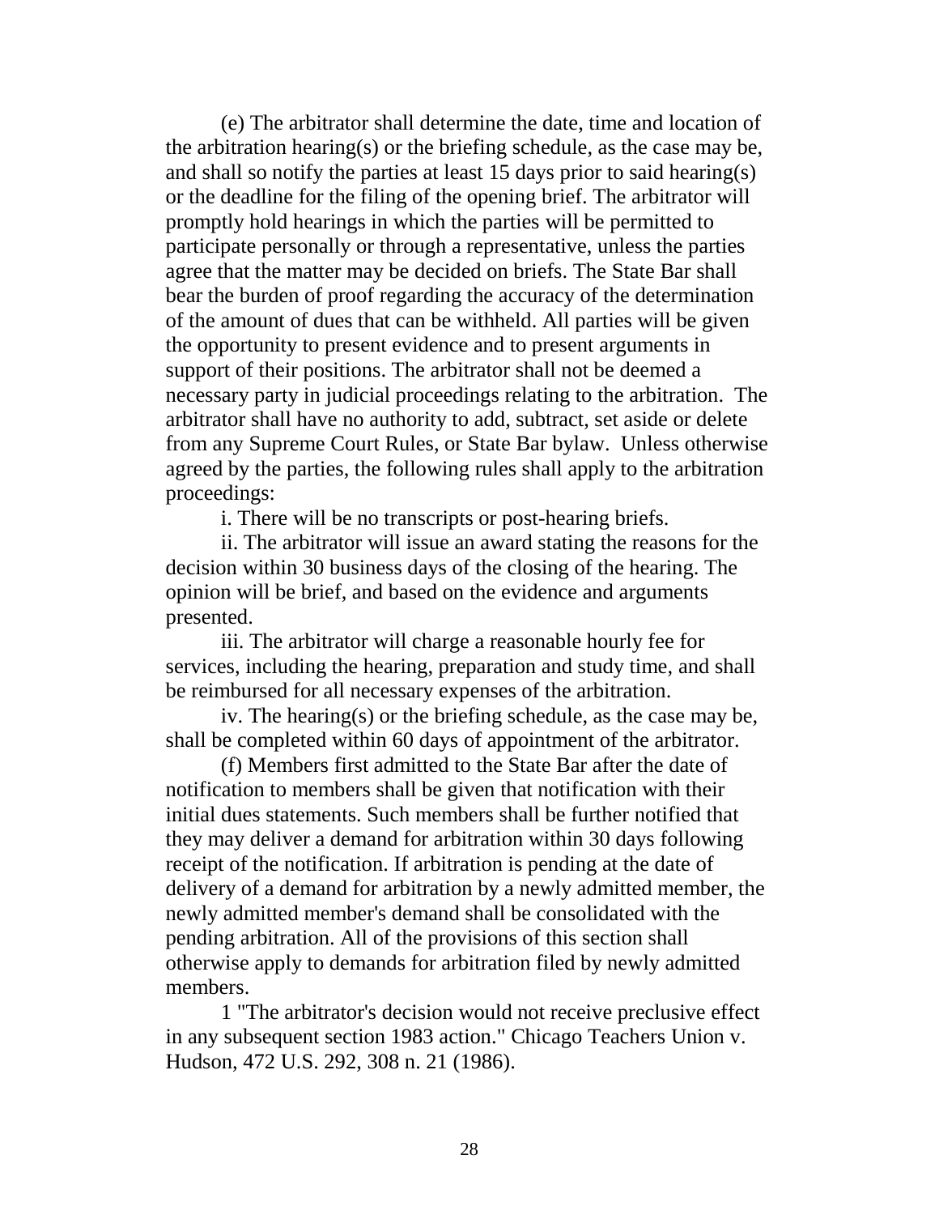(e) The arbitrator shall determine the date, time and location of the arbitration hearing(s) or the briefing schedule, as the case may be, and shall so notify the parties at least 15 days prior to said hearing(s) or the deadline for the filing of the opening brief. The arbitrator will promptly hold hearings in which the parties will be permitted to participate personally or through a representative, unless the parties agree that the matter may be decided on briefs. The State Bar shall bear the burden of proof regarding the accuracy of the determination of the amount of dues that can be withheld. All parties will be given the opportunity to present evidence and to present arguments in support of their positions. The arbitrator shall not be deemed a necessary party in judicial proceedings relating to the arbitration. The arbitrator shall have no authority to add, subtract, set aside or delete from any Supreme Court Rules, or State Bar bylaw. Unless otherwise agreed by the parties, the following rules shall apply to the arbitration proceedings:

i. There will be no transcripts or post-hearing briefs.

ii. The arbitrator will issue an award stating the reasons for the decision within 30 business days of the closing of the hearing. The opinion will be brief, and based on the evidence and arguments presented.

iii. The arbitrator will charge a reasonable hourly fee for services, including the hearing, preparation and study time, and shall be reimbursed for all necessary expenses of the arbitration.

iv. The hearing(s) or the briefing schedule, as the case may be, shall be completed within 60 days of appointment of the arbitrator.

(f) Members first admitted to the State Bar after the date of notification to members shall be given that notification with their initial dues statements. Such members shall be further notified that they may deliver a demand for arbitration within 30 days following receipt of the notification. If arbitration is pending at the date of delivery of a demand for arbitration by a newly admitted member, the newly admitted member's demand shall be consolidated with the pending arbitration. All of the provisions of this section shall otherwise apply to demands for arbitration filed by newly admitted members.

1 "The arbitrator's decision would not receive preclusive effect in any subsequent section 1983 action." Chicago Teachers Union v. Hudson, 472 U.S. 292, 308 n. 21 (1986).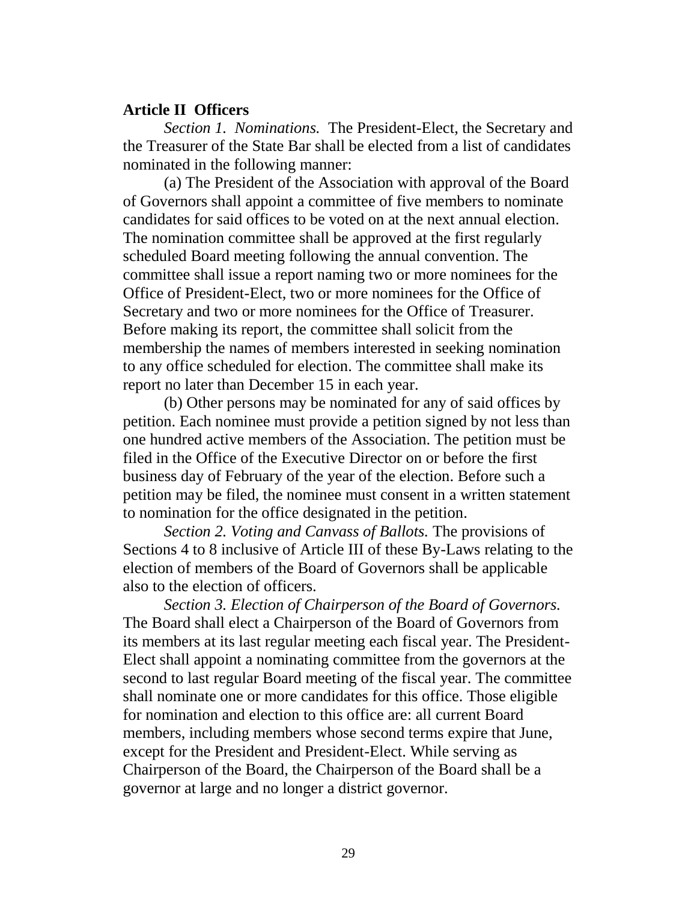## Article II  Officers

*Section 1.  Nominations.*  The President-Elect, the Secretary and the Treasurer of the State Bar shall be elected from a list of candidates nominated in the following manner:

(a) The President of the Association with approval of the Board of Governors shall appoint a committee of five members to nominate candidates for said offices to be voted on at the next annual election. The nomination committee shall be approved at the first regularly scheduled Board meeting following the annual convention. The committee shall issue a report naming two or more nominees for the Office of President-Elect, two or more nominees for the Office of Secretary and two or more nominees for the Office of Treasurer. Before making its report, the committee shall solicit from the membership the names of members interested in seeking nomination to any office scheduled for election. The committee shall make its report no later than December 15 in each year.

(b) Other persons may be nominated for any of said offices by petition. Each nominee must provide a petition signed by not less than one hundred active members of the Association. The petition must be filed in the Office of the Executive Director on or before the first business day of February of the year of the election. Before such a petition may be filed, the nominee must consent in a written statement to nomination for the office designated in the petition.

*Section 2. Voting and Canvass of Ballots.* The provisions of Sections 4 to 8 inclusive of Article III of these By-Laws relating to the election of members of the Board of Governors shall be applicable also to the election of officers.

*Section 3. Election of Chairperson of the Board of Governors.* The Board shall elect a Chairperson of the Board of Governors from its members at its last regular meeting each fiscal year. The President-Elect shall appoint a nominating committee from the governors at the second to last regular Board meeting of the fiscal year. The committee shall nominate one or more candidates for this office. Those eligible for nomination and election to this office are: all current Board members, including members whose second terms expire that June, except for the President and President-Elect. While serving as Chairperson of the Board, the Chairperson of the Board shall be a governor at large and no longer a district governor.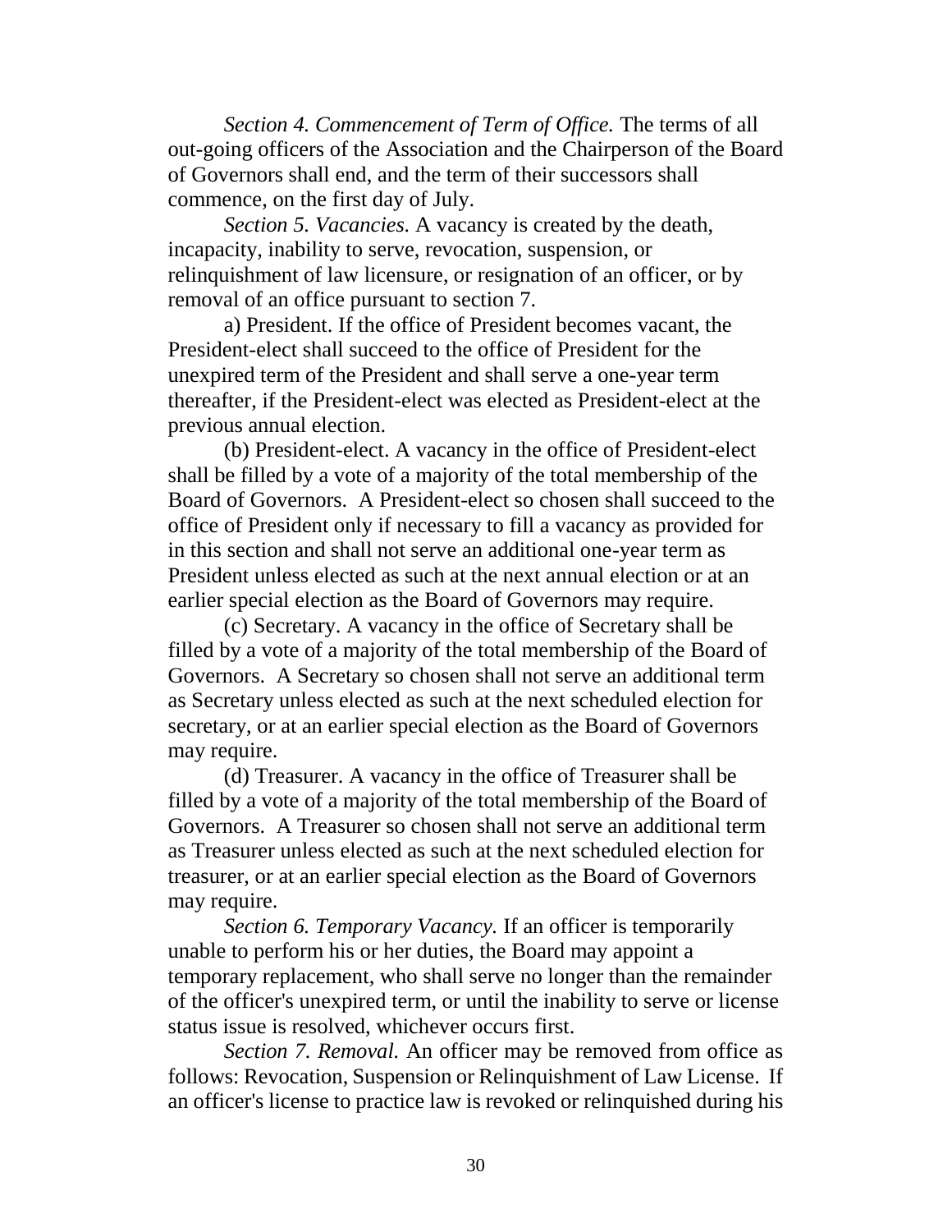*Section 4. Commencement of Term of Office.* The terms of all out-going officers of the Association and the Chairperson of the Board of Governors shall end, and the term of their successors shall commence, on the first day of July.

*Section 5. Vacancies.* A vacancy is created by the death, incapacity, inability to serve, revocation, suspension, or relinquishment of law licensure, or resignation of an officer, or by removal of an office pursuant to section 7.

a) President. If the office of President becomes vacant, the President-elect shall succeed to the office of President for the unexpired term of the President and shall serve a one-year term thereafter, if the President-elect was elected as President-elect at the previous annual election.

(b) President-elect. A vacancy in the office of President-elect shall be filled by a vote of a majority of the total membership of the Board of Governors. A President-elect so chosen shall succeed to the office of President only if necessary to fill a vacancy as provided for in this section and shall not serve an additional one-year term as President unless elected as such at the next annual election or at an earlier special election as the Board of Governors may require.

(c) Secretary. A vacancy in the office of Secretary shall be filled by a vote of a majority of the total membership of the Board of Governors. A Secretary so chosen shall not serve an additional term as Secretary unless elected as such at the next scheduled election for secretary, or at an earlier special election as the Board of Governors may require.

(d) Treasurer. A vacancy in the office of Treasurer shall be filled by a vote of a majority of the total membership of the Board of Governors. A Treasurer so chosen shall not serve an additional term as Treasurer unless elected as such at the next scheduled election for treasurer, or at an earlier special election as the Board of Governors may require.

*Section 6. Temporary Vacancy.* If an officer is temporarily unable to perform his or her duties, the Board may appoint a temporary replacement, who shall serve no longer than the remainder of the officer's unexpired term, or until the inability to serve or license status issue is resolved, whichever occurs first.

*Section 7. Removal.* An officer may be removed from office as follows: Revocation, Suspension or Relinquishment of Law License. If an officer's license to practice law is revoked or relinquished during his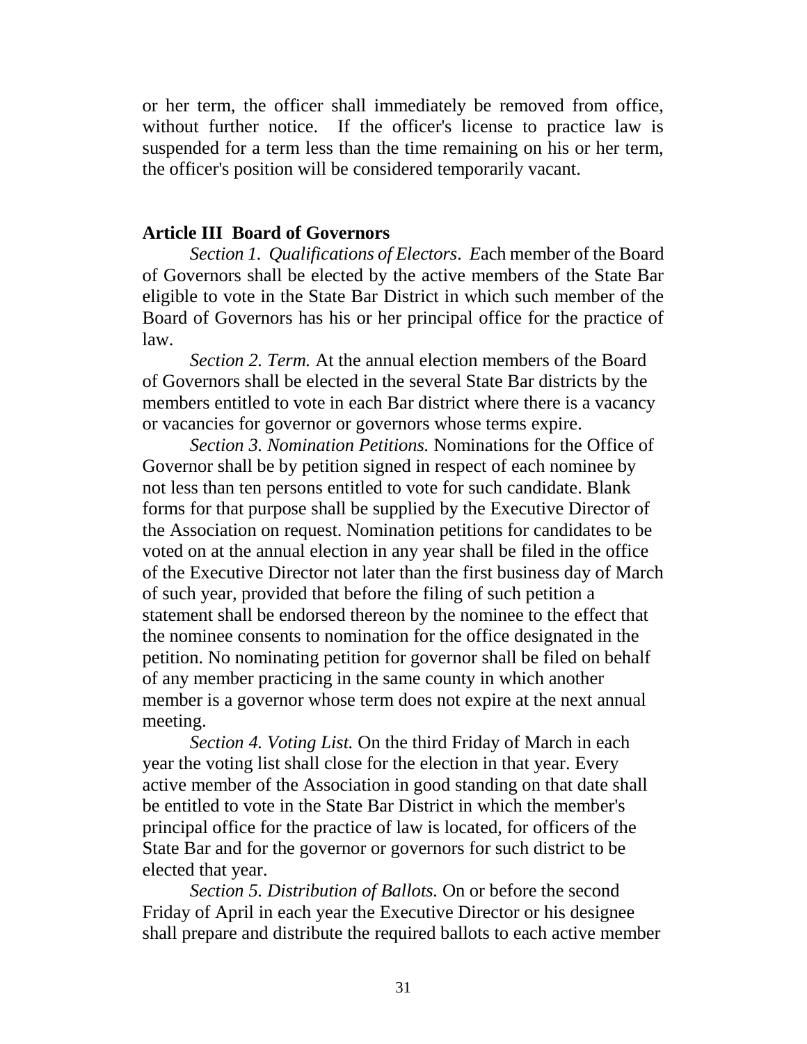or her term, the officer shall immediately be removed from office, without further notice. If the officer's license to practice law is suspended for a term less than the time remaining on his or her term, the officer's position will be considered temporarily vacant.

## Article III Board of Governors

*Section 1. Qualifications of Electors*. Each member of the Board of Governors shall be elected by the active members of the State Bar eligible to vote in the State Bar District in which such member of the Board of Governors has his or her principal office for the practice of law.

*Section 2. Term.* At the annual election members of the Board of Governors shall be elected in the several State Bar districts by the members entitled to vote in each Bar district where there is a vacancy or vacancies for governor or governors whose terms expire.

*Section 3. Nomination Petitions.* Nominations for the Office of Governor shall be by petition signed in respect of each nominee by not less than ten persons entitled to vote for such candidate. Blank forms for that purpose shall be supplied by the Executive Director of the Association on request. Nomination petitions for candidates to be voted on at the annual election in any year shall be filed in the office of the Executive Director not later than the first business day of March of such year, provided that before the filing of such petition a statement shall be endorsed thereon by the nominee to the effect that the nominee consents to nomination for the office designated in the petition. No nominating petition for governor shall be filed on behalf of any member practicing in the same county in which another member is a governor whose term does not expire at the next annual meeting.

*Section 4. Voting List.* On the third Friday of March in each year the voting list shall close for the election in that year. Every active member of the Association in good standing on that date shall be entitled to vote in the State Bar District in which the member's principal office for the practice of law is located, for officers of the State Bar and for the governor or governors for such district to be elected that year.

*Section 5. Distribution of Ballots.* On or before the second Friday of April in each year the Executive Director or his designee shall prepare and distribute the required ballots to each active member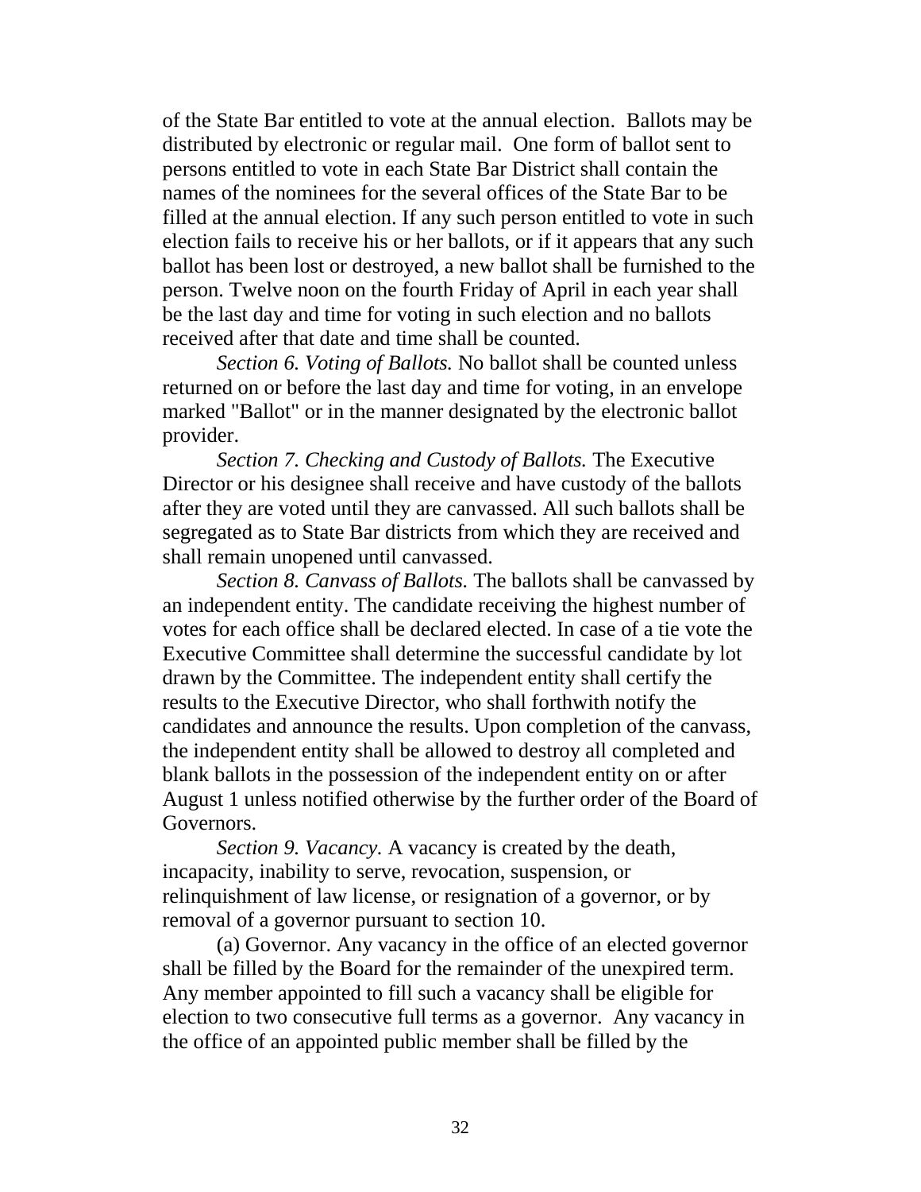of the State Bar entitled to vote at the annual election. Ballots may be distributed by electronic or regular mail. One form of ballot sent to persons entitled to vote in each State Bar District shall contain the names of the nominees for the several offices of the State Bar to be filled at the annual election. If any such person entitled to vote in such election fails to receive his or her ballots, or if it appears that any such ballot has been lost or destroyed, a new ballot shall be furnished to the person. Twelve noon on the fourth Friday of April in each year shall be the last day and time for voting in such election and no ballots received after that date and time shall be counted.

*Section 6. Voting of Ballots.* No ballot shall be counted unless returned on or before the last day and time for voting, in an envelope marked "Ballot" or in the manner designated by the electronic ballot provider.

*Section 7. Checking and Custody of Ballots.* The Executive Director or his designee shall receive and have custody of the ballots after they are voted until they are canvassed. All such ballots shall be segregated as to State Bar districts from which they are received and shall remain unopened until canvassed.

*Section 8. Canvass of Ballots.* The ballots shall be canvassed by an independent entity. The candidate receiving the highest number of votes for each office shall be declared elected. In case of a tie vote the Executive Committee shall determine the successful candidate by lot drawn by the Committee. The independent entity shall certify the results to the Executive Director, who shall forthwith notify the candidates and announce the results. Upon completion of the canvass, the independent entity shall be allowed to destroy all completed and blank ballots in the possession of the independent entity on or after August 1 unless notified otherwise by the further order of the Board of Governors.

*Section 9. Vacancy.* A vacancy is created by the death, incapacity, inability to serve, revocation, suspension, or relinquishment of law license, or resignation of a governor, or by removal of a governor pursuant to section 10.

(a) Governor. Any vacancy in the office of an elected governor shall be filled by the Board for the remainder of the unexpired term. Any member appointed to fill such a vacancy shall be eligible for election to two consecutive full terms as a governor. Any vacancy in the office of an appointed public member shall be filled by the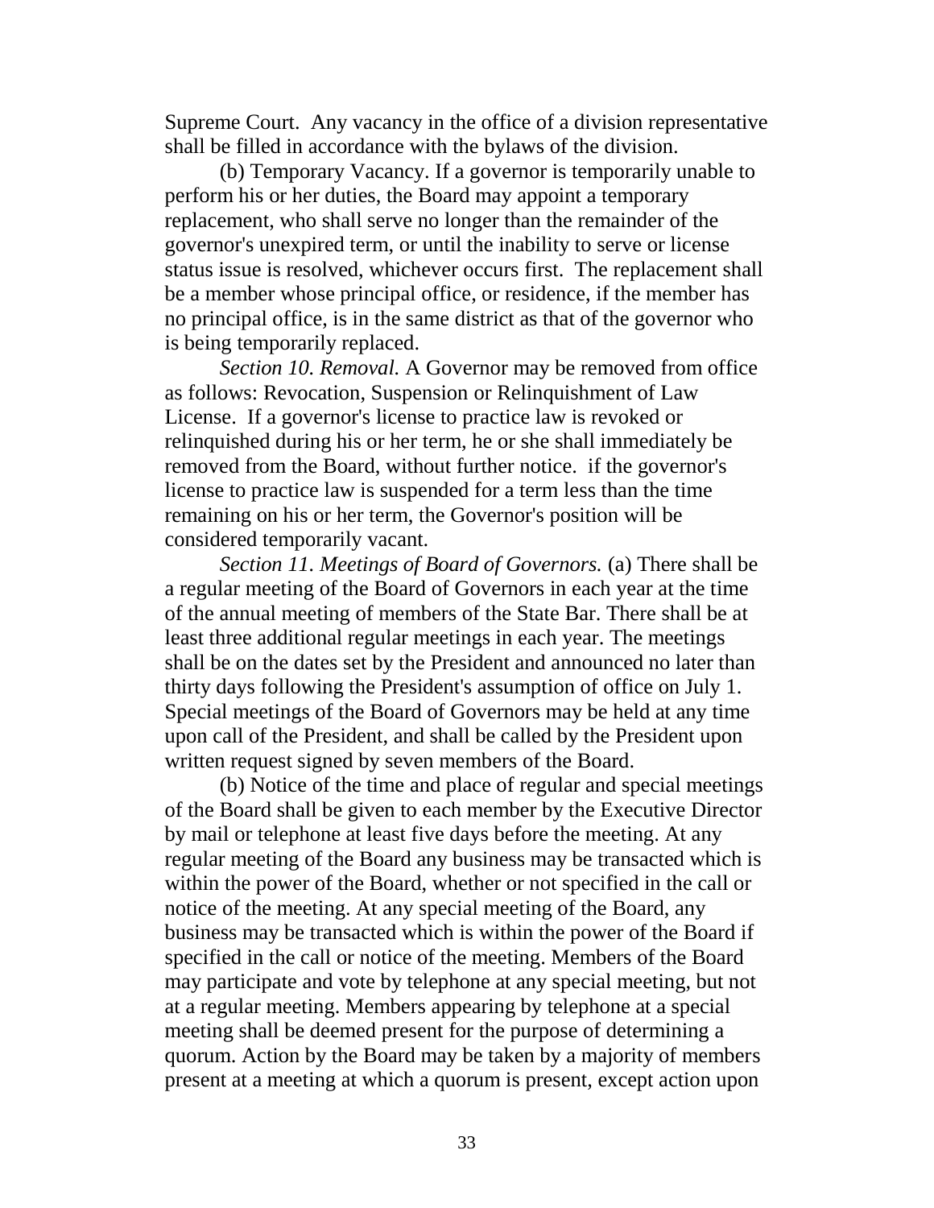Supreme Court. Any vacancy in the office of a division representative shall be filled in accordance with the bylaws of the division.

(b) Temporary Vacancy. If a governor is temporarily unable to perform his or her duties, the Board may appoint a temporary replacement, who shall serve no longer than the remainder of the governor's unexpired term, or until the inability to serve or license status issue is resolved, whichever occurs first. The replacement shall be a member whose principal office, or residence, if the member has no principal office, is in the same district as that of the governor who is being temporarily replaced.

*Section 10. Removal.* A Governor may be removed from office as follows: Revocation, Suspension or Relinquishment of Law License. If a governor's license to practice law is revoked or relinquished during his or her term, he or she shall immediately be removed from the Board, without further notice. if the governor's license to practice law is suspended for a term less than the time remaining on his or her term, the Governor's position will be considered temporarily vacant.

*Section 11. Meetings of Board of Governors.* (a) There shall be a regular meeting of the Board of Governors in each year at the time of the annual meeting of members of the State Bar. There shall be at least three additional regular meetings in each year. The meetings shall be on the dates set by the President and announced no later than thirty days following the President's assumption of office on July 1. Special meetings of the Board of Governors may be held at any time upon call of the President, and shall be called by the President upon written request signed by seven members of the Board.

(b) Notice of the time and place of regular and special meetings of the Board shall be given to each member by the Executive Director by mail or telephone at least five days before the meeting. At any regular meeting of the Board any business may be transacted which is within the power of the Board, whether or not specified in the call or notice of the meeting. At any special meeting of the Board, any business may be transacted which is within the power of the Board if specified in the call or notice of the meeting. Members of the Board may participate and vote by telephone at any special meeting, but not at a regular meeting. Members appearing by telephone at a special meeting shall be deemed present for the purpose of determining a quorum. Action by the Board may be taken by a majority of members present at a meeting at which a quorum is present, except action upon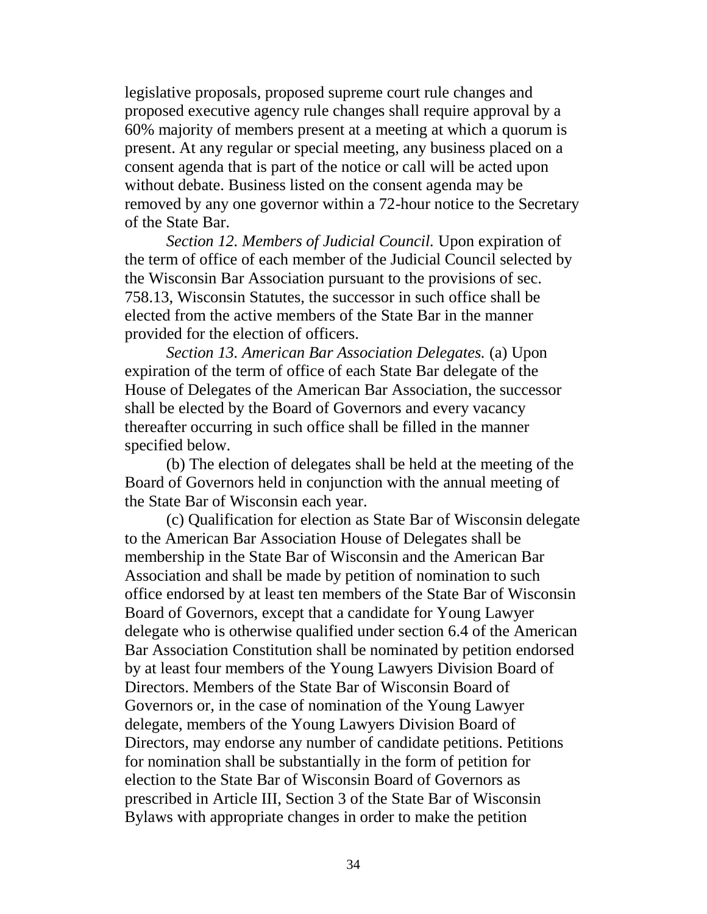legislative proposals, proposed supreme court rule changes and proposed executive agency rule changes shall require approval by a 60% majority of members present at a meeting at which a quorum is present. At any regular or special meeting, any business placed on a consent agenda that is part of the notice or call will be acted upon without debate. Business listed on the consent agenda may be removed by any one governor within a 72-hour notice to the Secretary of the State Bar.

*Section 12. Members of Judicial Council.* Upon expiration of the term of office of each member of the Judicial Council selected by the Wisconsin Bar Association pursuant to the provisions of sec. 758.13, Wisconsin Statutes, the successor in such office shall be elected from the active members of the State Bar in the manner provided for the election of officers.

*Section 13. American Bar Association Delegates.* (a) Upon expiration of the term of office of each State Bar delegate of the House of Delegates of the American Bar Association, the successor shall be elected by the Board of Governors and every vacancy thereafter occurring in such office shall be filled in the manner specified below.

(b) The election of delegates shall be held at the meeting of the Board of Governors held in conjunction with the annual meeting of the State Bar of Wisconsin each year.

(c) Qualification for election as State Bar of Wisconsin delegate to the American Bar Association House of Delegates shall be membership in the State Bar of Wisconsin and the American Bar Association and shall be made by petition of nomination to such office endorsed by at least ten members of the State Bar of Wisconsin Board of Governors, except that a candidate for Young Lawyer delegate who is otherwise qualified under section 6.4 of the American Bar Association Constitution shall be nominated by petition endorsed by at least four members of the Young Lawyers Division Board of Directors. Members of the State Bar of Wisconsin Board of Governors or, in the case of nomination of the Young Lawyer delegate, members of the Young Lawyers Division Board of Directors, may endorse any number of candidate petitions. Petitions for nomination shall be substantially in the form of petition for election to the State Bar of Wisconsin Board of Governors as prescribed in Article III, Section 3 of the State Bar of Wisconsin Bylaws with appropriate changes in order to make the petition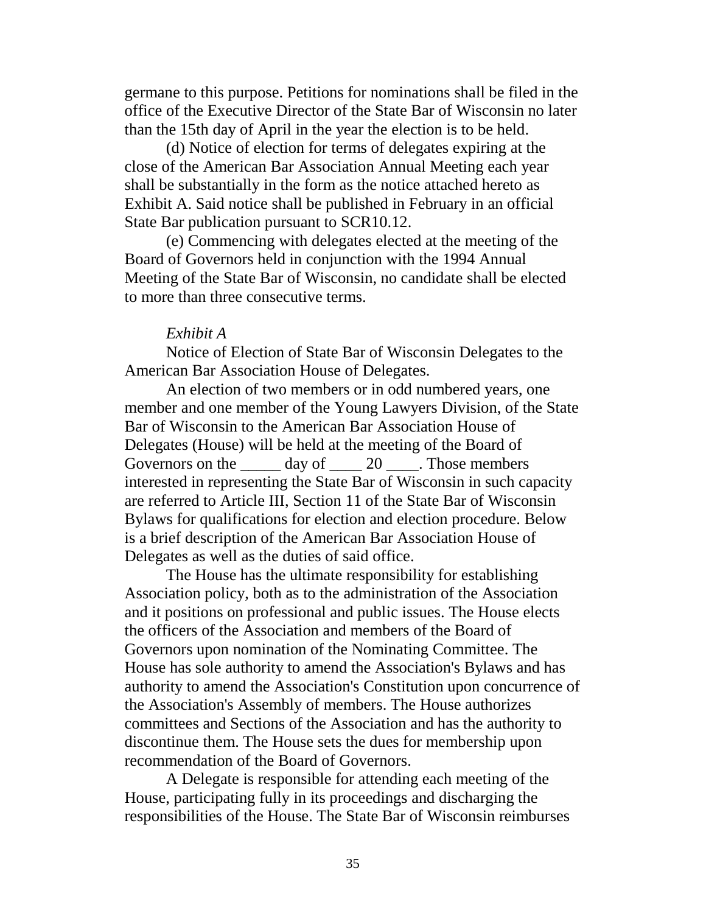germane to this purpose. Petitions for nominations shall be filed in the office of the Executive Director of the State Bar of Wisconsin no later than the 15th day of April in the year the election is to be held.

(d) Notice of election for terms of delegates expiring at the close of the American Bar Association Annual Meeting each year shall be substantially in the form as the notice attached hereto as Exhibit A. Said notice shall be published in February in an official State Bar publication pursuant to SCR10.12.

(e) Commencing with delegates elected at the meeting of the Board of Governors held in conjunction with the 1994 Annual Meeting of the State Bar of Wisconsin, no candidate shall be elected to more than three consecutive terms.

*Exhibit A*

Notice of Election of State Bar of Wisconsin Delegates to the American Bar Association House of Delegates.

An election of two members or in odd numbered years, one member and one member of the Young Lawyers Division, of the State Bar of Wisconsin to the American Bar Association House of Delegates (House) will be held at the meeting of the Board of Governors on the _____ day of ____ 20 ____. Those members interested in representing the State Bar of Wisconsin in such capacity are referred to Article III, Section 11 of the State Bar of Wisconsin Bylaws for qualifications for election and election procedure. Below is a brief description of the American Bar Association House of Delegates as well as the duties of said office.

The House has the ultimate responsibility for establishing Association policy, both as to the administration of the Association and it positions on professional and public issues. The House elects the officers of the Association and members of the Board of Governors upon nomination of the Nominating Committee. The House has sole authority to amend the Association's Bylaws and has authority to amend the Association's Constitution upon concurrence of the Association's Assembly of members. The House authorizes committees and Sections of the Association and has the authority to discontinue them. The House sets the dues for membership upon recommendation of the Board of Governors.

A Delegate is responsible for attending each meeting of the House, participating fully in its proceedings and discharging the responsibilities of the House. The State Bar of Wisconsin reimburses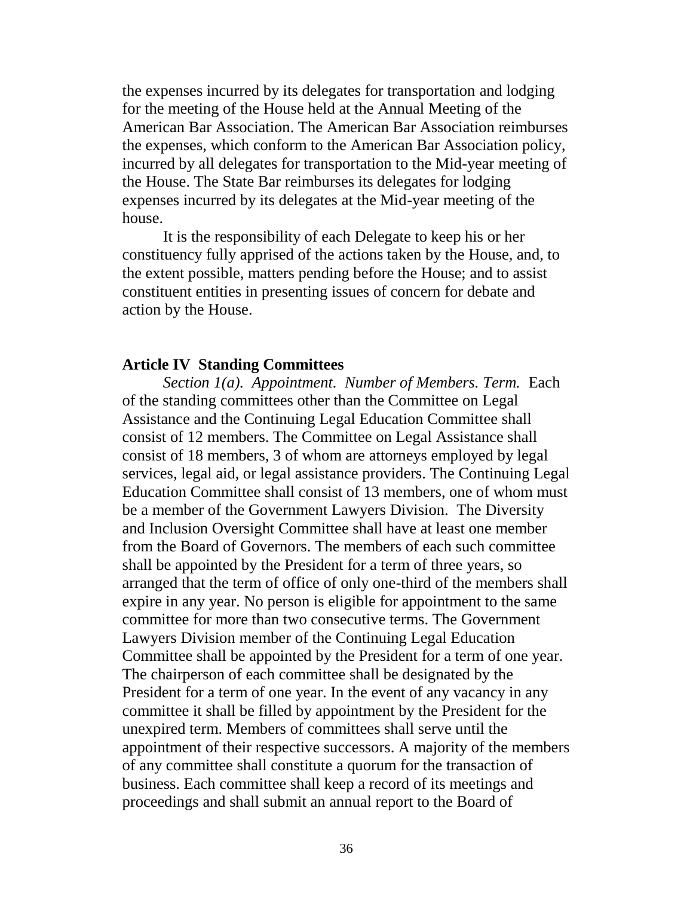the expenses incurred by its delegates for transportation and lodging for the meeting of the House held at the Annual Meeting of the American Bar Association. The American Bar Association reimburses the expenses, which conform to the American Bar Association policy, incurred by all delegates for transportation to the Mid-year meeting of the House. The State Bar reimburses its delegates for lodging expenses incurred by its delegates at the Mid-year meeting of the house.

It is the responsibility of each Delegate to keep his or her constituency fully apprised of the actions taken by the House, and, to the extent possible, matters pending before the House; and to assist constituent entities in presenting issues of concern for debate and action by the House.

**Article IV Standing Committees**

*Section 1(a). Appointment. Number of Members. Term.* Each of the standing committees other than the Committee on Legal Assistance and the Continuing Legal Education Committee shall consist of 12 members. The Committee on Legal Assistance shall consist of 18 members, 3 of whom are attorneys employed by legal services, legal aid, or legal assistance providers. The Continuing Legal Education Committee shall consist of 13 members, one of whom must be a member of the Government Lawyers Division. The Diversity and Inclusion Oversight Committee shall have at least one member from the Board of Governors. The members of each such committee shall be appointed by the President for a term of three years, so arranged that the term of office of only one-third of the members shall expire in any year. No person is eligible for appointment to the same committee for more than two consecutive terms. The Government Lawyers Division member of the Continuing Legal Education Committee shall be appointed by the President for a term of one year. The chairperson of each committee shall be designated by the President for a term of one year. In the event of any vacancy in any committee it shall be filled by appointment by the President for the unexpired term. Members of committees shall serve until the appointment of their respective successors. A majority of the members of any committee shall constitute a quorum for the transaction of business. Each committee shall keep a record of its meetings and proceedings and shall submit an annual report to the Board of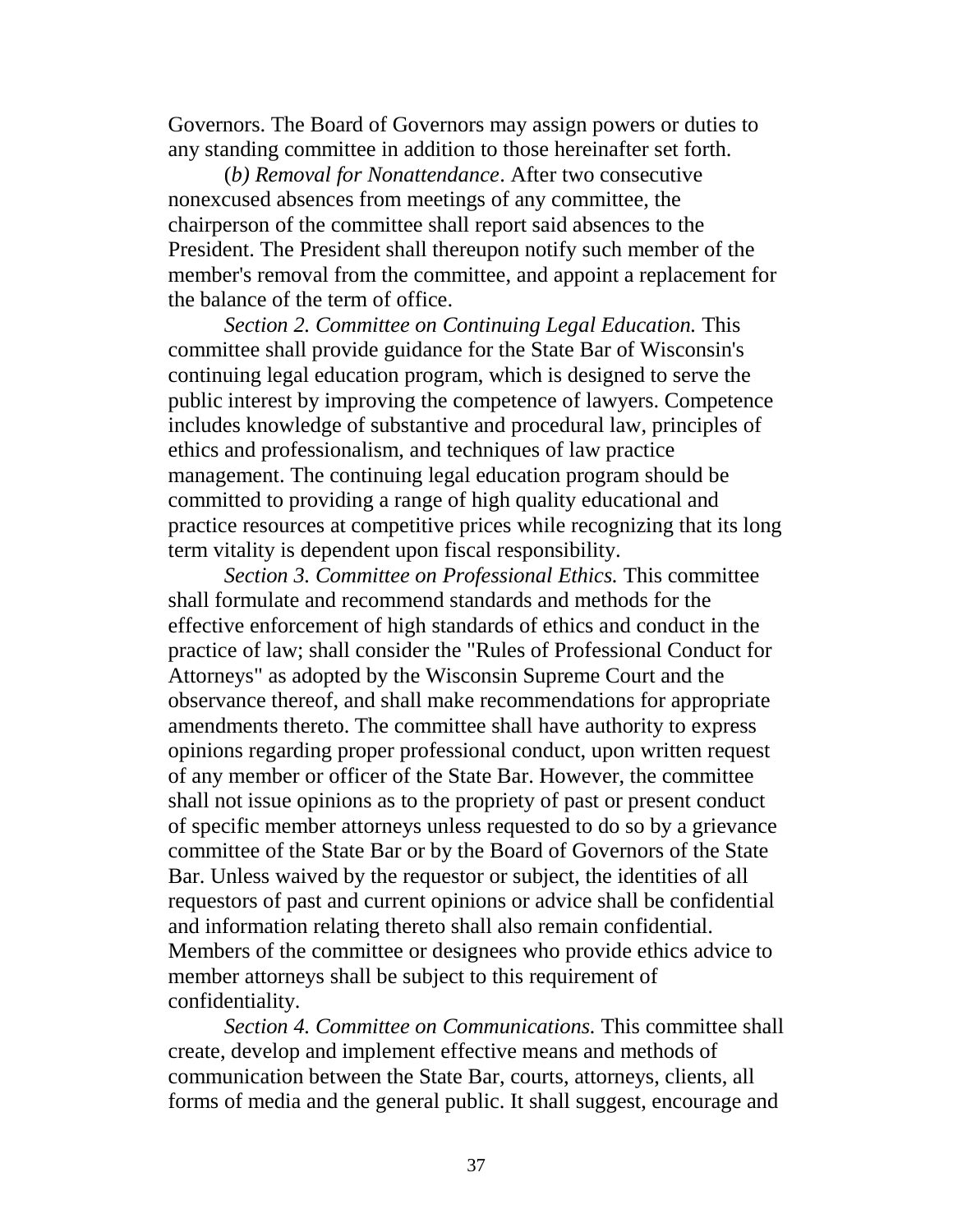Governors. The Board of Governors may assign powers or duties to any standing committee in addition to those hereinafter set forth.

(*b) Removal for Nonattendance*. After two consecutive nonexcused absences from meetings of any committee, the chairperson of the committee shall report said absences to the President. The President shall thereupon notify such member of the member's removal from the committee, and appoint a replacement for the balance of the term of office.

*Section 2. Committee on Continuing Legal Education.* This committee shall provide guidance for the State Bar of Wisconsin's continuing legal education program, which is designed to serve the public interest by improving the competence of lawyers. Competence includes knowledge of substantive and procedural law, principles of ethics and professionalism, and techniques of law practice management. The continuing legal education program should be committed to providing a range of high quality educational and practice resources at competitive prices while recognizing that its long term vitality is dependent upon fiscal responsibility.

*Section 3. Committee on Professional Ethics.* This committee shall formulate and recommend standards and methods for the effective enforcement of high standards of ethics and conduct in the practice of law; shall consider the "Rules of Professional Conduct for Attorneys" as adopted by the Wisconsin Supreme Court and the observance thereof, and shall make recommendations for appropriate amendments thereto. The committee shall have authority to express opinions regarding proper professional conduct, upon written request of any member or officer of the State Bar. However, the committee shall not issue opinions as to the propriety of past or present conduct of specific member attorneys unless requested to do so by a grievance committee of the State Bar or by the Board of Governors of the State Bar. Unless waived by the requestor or subject, the identities of all requestors of past and current opinions or advice shall be confidential and information relating thereto shall also remain confidential. Members of the committee or designees who provide ethics advice to member attorneys shall be subject to this requirement of confidentiality.

*Section 4. Committee on Communications.* This committee shall create, develop and implement effective means and methods of communication between the State Bar, courts, attorneys, clients, all forms of media and the general public. It shall suggest, encourage and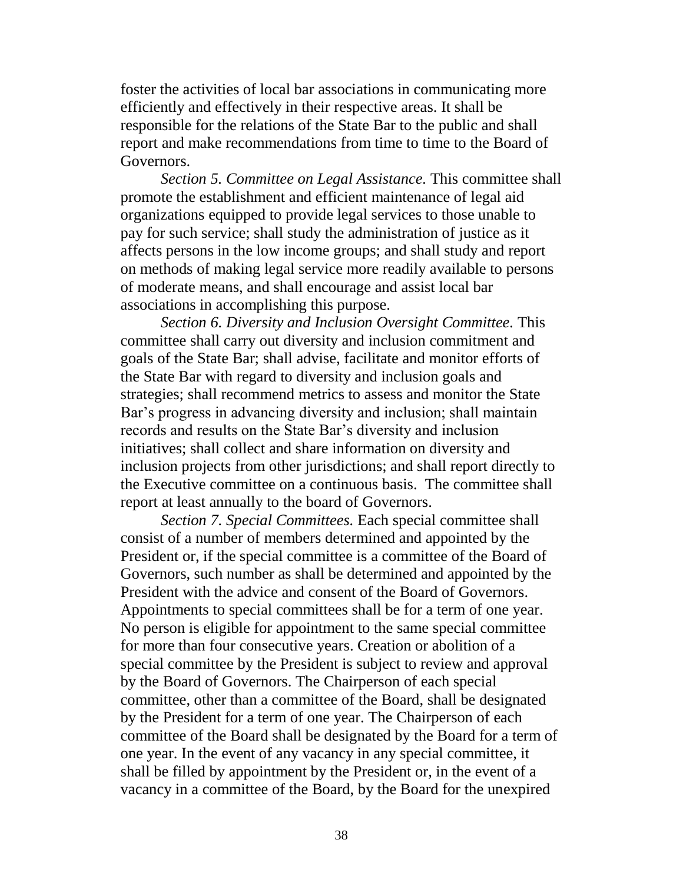foster the activities of local bar associations in communicating more efficiently and effectively in their respective areas. It shall be responsible for the relations of the State Bar to the public and shall report and make recommendations from time to time to the Board of Governors.

*Section 5. Committee on Legal Assistance.* This committee shall promote the establishment and efficient maintenance of legal aid organizations equipped to provide legal services to those unable to pay for such service; shall study the administration of justice as it affects persons in the low income groups; and shall study and report on methods of making legal service more readily available to persons of moderate means, and shall encourage and assist local bar associations in accomplishing this purpose.

*Section 6. Diversity and Inclusion Oversight Committee.* This committee shall carry out diversity and inclusion commitment and goals of the State Bar; shall advise, facilitate and monitor efforts of the State Bar with regard to diversity and inclusion goals and strategies; shall recommend metrics to assess and monitor the State Bar's progress in advancing diversity and inclusion; shall maintain records and results on the State Bar's diversity and inclusion initiatives; shall collect and share information on diversity and inclusion projects from other jurisdictions; and shall report directly to the Executive committee on a continuous basis. The committee shall report at least annually to the board of Governors.

*Section 7. Special Committees.* Each special committee shall consist of a number of members determined and appointed by the President or, if the special committee is a committee of the Board of Governors, such number as shall be determined and appointed by the President with the advice and consent of the Board of Governors. Appointments to special committees shall be for a term of one year. No person is eligible for appointment to the same special committee for more than four consecutive years. Creation or abolition of a special committee by the President is subject to review and approval by the Board of Governors. The Chairperson of each special committee, other than a committee of the Board, shall be designated by the President for a term of one year. The Chairperson of each committee of the Board shall be designated by the Board for a term of one year. In the event of any vacancy in any special committee, it shall be filled by appointment by the President or, in the event of a vacancy in a committee of the Board, by the Board for the unexpired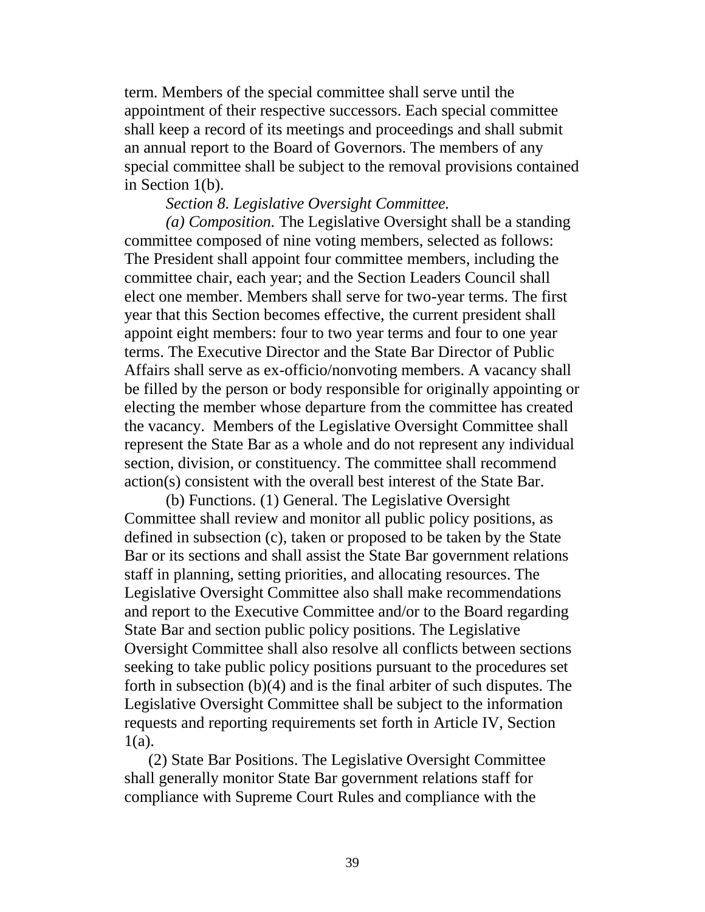term. Members of the special committee shall serve until the appointment of their respective successors. Each special committee shall keep a record of its meetings and proceedings and shall submit an annual report to the Board of Governors. The members of any special committee shall be subject to the removal provisions contained in Section 1(b).

*Section 8. Legislative Oversight Committee.*

*(a) Composition.* The Legislative Oversight shall be a standing committee composed of nine voting members, selected as follows: The President shall appoint four committee members, including the committee chair, each year; and the Section Leaders Council shall elect one member. Members shall serve for two-year terms. The first year that this Section becomes effective, the current president shall appoint eight members: four to two year terms and four to one year terms. The Executive Director and the State Bar Director of Public Affairs shall serve as ex-officio/nonvoting members. A vacancy shall be filled by the person or body responsible for originally appointing or electing the member whose departure from the committee has created the vacancy. Members of the Legislative Oversight Committee shall represent the State Bar as a whole and do not represent any individual section, division, or constituency. The committee shall recommend action(s) consistent with the overall best interest of the State Bar.

(b) Functions. (1) General. The Legislative Oversight Committee shall review and monitor all public policy positions, as defined in subsection (c), taken or proposed to be taken by the State Bar or its sections and shall assist the State Bar government relations staff in planning, setting priorities, and allocating resources. The Legislative Oversight Committee also shall make recommendations and report to the Executive Committee and/or to the Board regarding State Bar and section public policy positions. The Legislative Oversight Committee shall also resolve all conflicts between sections seeking to take public policy positions pursuant to the procedures set forth in subsection (b)(4) and is the final arbiter of such disputes. The Legislative Oversight Committee shall be subject to the information requests and reporting requirements set forth in Article IV, Section 1(a).

(2) State Bar Positions. The Legislative Oversight Committee shall generally monitor State Bar government relations staff for compliance with Supreme Court Rules and compliance with the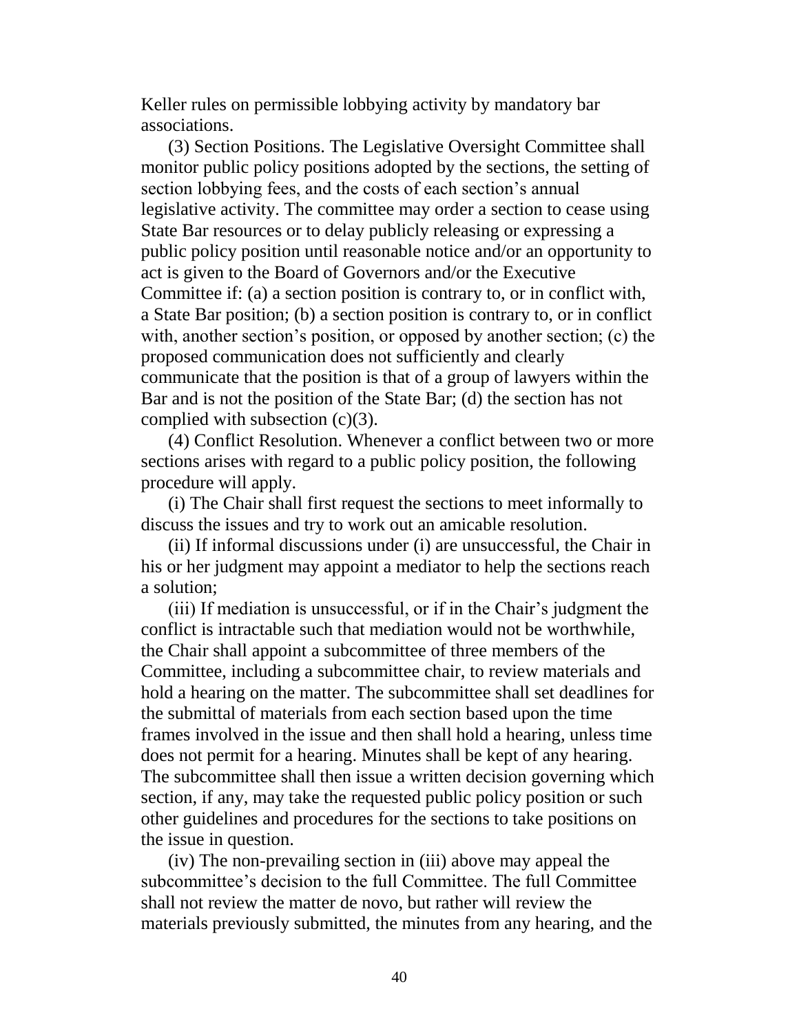Keller rules on permissible lobbying activity by mandatory bar associations.

(3) Section Positions. The Legislative Oversight Committee shall monitor public policy positions adopted by the sections, the setting of section lobbying fees, and the costs of each section's annual legislative activity. The committee may order a section to cease using State Bar resources or to delay publicly releasing or expressing a public policy position until reasonable notice and/or an opportunity to act is given to the Board of Governors and/or the Executive Committee if: (a) a section position is contrary to, or in conflict with, a State Bar position; (b) a section position is contrary to, or in conflict with, another section's position, or opposed by another section; (c) the proposed communication does not sufficiently and clearly communicate that the position is that of a group of lawyers within the Bar and is not the position of the State Bar; (d) the section has not complied with subsection (c)(3).

(4) Conflict Resolution. Whenever a conflict between two or more sections arises with regard to a public policy position, the following procedure will apply.

(i) The Chair shall first request the sections to meet informally to discuss the issues and try to work out an amicable resolution.

(ii) If informal discussions under (i) are unsuccessful, the Chair in his or her judgment may appoint a mediator to help the sections reach a solution;

(iii) If mediation is unsuccessful, or if in the Chair's judgment the conflict is intractable such that mediation would not be worthwhile, the Chair shall appoint a subcommittee of three members of the Committee, including a subcommittee chair, to review materials and hold a hearing on the matter. The subcommittee shall set deadlines for the submittal of materials from each section based upon the time frames involved in the issue and then shall hold a hearing, unless time does not permit for a hearing. Minutes shall be kept of any hearing. The subcommittee shall then issue a written decision governing which section, if any, may take the requested public policy position or such other guidelines and procedures for the sections to take positions on the issue in question.

(iv) The non-prevailing section in (iii) above may appeal the subcommittee's decision to the full Committee. The full Committee shall not review the matter de novo, but rather will review the materials previously submitted, the minutes from any hearing, and the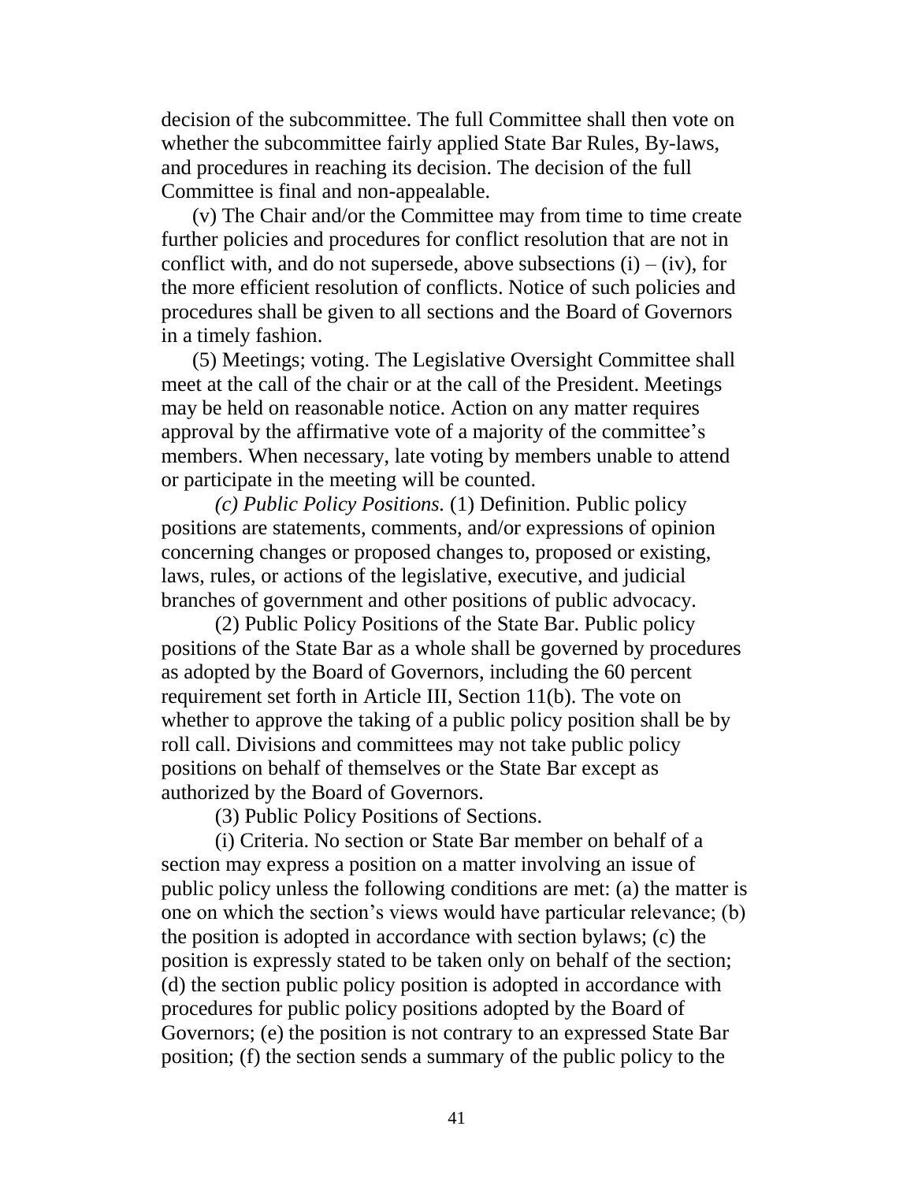decision of the subcommittee. The full Committee shall then vote on whether the subcommittee fairly applied State Bar Rules, By-laws, and procedures in reaching its decision. The decision of the full Committee is final and non-appealable.

(v) The Chair and/or the Committee may from time to time create further policies and procedures for conflict resolution that are not in conflict with, and do not supersede, above subsections (i) – (iv), for the more efficient resolution of conflicts. Notice of such policies and procedures shall be given to all sections and the Board of Governors in a timely fashion.

(5) Meetings; voting. The Legislative Oversight Committee shall meet at the call of the chair or at the call of the President. Meetings may be held on reasonable notice. Action on any matter requires approval by the affirmative vote of a majority of the committee's members. When necessary, late voting by members unable to attend or participate in the meeting will be counted.

*(c) Public Policy Positions.* (1) Definition. Public policy positions are statements, comments, and/or expressions of opinion concerning changes or proposed changes to, proposed or existing, laws, rules, or actions of the legislative, executive, and judicial branches of government and other positions of public advocacy.

(2) Public Policy Positions of the State Bar. Public policy positions of the State Bar as a whole shall be governed by procedures as adopted by the Board of Governors, including the 60 percent requirement set forth in Article III, Section 11(b). The vote on whether to approve the taking of a public policy position shall be by roll call. Divisions and committees may not take public policy positions on behalf of themselves or the State Bar except as authorized by the Board of Governors.

(3) Public Policy Positions of Sections.

(i) Criteria. No section or State Bar member on behalf of a section may express a position on a matter involving an issue of public policy unless the following conditions are met: (a) the matter is one on which the section's views would have particular relevance; (b) the position is adopted in accordance with section bylaws; (c) the position is expressly stated to be taken only on behalf of the section; (d) the section public policy position is adopted in accordance with procedures for public policy positions adopted by the Board of Governors; (e) the position is not contrary to an expressed State Bar position; (f) the section sends a summary of the public policy to the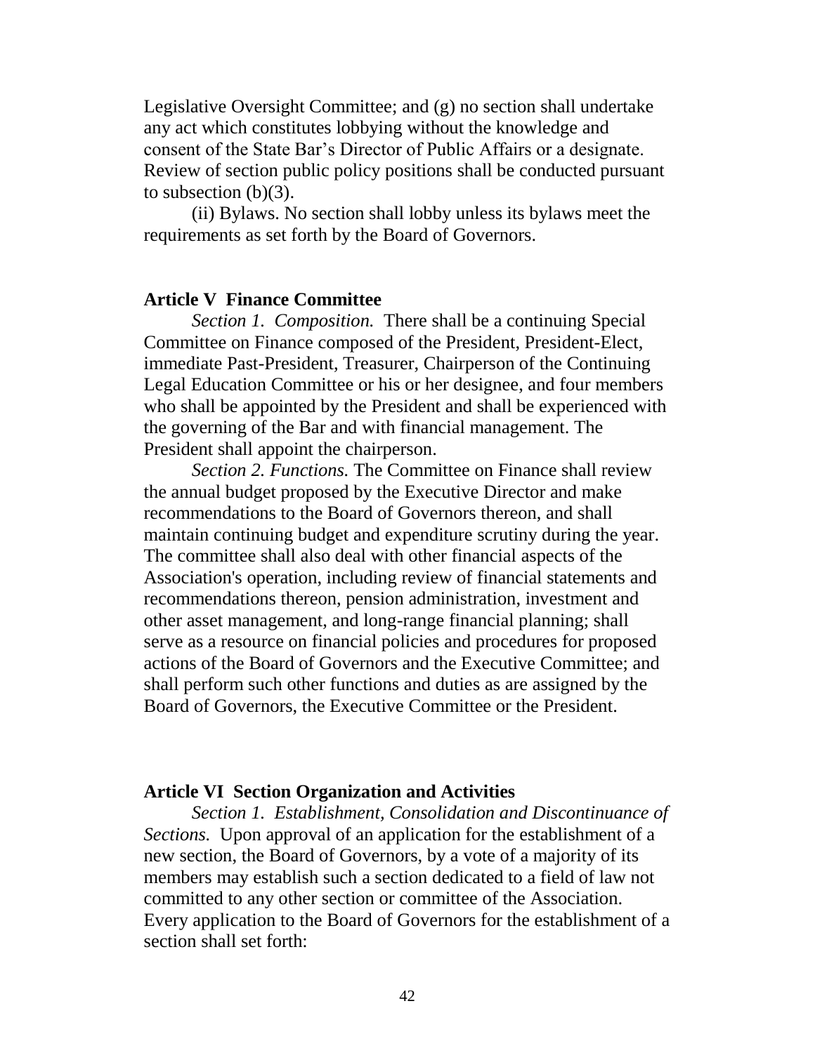Legislative Oversight Committee; and (g) no section shall undertake any act which constitutes lobbying without the knowledge and consent of the State Bar's Director of Public Affairs or a designate. Review of section public policy positions shall be conducted pursuant to subsection (b)(3).

(ii) Bylaws. No section shall lobby unless its bylaws meet the requirements as set forth by the Board of Governors.

**Article V Finance Committee**

*Section 1. Composition.* There shall be a continuing Special Committee on Finance composed of the President, President-Elect, immediate Past-President, Treasurer, Chairperson of the Continuing Legal Education Committee or his or her designee, and four members who shall be appointed by the President and shall be experienced with the governing of the Bar and with financial management. The President shall appoint the chairperson.

*Section 2. Functions.* The Committee on Finance shall review the annual budget proposed by the Executive Director and make recommendations to the Board of Governors thereon, and shall maintain continuing budget and expenditure scrutiny during the year. The committee shall also deal with other financial aspects of the Association's operation, including review of financial statements and recommendations thereon, pension administration, investment and other asset management, and long-range financial planning; shall serve as a resource on financial policies and procedures for proposed actions of the Board of Governors and the Executive Committee; and shall perform such other functions and duties as are assigned by the Board of Governors, the Executive Committee or the President.

**Article VI Section Organization and Activities**

*Section 1. Establishment, Consolidation and Discontinuance of Sections.* Upon approval of an application for the establishment of a new section, the Board of Governors, by a vote of a majority of its members may establish such a section dedicated to a field of law not committed to any other section or committee of the Association. Every application to the Board of Governors for the establishment of a section shall set forth: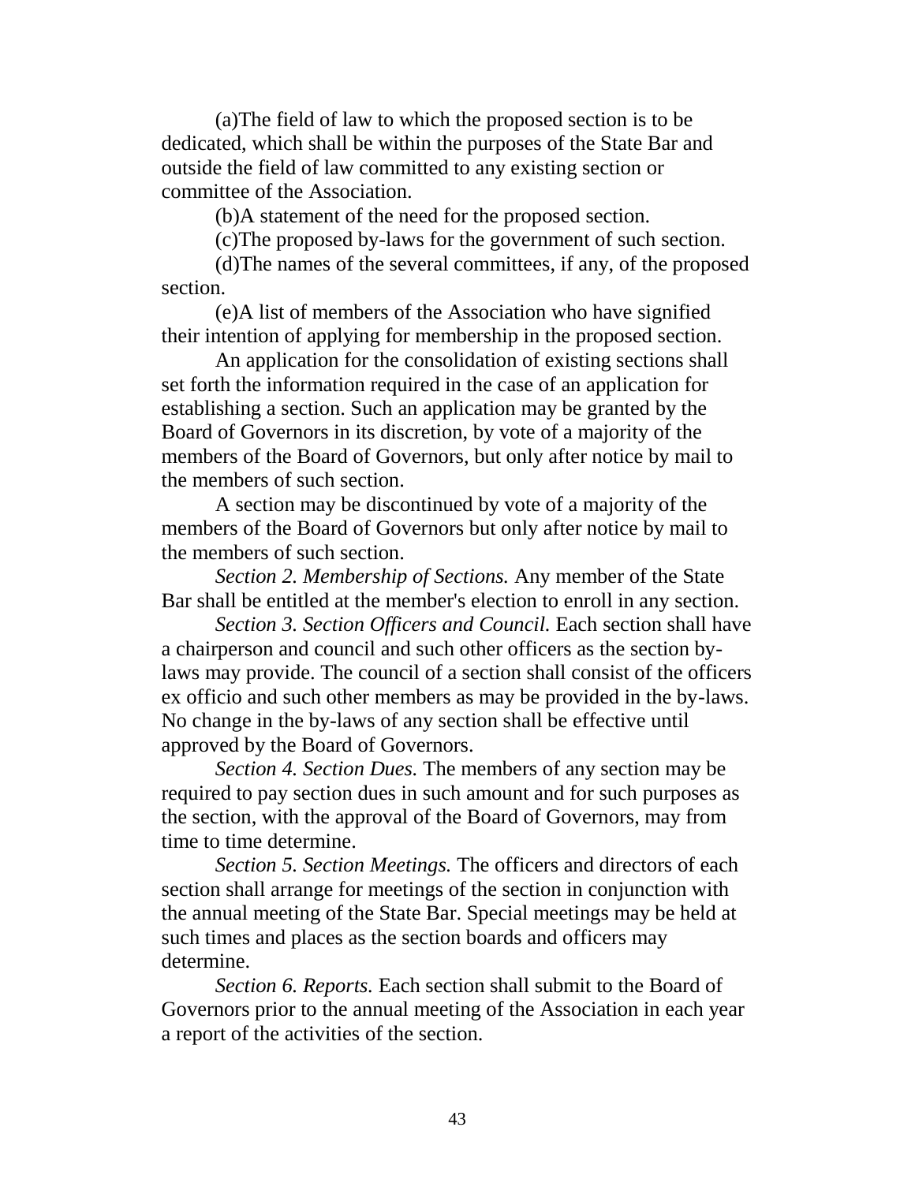(a)The field of law to which the proposed section is to be dedicated, which shall be within the purposes of the State Bar and outside the field of law committed to any existing section or committee of the Association.

(b)A statement of the need for the proposed section.

(c)The proposed by-laws for the government of such section.

(d)The names of the several committees, if any, of the proposed section.

(e)A list of members of the Association who have signified their intention of applying for membership in the proposed section.

An application for the consolidation of existing sections shall set forth the information required in the case of an application for establishing a section. Such an application may be granted by the Board of Governors in its discretion, by vote of a majority of the members of the Board of Governors, but only after notice by mail to the members of such section.

A section may be discontinued by vote of a majority of the members of the Board of Governors but only after notice by mail to the members of such section.

*Section 2. Membership of Sections.* Any member of the State Bar shall be entitled at the member's election to enroll in any section.

*Section 3. Section Officers and Council.* Each section shall have a chairperson and council and such other officers as the section by-laws may provide. The council of a section shall consist of the officers ex officio and such other members as may be provided in the by-laws. No change in the by-laws of any section shall be effective until approved by the Board of Governors.

*Section 4. Section Dues.* The members of any section may be required to pay section dues in such amount and for such purposes as the section, with the approval of the Board of Governors, may from time to time determine.

*Section 5. Section Meetings.* The officers and directors of each section shall arrange for meetings of the section in conjunction with the annual meeting of the State Bar. Special meetings may be held at such times and places as the section boards and officers may determine.

*Section 6. Reports.* Each section shall submit to the Board of Governors prior to the annual meeting of the Association in each year a report of the activities of the section.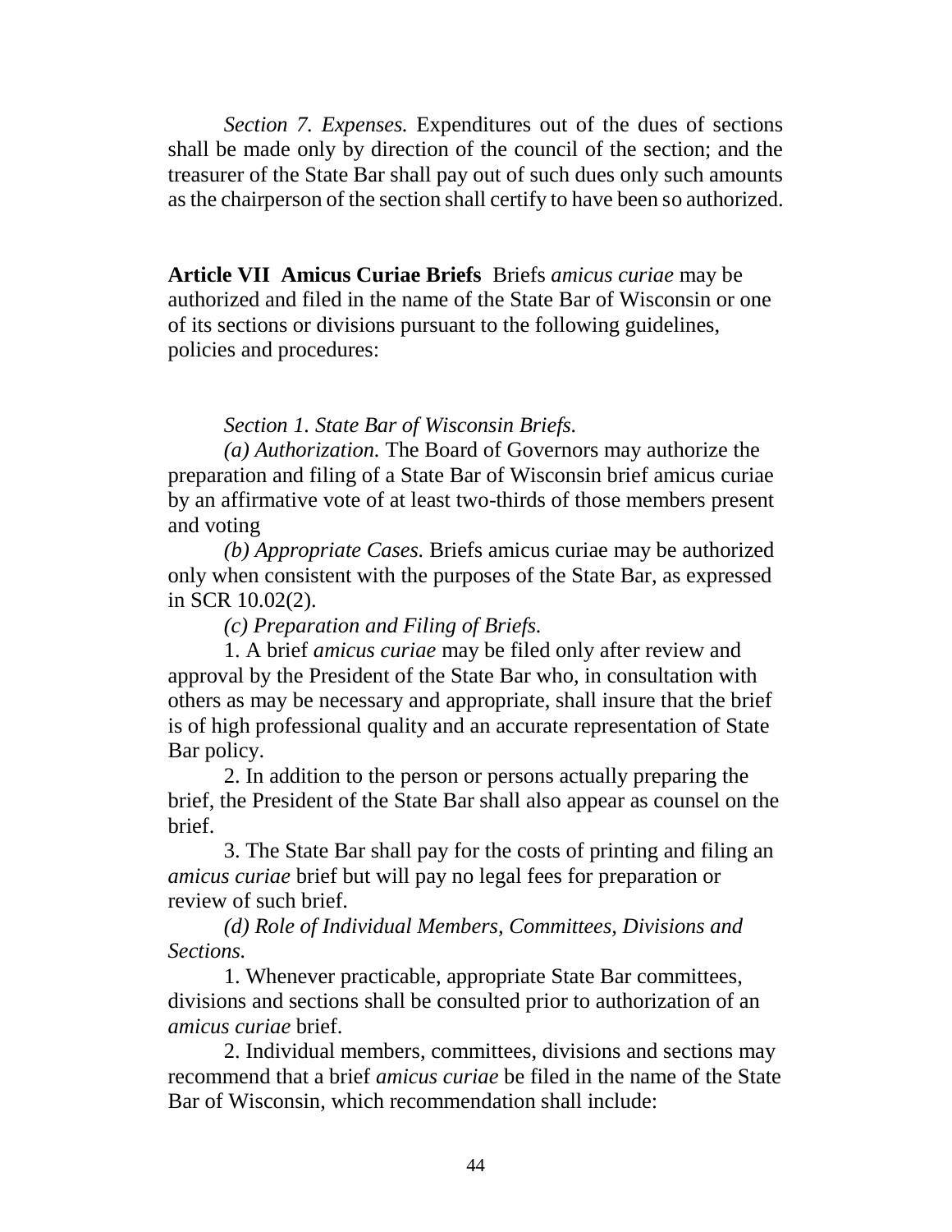*Section 7. Expenses.* Expenditures out of the dues of sections shall be made only by direction of the council of the section; and the treasurer of the State Bar shall pay out of such dues only such amounts as the chairperson of the section shall certify to have been so authorized.

**Article VII Amicus Curiae Briefs** Briefs *amicus curiae* may be authorized and filed in the name of the State Bar of Wisconsin or one of its sections or divisions pursuant to the following guidelines, policies and procedures:

*Section 1. State Bar of Wisconsin Briefs.*

*(a) Authorization.* The Board of Governors may authorize the preparation and filing of a State Bar of Wisconsin brief amicus curiae by an affirmative vote of at least two-thirds of those members present and voting

*(b) Appropriate Cases.* Briefs amicus curiae may be authorized only when consistent with the purposes of the State Bar, as expressed in SCR 10.02(2).

*(c) Preparation and Filing of Briefs.*

1. A brief *amicus curiae* may be filed only after review and approval by the President of the State Bar who, in consultation with others as may be necessary and appropriate, shall insure that the brief is of high professional quality and an accurate representation of State Bar policy.

2. In addition to the person or persons actually preparing the brief, the President of the State Bar shall also appear as counsel on the brief.

3. The State Bar shall pay for the costs of printing and filing an *amicus curiae* brief but will pay no legal fees for preparation or review of such brief.

*(d) Role of Individual Members, Committees, Divisions and Sections.*

1. Whenever practicable, appropriate State Bar committees, divisions and sections shall be consulted prior to authorization of an *amicus curiae* brief.

2. Individual members, committees, divisions and sections may recommend that a brief *amicus curiae* be filed in the name of the State Bar of Wisconsin, which recommendation shall include: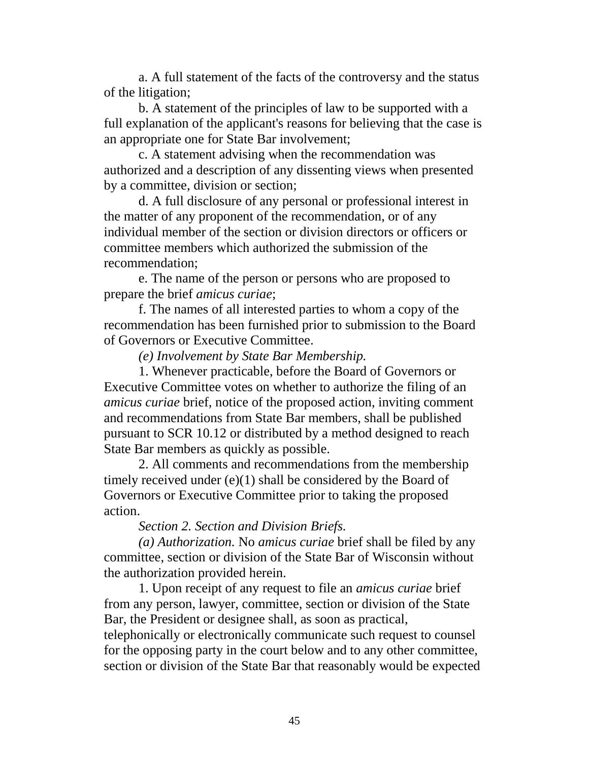a. A full statement of the facts of the controversy and the status of the litigation;

b. A statement of the principles of law to be supported with a full explanation of the applicant's reasons for believing that the case is an appropriate one for State Bar involvement;

c. A statement advising when the recommendation was authorized and a description of any dissenting views when presented by a committee, division or section;

d. A full disclosure of any personal or professional interest in the matter of any proponent of the recommendation, or of any individual member of the section or division directors or officers or committee members which authorized the submission of the recommendation;

e. The name of the person or persons who are proposed to prepare the brief *amicus curiae*;

f. The names of all interested parties to whom a copy of the recommendation has been furnished prior to submission to the Board of Governors or Executive Committee.

*(e) Involvement by State Bar Membership.*

1. Whenever practicable, before the Board of Governors or Executive Committee votes on whether to authorize the filing of an *amicus curiae* brief, notice of the proposed action, inviting comment and recommendations from State Bar members, shall be published pursuant to SCR 10.12 or distributed by a method designed to reach State Bar members as quickly as possible.

2. All comments and recommendations from the membership timely received under (e)(1) shall be considered by the Board of Governors or Executive Committee prior to taking the proposed action.

*Section 2. Section and Division Briefs.*

*(a) Authorization.* No *amicus curiae* brief shall be filed by any committee, section or division of the State Bar of Wisconsin without the authorization provided herein.

1. Upon receipt of any request to file an *amicus curiae* brief from any person, lawyer, committee, section or division of the State Bar, the President or designee shall, as soon as practical, telephonically or electronically communicate such request to counsel for the opposing party in the court below and to any other committee, section or division of the State Bar that reasonably would be expected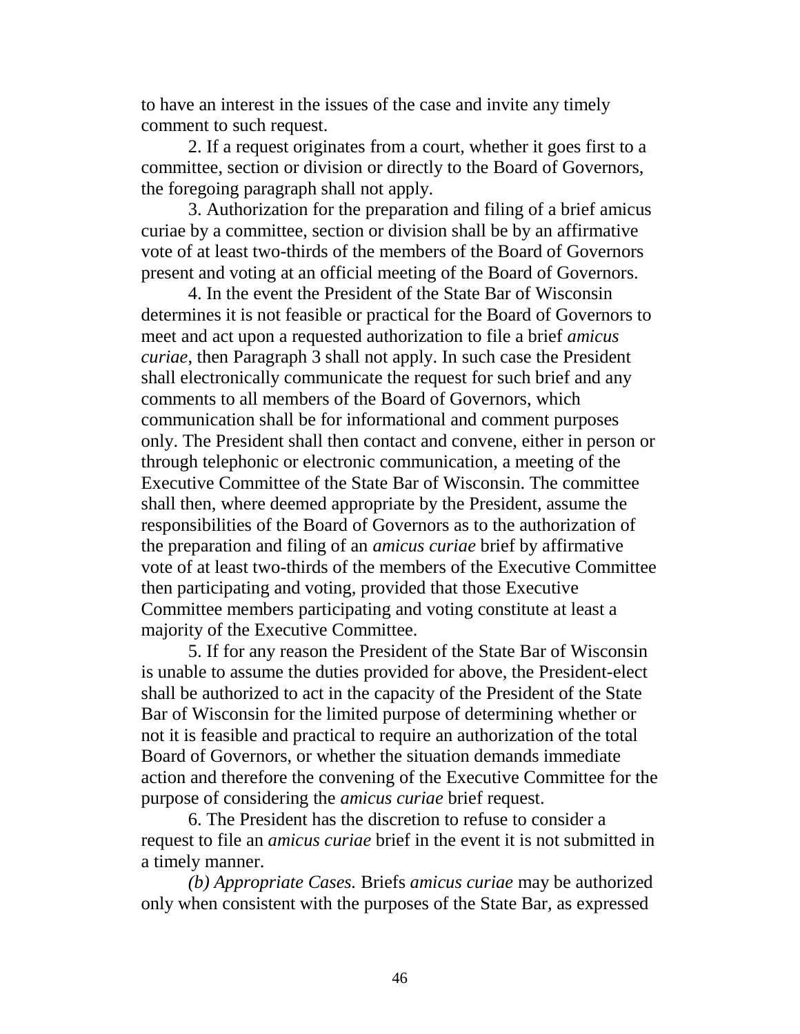to have an interest in the issues of the case and invite any timely comment to such request.

2. If a request originates from a court, whether it goes first to a committee, section or division or directly to the Board of Governors, the foregoing paragraph shall not apply.

3. Authorization for the preparation and filing of a brief amicus curiae by a committee, section or division shall be by an affirmative vote of at least two-thirds of the members of the Board of Governors present and voting at an official meeting of the Board of Governors.

4. In the event the President of the State Bar of Wisconsin determines it is not feasible or practical for the Board of Governors to meet and act upon a requested authorization to file a brief *amicus curiae*, then Paragraph 3 shall not apply. In such case the President shall electronically communicate the request for such brief and any comments to all members of the Board of Governors, which communication shall be for informational and comment purposes only. The President shall then contact and convene, either in person or through telephonic or electronic communication, a meeting of the Executive Committee of the State Bar of Wisconsin. The committee shall then, where deemed appropriate by the President, assume the responsibilities of the Board of Governors as to the authorization of the preparation and filing of an *amicus curiae* brief by affirmative vote of at least two-thirds of the members of the Executive Committee then participating and voting, provided that those Executive Committee members participating and voting constitute at least a majority of the Executive Committee.

5. If for any reason the President of the State Bar of Wisconsin is unable to assume the duties provided for above, the President-elect shall be authorized to act in the capacity of the President of the State Bar of Wisconsin for the limited purpose of determining whether or not it is feasible and practical to require an authorization of the total Board of Governors, or whether the situation demands immediate action and therefore the convening of the Executive Committee for the purpose of considering the *amicus curiae* brief request.

6. The President has the discretion to refuse to consider a request to file an *amicus curiae* brief in the event it is not submitted in a timely manner.

*(b) Appropriate Cases.* Briefs *amicus curiae* may be authorized only when consistent with the purposes of the State Bar, as expressed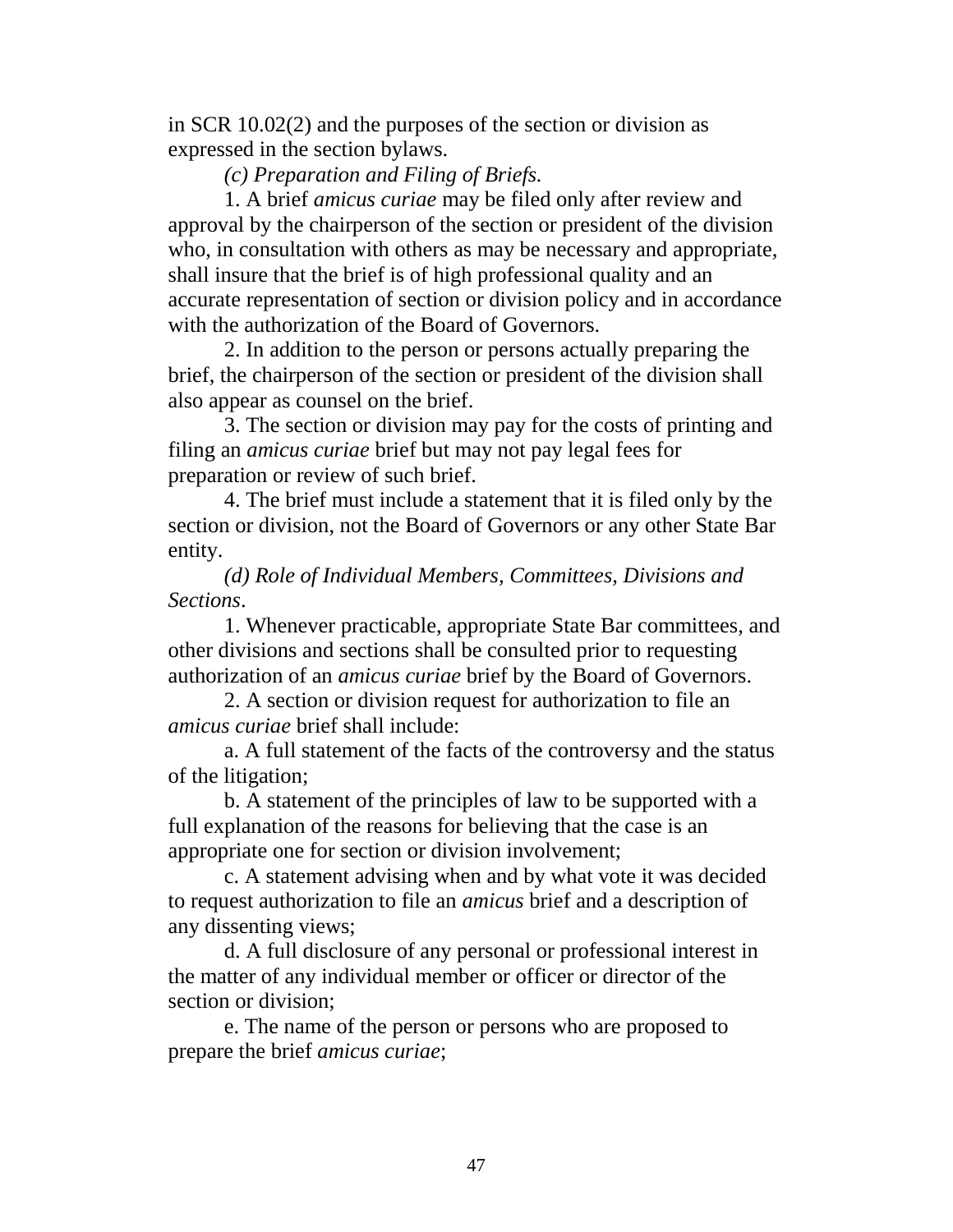in SCR 10.02(2) and the purposes of the section or division as expressed in the section bylaws.

*(c) Preparation and Filing of Briefs.*

1. A brief *amicus curiae* may be filed only after review and approval by the chairperson of the section or president of the division who, in consultation with others as may be necessary and appropriate, shall insure that the brief is of high professional quality and an accurate representation of section or division policy and in accordance with the authorization of the Board of Governors.

2. In addition to the person or persons actually preparing the brief, the chairperson of the section or president of the division shall also appear as counsel on the brief.

3. The section or division may pay for the costs of printing and filing an *amicus curiae* brief but may not pay legal fees for preparation or review of such brief.

4. The brief must include a statement that it is filed only by the section or division, not the Board of Governors or any other State Bar entity.

*(d) Role of Individual Members, Committees, Divisions and Sections*.

1. Whenever practicable, appropriate State Bar committees, and other divisions and sections shall be consulted prior to requesting authorization of an *amicus curiae* brief by the Board of Governors.

2. A section or division request for authorization to file an *amicus curiae* brief shall include:

a. A full statement of the facts of the controversy and the status of the litigation;

b. A statement of the principles of law to be supported with a full explanation of the reasons for believing that the case is an appropriate one for section or division involvement;

c. A statement advising when and by what vote it was decided to request authorization to file an *amicus* brief and a description of any dissenting views;

d. A full disclosure of any personal or professional interest in the matter of any individual member or officer or director of the section or division;

e. The name of the person or persons who are proposed to prepare the brief *amicus curiae*;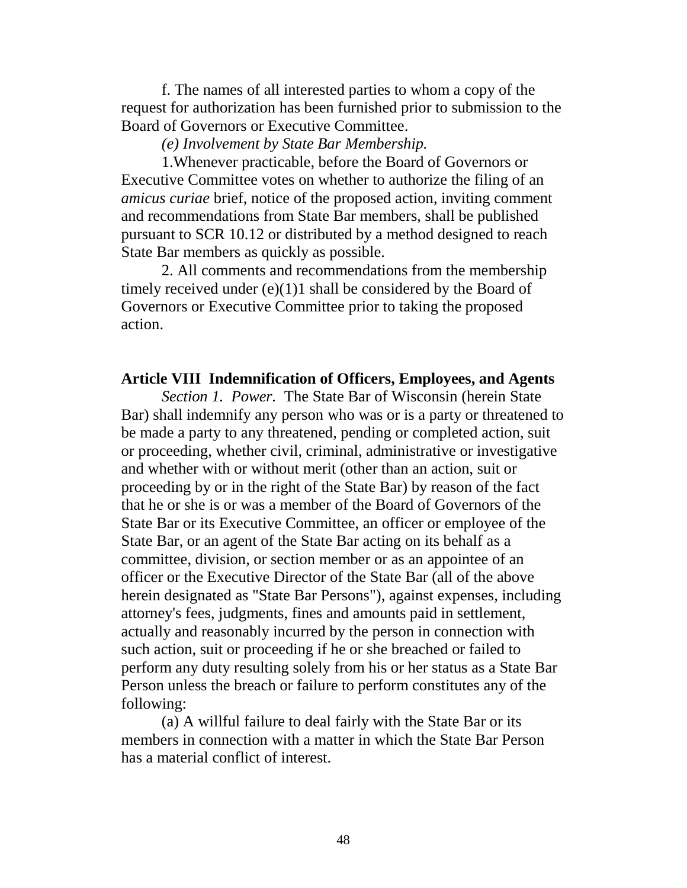f. The names of all interested parties to whom a copy of the request for authorization has been furnished prior to submission to the Board of Governors or Executive Committee.

*(e) Involvement by State Bar Membership.*

1.Whenever practicable, before the Board of Governors or Executive Committee votes on whether to authorize the filing of an *amicus curiae* brief, notice of the proposed action, inviting comment and recommendations from State Bar members, shall be published pursuant to SCR 10.12 or distributed by a method designed to reach State Bar members as quickly as possible.

2. All comments and recommendations from the membership timely received under (e)(1)1 shall be considered by the Board of Governors or Executive Committee prior to taking the proposed action.

**Article VIII Indemnification of Officers, Employees, and Agents**

*Section 1. Power.* The State Bar of Wisconsin (herein State Bar) shall indemnify any person who was or is a party or threatened to be made a party to any threatened, pending or completed action, suit or proceeding, whether civil, criminal, administrative or investigative and whether with or without merit (other than an action, suit or proceeding by or in the right of the State Bar) by reason of the fact that he or she is or was a member of the Board of Governors of the State Bar or its Executive Committee, an officer or employee of the State Bar, or an agent of the State Bar acting on its behalf as a committee, division, or section member or as an appointee of an officer or the Executive Director of the State Bar (all of the above herein designated as "State Bar Persons"), against expenses, including attorney's fees, judgments, fines and amounts paid in settlement, actually and reasonably incurred by the person in connection with such action, suit or proceeding if he or she breached or failed to perform any duty resulting solely from his or her status as a State Bar Person unless the breach or failure to perform constitutes any of the following:

(a) A willful failure to deal fairly with the State Bar or its members in connection with a matter in which the State Bar Person has a material conflict of interest.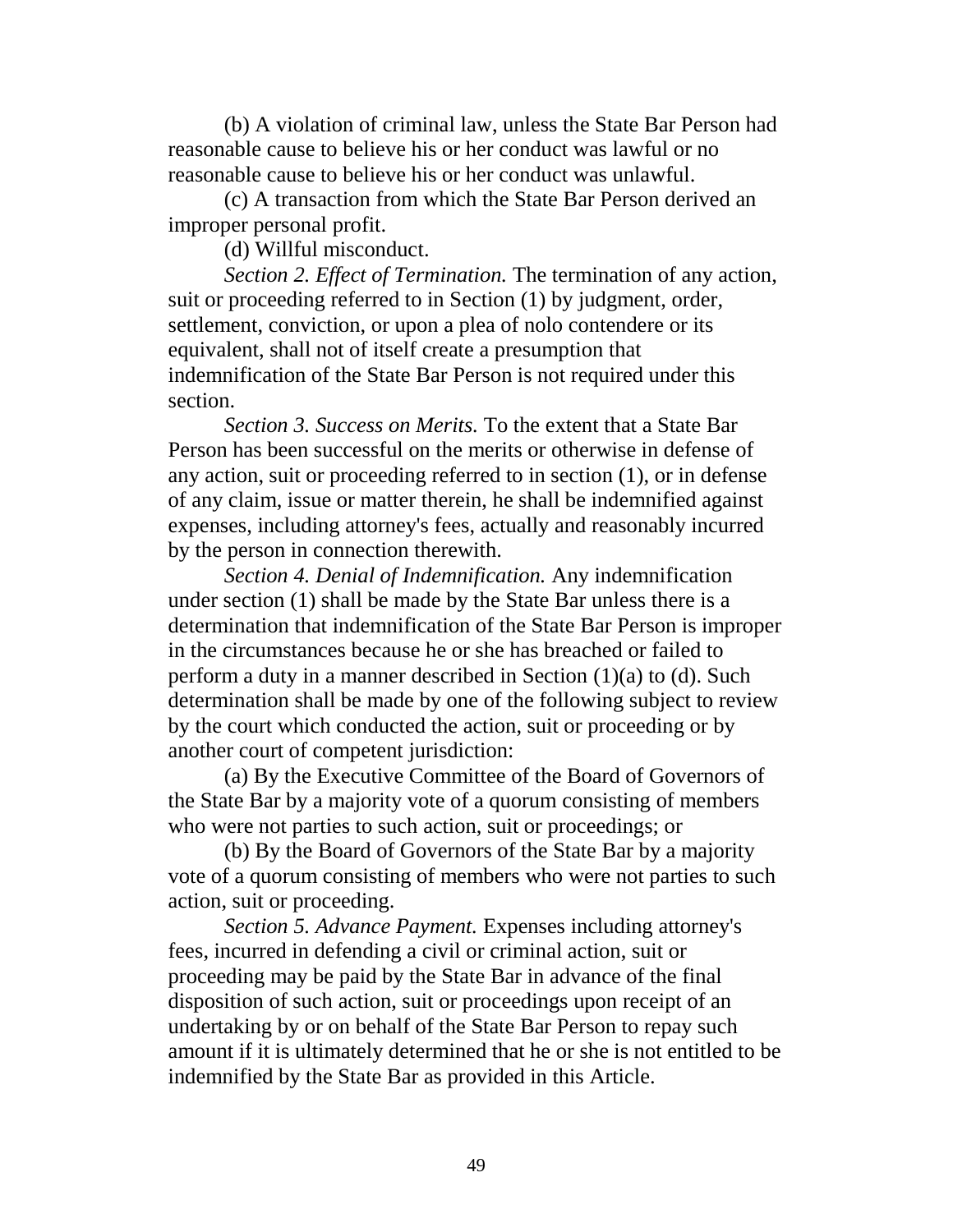(b) A violation of criminal law, unless the State Bar Person had reasonable cause to believe his or her conduct was lawful or no reasonable cause to believe his or her conduct was unlawful.

(c) A transaction from which the State Bar Person derived an improper personal profit.

(d) Willful misconduct.

*Section 2. Effect of Termination.* The termination of any action, suit or proceeding referred to in Section (1) by judgment, order, settlement, conviction, or upon a plea of nolo contendere or its equivalent, shall not of itself create a presumption that indemnification of the State Bar Person is not required under this section.

*Section 3. Success on Merits.* To the extent that a State Bar Person has been successful on the merits or otherwise in defense of any action, suit or proceeding referred to in section (1), or in defense of any claim, issue or matter therein, he shall be indemnified against expenses, including attorney's fees, actually and reasonably incurred by the person in connection therewith.

*Section 4. Denial of Indemnification.* Any indemnification under section (1) shall be made by the State Bar unless there is a determination that indemnification of the State Bar Person is improper in the circumstances because he or she has breached or failed to perform a duty in a manner described in Section (1)(a) to (d). Such determination shall be made by one of the following subject to review by the court which conducted the action, suit or proceeding or by another court of competent jurisdiction:

(a) By the Executive Committee of the Board of Governors of the State Bar by a majority vote of a quorum consisting of members who were not parties to such action, suit or proceedings; or

(b) By the Board of Governors of the State Bar by a majority vote of a quorum consisting of members who were not parties to such action, suit or proceeding.

*Section 5. Advance Payment.* Expenses including attorney's fees, incurred in defending a civil or criminal action, suit or proceeding may be paid by the State Bar in advance of the final disposition of such action, suit or proceedings upon receipt of an undertaking by or on behalf of the State Bar Person to repay such amount if it is ultimately determined that he or she is not entitled to be indemnified by the State Bar as provided in this Article.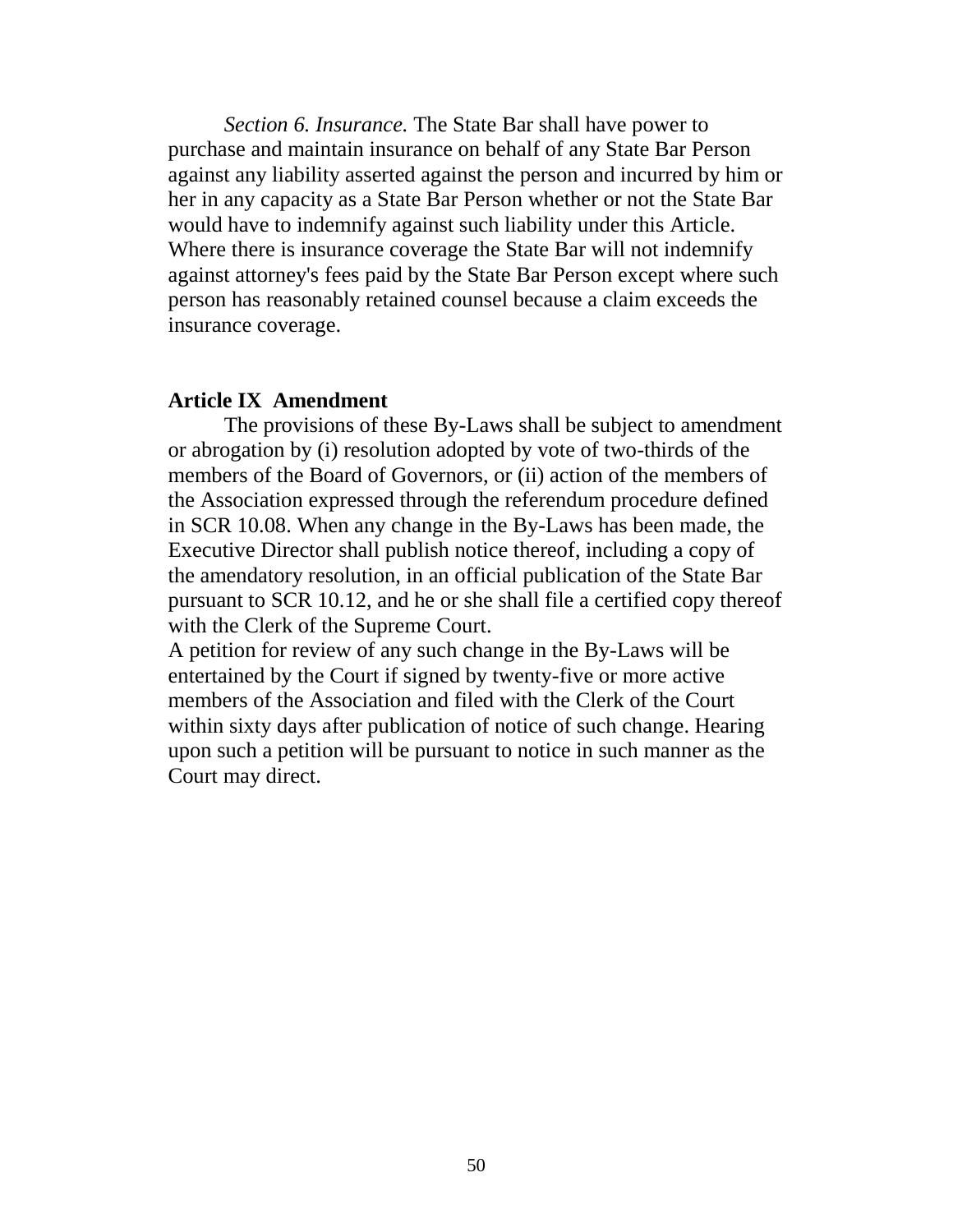*Section 6. Insurance.* The State Bar shall have power to purchase and maintain insurance on behalf of any State Bar Person against any liability asserted against the person and incurred by him or her in any capacity as a State Bar Person whether or not the State Bar would have to indemnify against such liability under this Article. Where there is insurance coverage the State Bar will not indemnify against attorney's fees paid by the State Bar Person except where such person has reasonably retained counsel because a claim exceeds the insurance coverage.

**Article IX Amendment**

The provisions of these By-Laws shall be subject to amendment or abrogation by (i) resolution adopted by vote of two-thirds of the members of the Board of Governors, or (ii) action of the members of the Association expressed through the referendum procedure defined in SCR 10.08. When any change in the By-Laws has been made, the Executive Director shall publish notice thereof, including a copy of the amendatory resolution, in an official publication of the State Bar pursuant to SCR 10.12, and he or she shall file a certified copy thereof with the Clerk of the Supreme Court.

A petition for review of any such change in the By-Laws will be entertained by the Court if signed by twenty-five or more active members of the Association and filed with the Clerk of the Court within sixty days after publication of notice of such change. Hearing upon such a petition will be pursuant to notice in such manner as the Court may direct.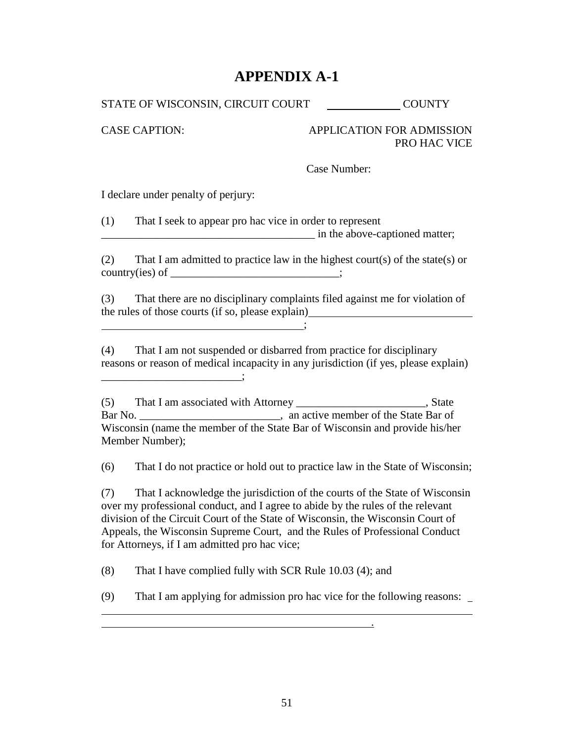# APPENDIX A-1

STATE OF WISCONSIN, CIRCUIT COURT ____________ COUNTY

CASE CAPTION: APPLICATION FOR ADMISSION PRO HAC VICE

Case Number:

I declare under penalty of perjury:

(1) That I seek to appear pro hac vice in order to represent _____________________________________ in the above-captioned matter;

(2) That I am admitted to practice law in the highest court(s) of the state(s) or country(ies) of ______________________________;

(3) That there are no disciplinary complaints filed against me for violation of the rules of those courts (if so, please explain)_____________________________ ____________________________________;

(4) That I am not suspended or disbarred from practice for disciplinary reasons or reason of medical incapacity in any jurisdiction (if yes, please explain) ________________________;

(5) That I am associated with Attorney ______________________, State Bar No. ________________________, an active member of the State Bar of Wisconsin (name the member of the State Bar of Wisconsin and provide his/her Member Number);

(6) That I do not practice or hold out to practice law in the State of Wisconsin;

(7) That I acknowledge the jurisdiction of the courts of the State of Wisconsin over my professional conduct, and I agree to abide by the rules of the relevant division of the Circuit Court of the State of Wisconsin, the Wisconsin Court of Appeals, the Wisconsin Supreme Court, and the Rules of Professional Conduct for Attorneys, if I am admitted pro hac vice;

(8) That I have complied fully with SCR Rule 10.03 (4); and

(9) That I am applying for admission pro hac vice for the following reasons: _ ______________________________________________________________________ __________________________________________________.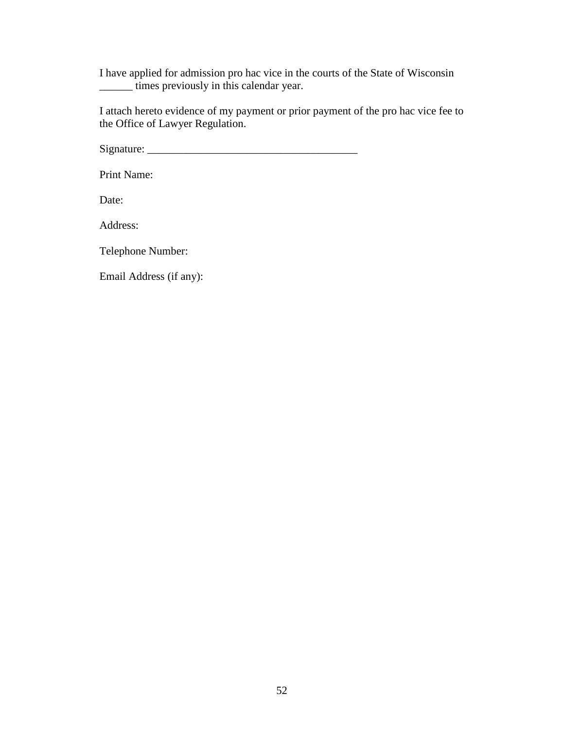I have applied for admission pro hac vice in the courts of the State of Wisconsin ______ times previously in this calendar year.

I attach hereto evidence of my payment or prior payment of the pro hac vice fee to the Office of Lawyer Regulation.

Signature: _______________________________________

Print Name:

Date:

Address:

Telephone Number:

Email Address (if any):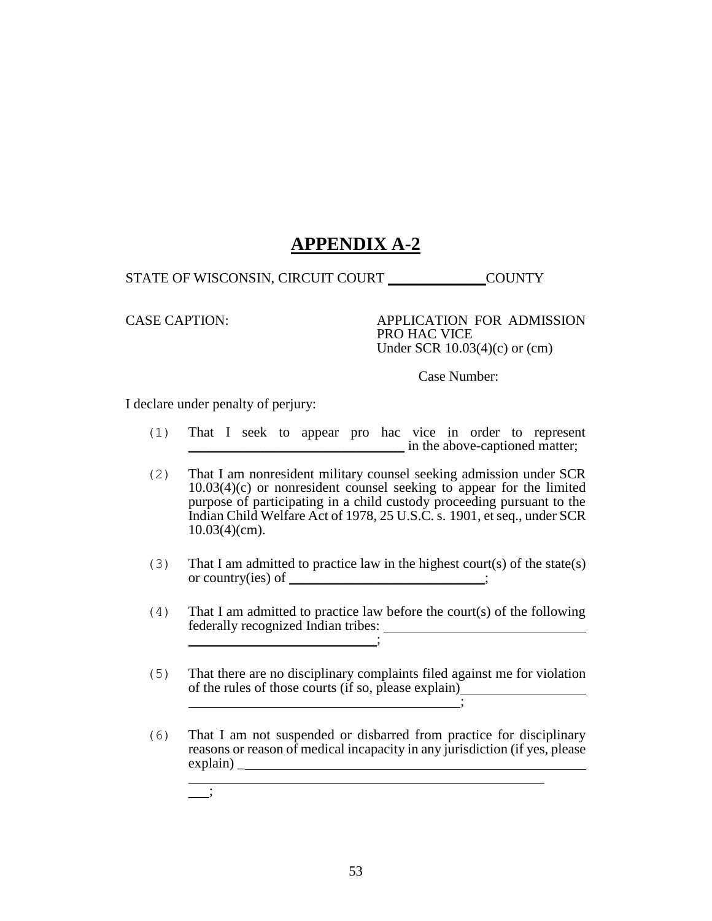# APPENDIX A-2

STATE OF WISCONSIN, CIRCUIT COURT ______________ COUNTY

CASE CAPTION:

APPLICATION FOR ADMISSION PRO HAC VICE
Under SCR 10.03(4)(c) or (cm)

Case Number:

I declare under penalty of perjury:

(1) That I seek to appear pro hac vice in order to represent ______________________________ in the above-captioned matter;

(2) That I am nonresident military counsel seeking admission under SCR 10.03(4)(c) or nonresident counsel seeking to appear for the limited purpose of participating in a child custody proceeding pursuant to the Indian Child Welfare Act of 1978, 25 U.S.C. s. 1901, et seq., under SCR 10.03(4)(cm).

(3) That I am admitted to practice law in the highest court(s) of the state(s) or country(ies) of ____________________________;

(4) That I am admitted to practice law before the court(s) of the following federally recognized Indian tribes: ____________________________ ____________________________;

(5) That there are no disciplinary complaints filed against me for violation of the rules of those courts (if so, please explain)__________________ ________________________________________;

(6) That I am not suspended or disbarred from practice for disciplinary reasons or reason of medical incapacity in any jurisdiction (if yes, please explain) ______________________________________________________ ____________________________________________________ ___;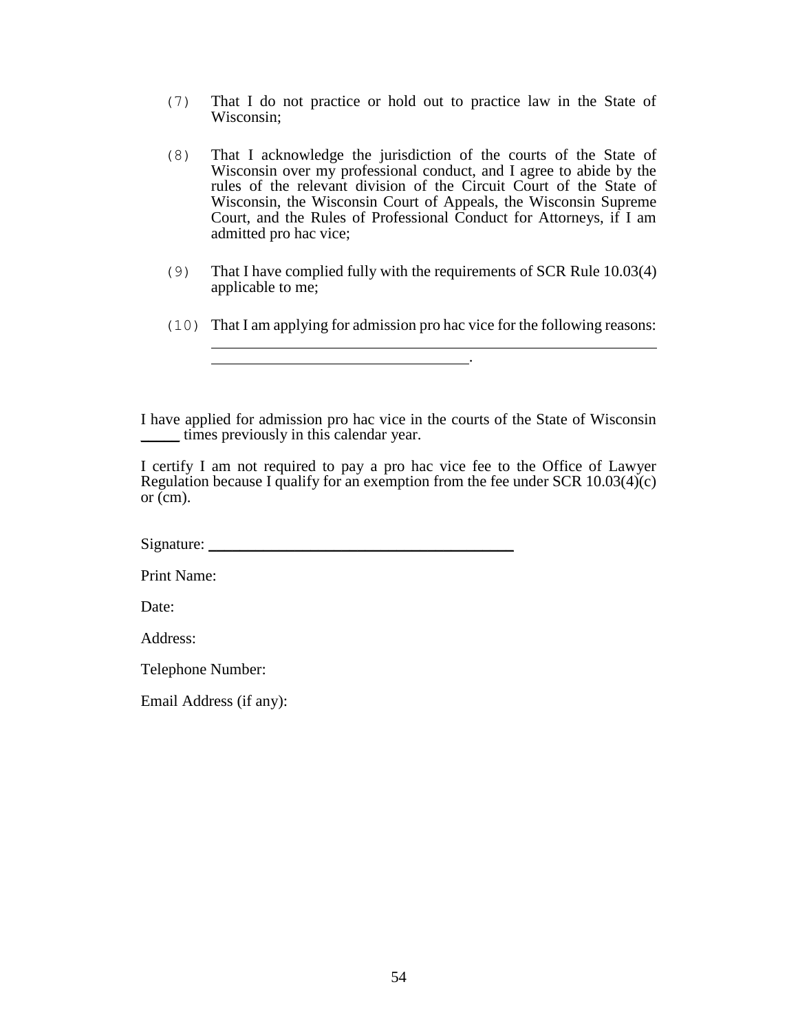(7) That I do not practice or hold out to practice law in the State of Wisconsin;

(8) That I acknowledge the jurisdiction of the courts of the State of Wisconsin over my professional conduct, and I agree to abide by the rules of the relevant division of the Circuit Court of the State of Wisconsin, the Wisconsin Court of Appeals, the Wisconsin Supreme Court, and the Rules of Professional Conduct for Attorneys, if I am admitted pro hac vice;

(9) That I have complied fully with the requirements of SCR Rule 10.03(4) applicable to me;

(10) That I am applying for admission pro hac vice for the following reasons: \_\_\_\_\_\_\_\_\_\_\_\_\_\_\_\_\_\_\_\_\_\_\_\_\_\_\_\_\_\_\_\_\_\_\_\_\_\_\_\_\_\_\_\_\_\_\_\_\_\_\_\_\_\_\_\_\_\_\_\_\_\_\_\_\_\_\_\_\_\_\_\_\_\_\_\_\_\_\_\_\_\_\_\_\_\_\_\_\_\_\_\_\_\_.

I have applied for admission pro hac vice in the courts of the State of Wisconsin \_\_\_\_\_ times previously in this calendar year.

I certify I am not required to pay a pro hac vice fee to the Office of Lawyer Regulation because I qualify for an exemption from the fee under SCR 10.03(4)(c) or (cm).

Signature: \_\_\_\_\_\_\_\_\_\_\_\_\_\_\_\_\_\_\_\_\_\_\_\_\_\_\_\_\_\_\_\_\_\_\_\_\_\_\_\_

Print Name:

Date:

Address:

Telephone Number:

Email Address (if any):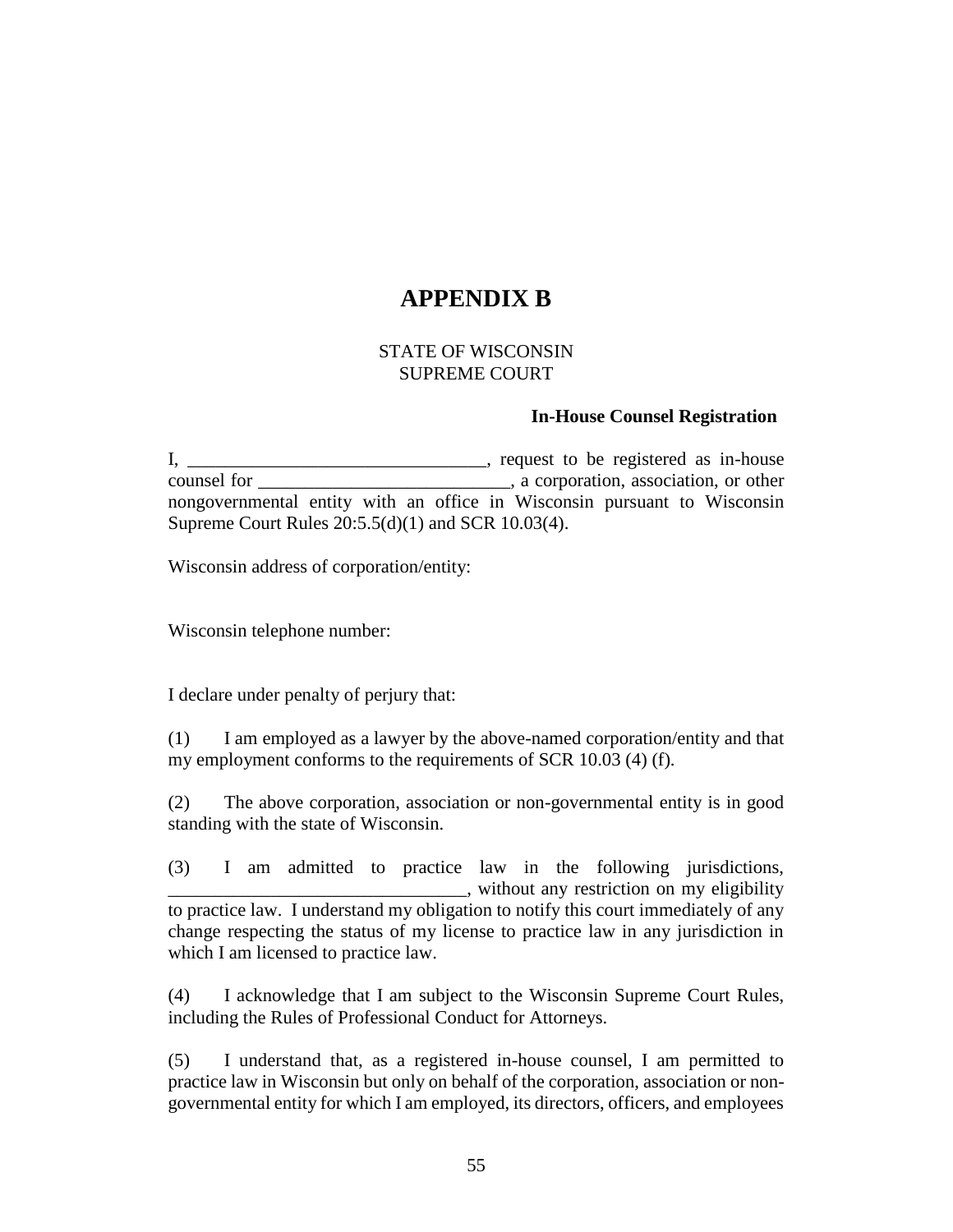# APPENDIX B

STATE OF WISCONSIN
SUPREME COURT

**In-House Counsel Registration**

I, ________________________________, request to be registered as in-house counsel for ___________________________, a corporation, association, or other nongovernmental entity with an office in Wisconsin pursuant to Wisconsin Supreme Court Rules 20:5.5(d)(1) and SCR 10.03(4).

Wisconsin address of corporation/entity:

Wisconsin telephone number:

I declare under penalty of perjury that:

(1) I am employed as a lawyer by the above-named corporation/entity and that my employment conforms to the requirements of SCR 10.03 (4) (f).

(2) The above corporation, association or non-governmental entity is in good standing with the state of Wisconsin.

(3) I am admitted to practice law in the following jurisdictions, ________________________________, without any restriction on my eligibility to practice law. I understand my obligation to notify this court immediately of any change respecting the status of my license to practice law in any jurisdiction in which I am licensed to practice law.

(4) I acknowledge that I am subject to the Wisconsin Supreme Court Rules, including the Rules of Professional Conduct for Attorneys.

(5) I understand that, as a registered in-house counsel, I am permitted to practice law in Wisconsin but only on behalf of the corporation, association or non-governmental entity for which I am employed, its directors, officers, and employees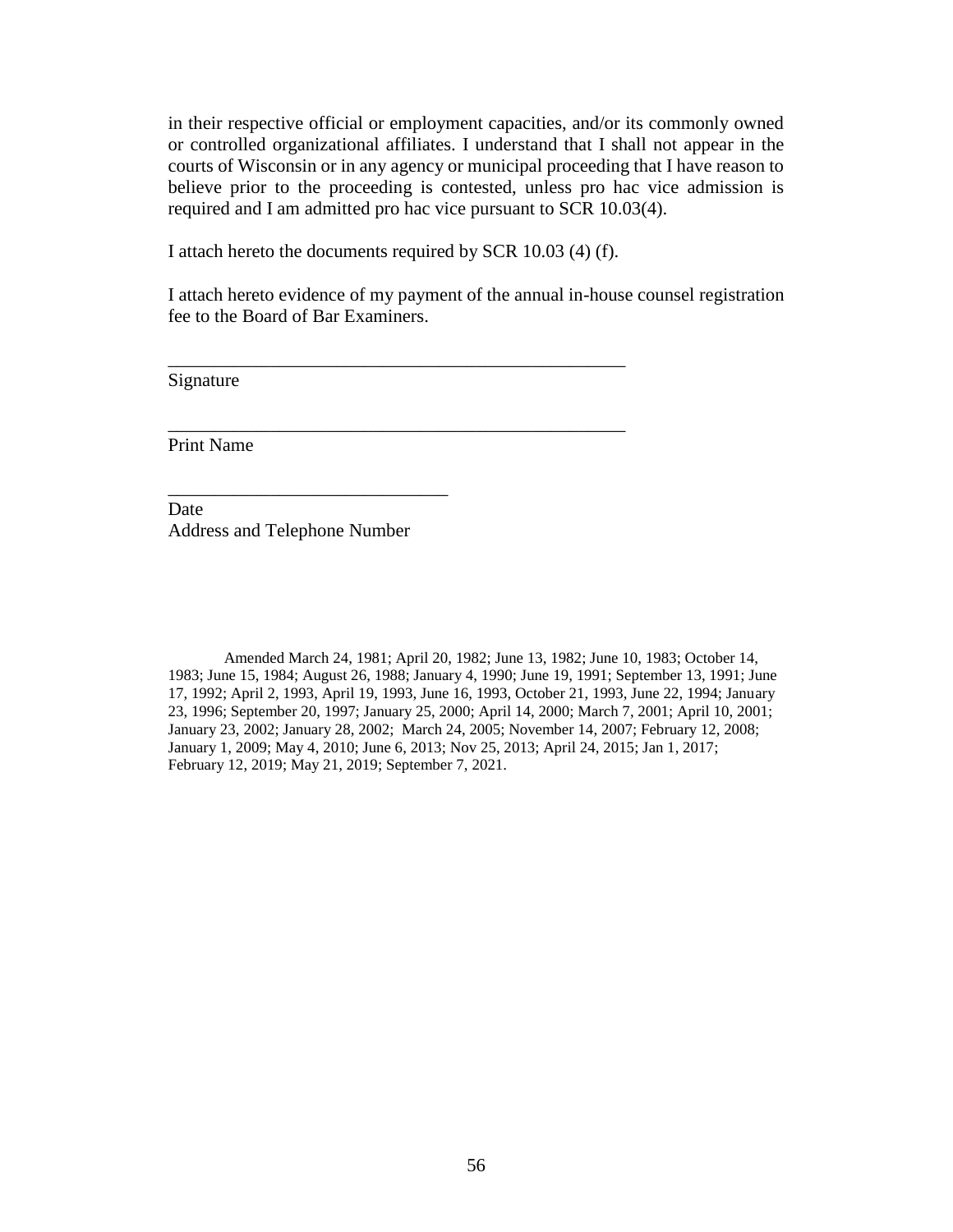in their respective official or employment capacities, and/or its commonly owned or controlled organizational affiliates. I understand that I shall not appear in the courts of Wisconsin or in any agency or municipal proceeding that I have reason to believe prior to the proceeding is contested, unless pro hac vice admission is required and I am admitted pro hac vice pursuant to SCR 10.03(4).

I attach hereto the documents required by SCR 10.03 (4) (f).

I attach hereto evidence of my payment of the annual in-house counsel registration fee to the Board of Bar Examiners.

___________________________________________________

Signature

___________________________________________________

Print Name

_______________________________

Date

Address and Telephone Number

Amended March 24, 1981; April 20, 1982; June 13, 1982; June 10, 1983; October 14, 1983; June 15, 1984; August 26, 1988; January 4, 1990; June 19, 1991; September 13, 1991; June 17, 1992; April 2, 1993, April 19, 1993, June 16, 1993, October 21, 1993, June 22, 1994; January 23, 1996; September 20, 1997; January 25, 2000; April 14, 2000; March 7, 2001; April 10, 2001; January 23, 2002; January 28, 2002; March 24, 2005; November 14, 2007; February 12, 2008; January 1, 2009; May 4, 2010; June 6, 2013; Nov 25, 2013; April 24, 2015; Jan 1, 2017; February 12, 2019; May 21, 2019; September 7, 2021.